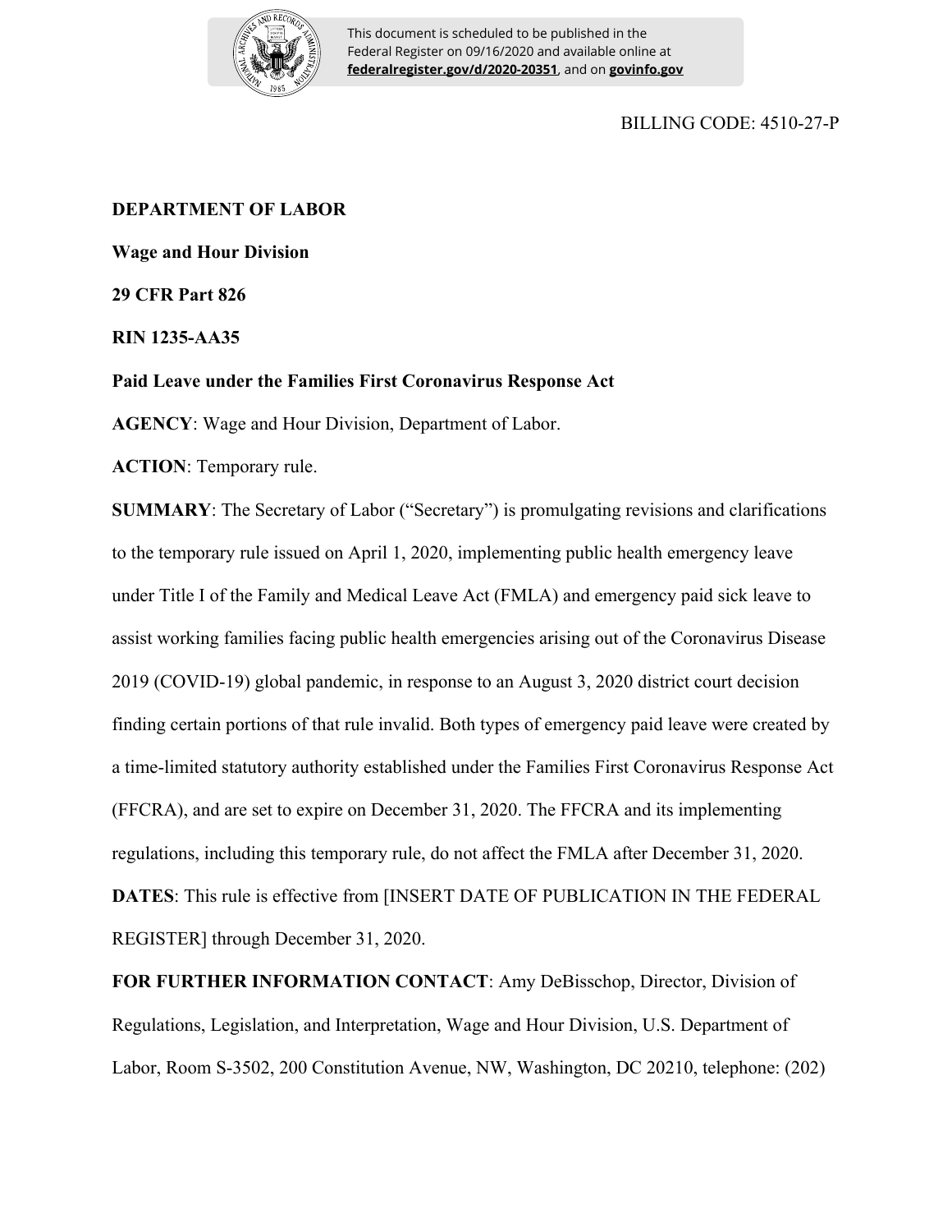This document is scheduled to be published in the Federal Register on 09/16/2020 and available online at **federalregister.gov/d/2020-20351**, and on **govinfo.gov**

BILLING CODE: 4510-27-P

**DEPARTMENT OF LABOR**

**Wage and Hour Division**

**29 CFR Part 826**

**RIN 1235-AA35**

**Paid Leave under the Families First Coronavirus Response Act**

**AGENCY**: Wage and Hour Division, Department of Labor.

**ACTION**: Temporary rule.

**SUMMARY**: The Secretary of Labor ("Secretary") is promulgating revisions and clarifications to the temporary rule issued on April 1, 2020, implementing public health emergency leave under Title I of the Family and Medical Leave Act (FMLA) and emergency paid sick leave to assist working families facing public health emergencies arising out of the Coronavirus Disease 2019 (COVID-19) global pandemic, in response to an August 3, 2020 district court decision finding certain portions of that rule invalid. Both types of emergency paid leave were created by a time-limited statutory authority established under the Families First Coronavirus Response Act (FFCRA), and are set to expire on December 31, 2020. The FFCRA and its implementing regulations, including this temporary rule, do not affect the FMLA after December 31, 2020.

**DATES**: This rule is effective from [INSERT DATE OF PUBLICATION IN THE FEDERAL REGISTER] through December 31, 2020.

**FOR FURTHER INFORMATION CONTACT**: Amy DeBisschop, Director, Division of Regulations, Legislation, and Interpretation, Wage and Hour Division, U.S. Department of Labor, Room S-3502, 200 Constitution Avenue, NW, Washington, DC 20210, telephone: (202)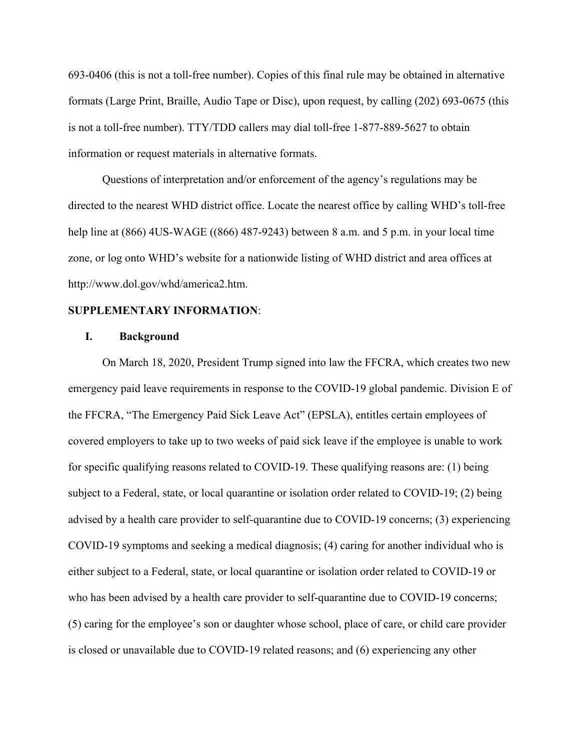693-0406 (this is not a toll-free number). Copies of this final rule may be obtained in alternative formats (Large Print, Braille, Audio Tape or Disc), upon request, by calling (202) 693-0675 (this is not a toll-free number). TTY/TDD callers may dial toll-free 1-877-889-5627 to obtain information or request materials in alternative formats.

Questions of interpretation and/or enforcement of the agency's regulations may be directed to the nearest WHD district office. Locate the nearest office by calling WHD's toll-free help line at (866) 4US-WAGE ((866) 487-9243) between 8 a.m. and 5 p.m. in your local time zone, or log onto WHD's website for a nationwide listing of WHD district and area offices at http://www.dol.gov/whd/america2.htm.

**SUPPLEMENTARY INFORMATION**:

## I. Background

On March 18, 2020, President Trump signed into law the FFCRA, which creates two new emergency paid leave requirements in response to the COVID-19 global pandemic. Division E of the FFCRA, "The Emergency Paid Sick Leave Act" (EPSLA), entitles certain employees of covered employers to take up to two weeks of paid sick leave if the employee is unable to work for specific qualifying reasons related to COVID-19. These qualifying reasons are: (1) being subject to a Federal, state, or local quarantine or isolation order related to COVID-19; (2) being advised by a health care provider to self-quarantine due to COVID-19 concerns; (3) experiencing COVID-19 symptoms and seeking a medical diagnosis; (4) caring for another individual who is either subject to a Federal, state, or local quarantine or isolation order related to COVID-19 or who has been advised by a health care provider to self-quarantine due to COVID-19 concerns; (5) caring for the employee's son or daughter whose school, place of care, or child care provider is closed or unavailable due to COVID-19 related reasons; and (6) experiencing any other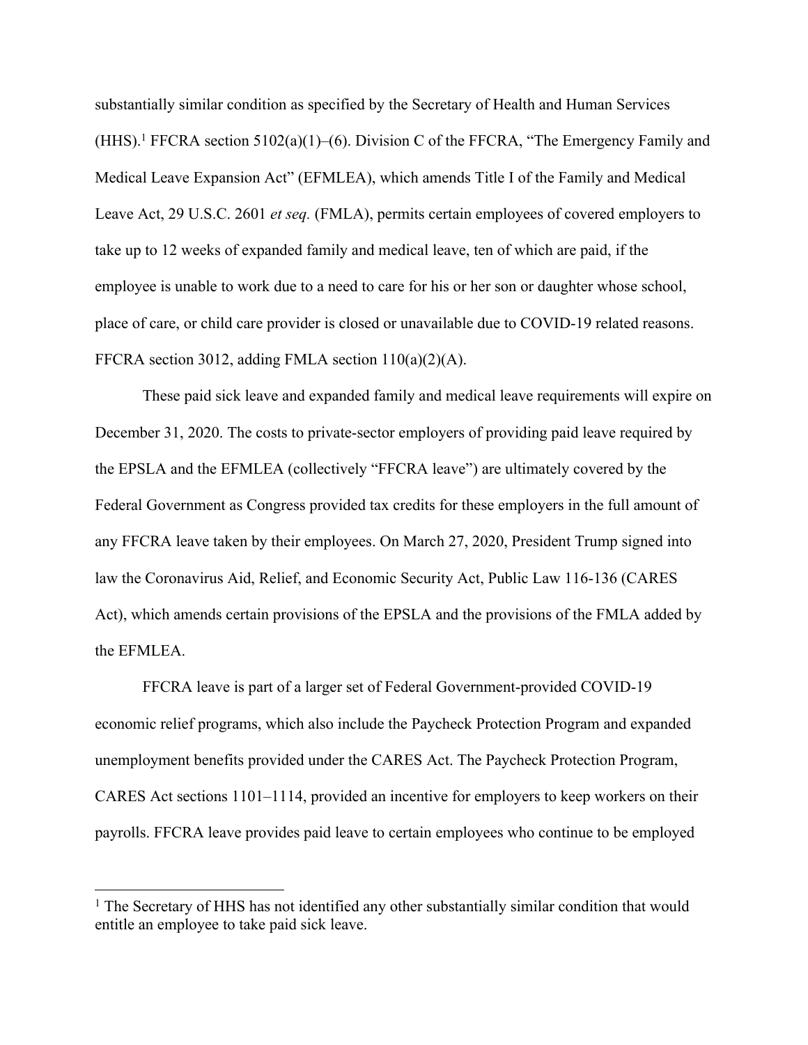substantially similar condition as specified by the Secretary of Health and Human Services (HHS).[1] FFCRA section 5102(a)(1)–(6). Division C of the FFCRA, "The Emergency Family and Medical Leave Expansion Act" (EFMLEA), which amends Title I of the Family and Medical Leave Act, 29 U.S.C. 2601 *et seq.* (FMLA), permits certain employees of covered employers to take up to 12 weeks of expanded family and medical leave, ten of which are paid, if the employee is unable to work due to a need to care for his or her son or daughter whose school, place of care, or child care provider is closed or unavailable due to COVID-19 related reasons. FFCRA section 3012, adding FMLA section 110(a)(2)(A).

These paid sick leave and expanded family and medical leave requirements will expire on December 31, 2020. The costs to private-sector employers of providing paid leave required by the EPSLA and the EFMLEA (collectively "FFCRA leave") are ultimately covered by the Federal Government as Congress provided tax credits for these employers in the full amount of any FFCRA leave taken by their employees. On March 27, 2020, President Trump signed into law the Coronavirus Aid, Relief, and Economic Security Act, Public Law 116-136 (CARES Act), which amends certain provisions of the EPSLA and the provisions of the FMLA added by the EFMLEA.

FFCRA leave is part of a larger set of Federal Government-provided COVID-19 economic relief programs, which also include the Paycheck Protection Program and expanded unemployment benefits provided under the CARES Act. The Paycheck Protection Program, CARES Act sections 1101–1114, provided an incentive for employers to keep workers on their payrolls. FFCRA leave provides paid leave to certain employees who continue to be employed

[1] The Secretary of HHS has not identified any other substantially similar condition that would entitle an employee to take paid sick leave.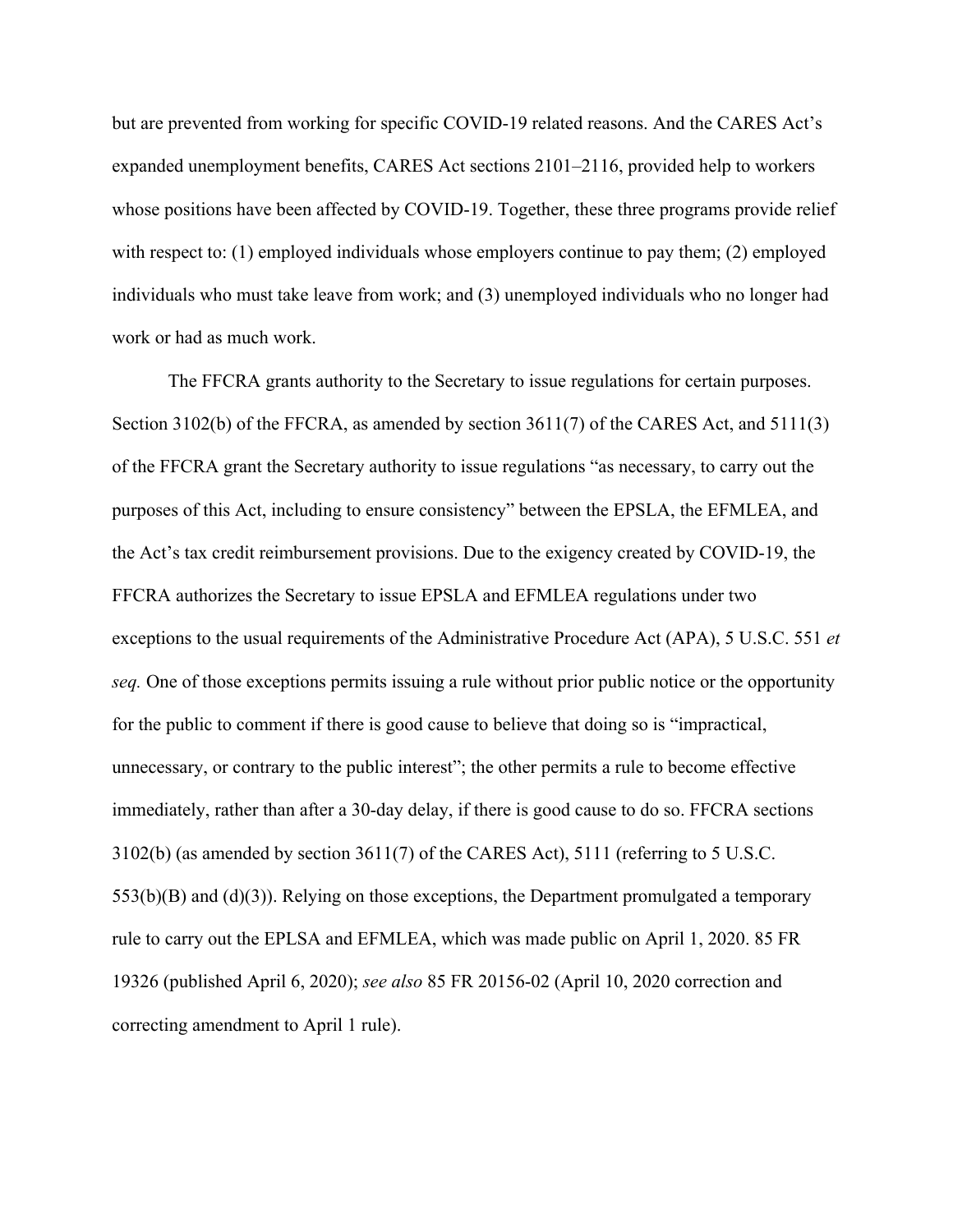but are prevented from working for specific COVID-19 related reasons. And the CARES Act's expanded unemployment benefits, CARES Act sections 2101–2116, provided help to workers whose positions have been affected by COVID-19. Together, these three programs provide relief with respect to: (1) employed individuals whose employers continue to pay them; (2) employed individuals who must take leave from work; and (3) unemployed individuals who no longer had work or had as much work.

The FFCRA grants authority to the Secretary to issue regulations for certain purposes. Section 3102(b) of the FFCRA, as amended by section 3611(7) of the CARES Act, and 5111(3) of the FFCRA grant the Secretary authority to issue regulations "as necessary, to carry out the purposes of this Act, including to ensure consistency" between the EPSLA, the EFMLEA, and the Act's tax credit reimbursement provisions. Due to the exigency created by COVID-19, the FFCRA authorizes the Secretary to issue EPSLA and EFMLEA regulations under two exceptions to the usual requirements of the Administrative Procedure Act (APA), 5 U.S.C. 551 *et seq.* One of those exceptions permits issuing a rule without prior public notice or the opportunity for the public to comment if there is good cause to believe that doing so is "impractical, unnecessary, or contrary to the public interest"; the other permits a rule to become effective immediately, rather than after a 30-day delay, if there is good cause to do so. FFCRA sections 3102(b) (as amended by section 3611(7) of the CARES Act), 5111 (referring to 5 U.S.C. 553(b)(B) and (d)(3)). Relying on those exceptions, the Department promulgated a temporary rule to carry out the EPLSA and EFMLEA, which was made public on April 1, 2020. 85 FR 19326 (published April 6, 2020); *see also* 85 FR 20156-02 (April 10, 2020 correction and correcting amendment to April 1 rule).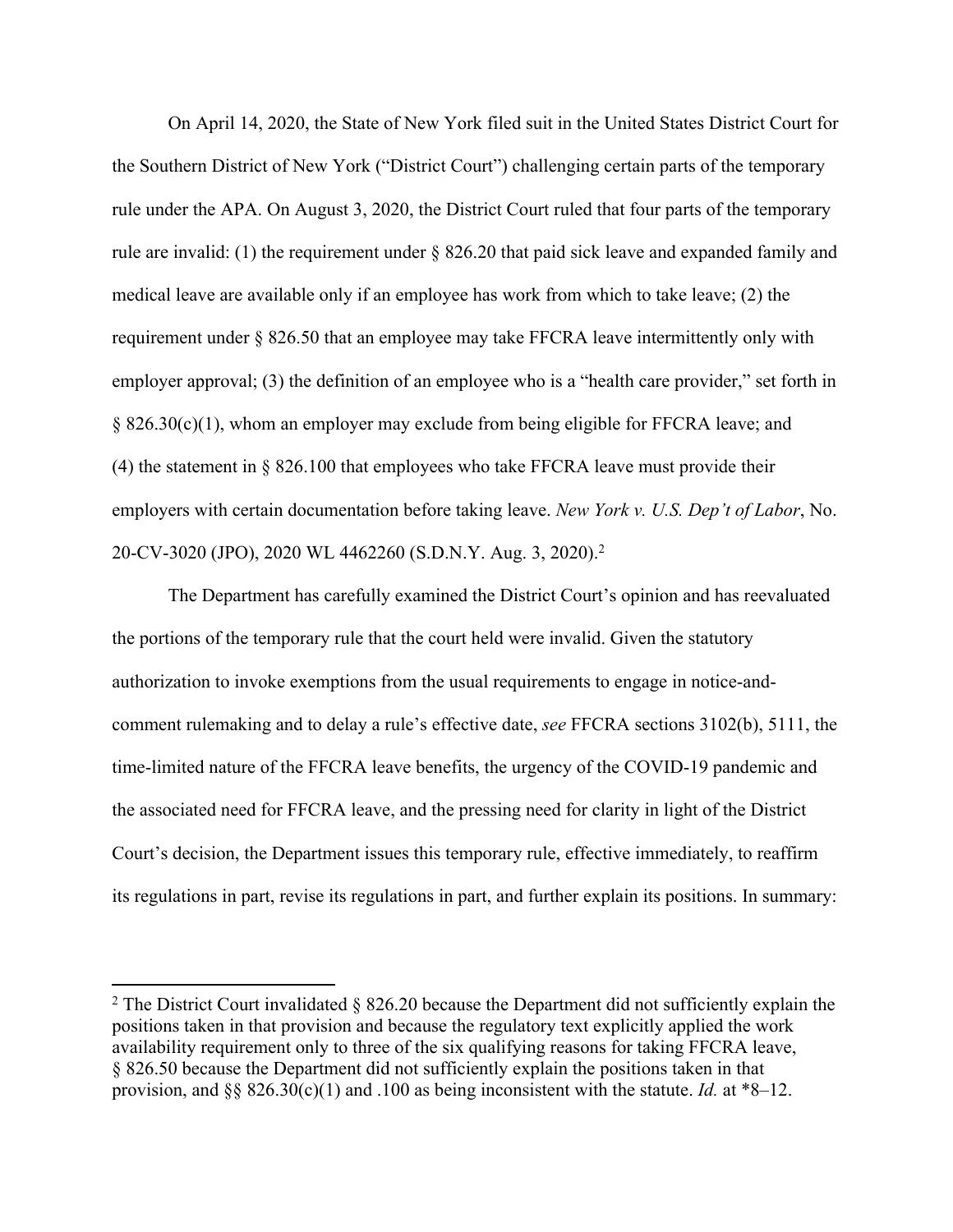On April 14, 2020, the State of New York filed suit in the United States District Court for the Southern District of New York ("District Court") challenging certain parts of the temporary rule under the APA. On August 3, 2020, the District Court ruled that four parts of the temporary rule are invalid: (1) the requirement under § 826.20 that paid sick leave and expanded family and medical leave are available only if an employee has work from which to take leave; (2) the requirement under § 826.50 that an employee may take FFCRA leave intermittently only with employer approval; (3) the definition of an employee who is a "health care provider," set forth in § 826.30(c)(1), whom an employer may exclude from being eligible for FFCRA leave; and (4) the statement in § 826.100 that employees who take FFCRA leave must provide their employers with certain documentation before taking leave. *New York v. U.S. Dep't of Labor*, No. 20-CV-3020 (JPO), 2020 WL 4462260 (S.D.N.Y. Aug. 3, 2020).[2]

The Department has carefully examined the District Court's opinion and has reevaluated the portions of the temporary rule that the court held were invalid. Given the statutory authorization to invoke exemptions from the usual requirements to engage in notice-and-comment rulemaking and to delay a rule's effective date, *see* FFCRA sections 3102(b), 5111, the time-limited nature of the FFCRA leave benefits, the urgency of the COVID-19 pandemic and the associated need for FFCRA leave, and the pressing need for clarity in light of the District Court's decision, the Department issues this temporary rule, effective immediately, to reaffirm its regulations in part, revise its regulations in part, and further explain its positions. In summary:

---

[2] The District Court invalidated § 826.20 because the Department did not sufficiently explain the positions taken in that provision and because the regulatory text explicitly applied the work availability requirement only to three of the six qualifying reasons for taking FFCRA leave, § 826.50 because the Department did not sufficiently explain the positions taken in that provision, and §§ 826.30(c)(1) and .100 as being inconsistent with the statute. *Id.* at *8–12.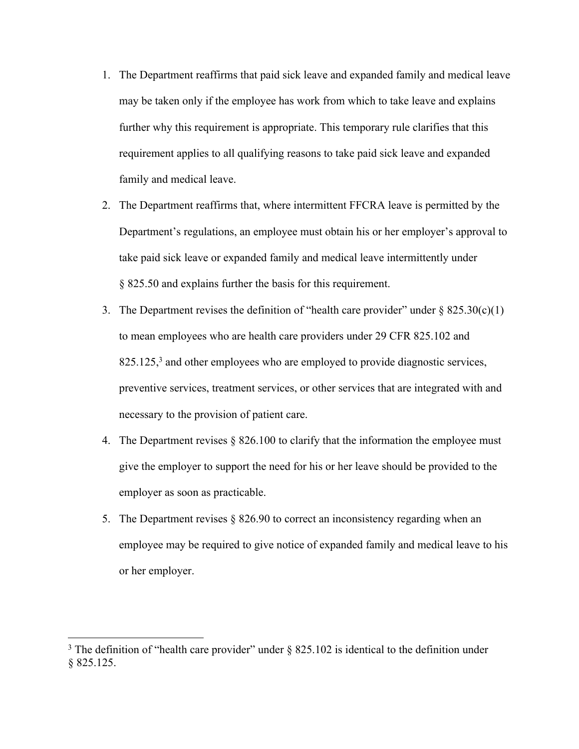1. The Department reaffirms that paid sick leave and expanded family and medical leave may be taken only if the employee has work from which to take leave and explains further why this requirement is appropriate. This temporary rule clarifies that this requirement applies to all qualifying reasons to take paid sick leave and expanded family and medical leave.
2. The Department reaffirms that, where intermittent FFCRA leave is permitted by the Department's regulations, an employee must obtain his or her employer's approval to take paid sick leave or expanded family and medical leave intermittently under § 825.50 and explains further the basis for this requirement.
3. The Department revises the definition of "health care provider" under § 825.30(c)(1) to mean employees who are health care providers under 29 CFR 825.102 and 825.125,[3] and other employees who are employed to provide diagnostic services, preventive services, treatment services, or other services that are integrated with and necessary to the provision of patient care.
4. The Department revises § 826.100 to clarify that the information the employee must give the employer to support the need for his or her leave should be provided to the employer as soon as practicable.
5. The Department revises § 826.90 to correct an inconsistency regarding when an employee may be required to give notice of expanded family and medical leave to his or her employer.

---

[3] The definition of "health care provider" under § 825.102 is identical to the definition under § 825.125.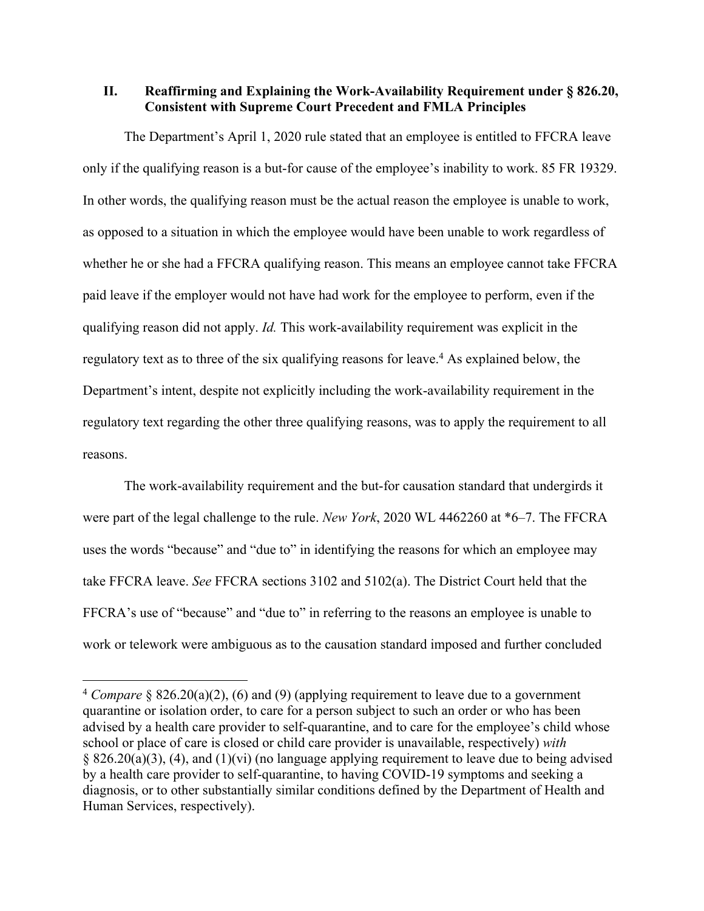## II. Reaffirming and Explaining the Work-Availability Requirement under § 826.20, Consistent with Supreme Court Precedent and FMLA Principles

The Department's April 1, 2020 rule stated that an employee is entitled to FFCRA leave only if the qualifying reason is a but-for cause of the employee's inability to work. 85 FR 19329. In other words, the qualifying reason must be the actual reason the employee is unable to work, as opposed to a situation in which the employee would have been unable to work regardless of whether he or she had a FFCRA qualifying reason. This means an employee cannot take FFCRA paid leave if the employer would not have had work for the employee to perform, even if the qualifying reason did not apply. *Id.* This work-availability requirement was explicit in the regulatory text as to three of the six qualifying reasons for leave.[4] As explained below, the Department's intent, despite not explicitly including the work-availability requirement in the regulatory text regarding the other three qualifying reasons, was to apply the requirement to all reasons.

The work-availability requirement and the but-for causation standard that undergirds it were part of the legal challenge to the rule. *New York*, 2020 WL 4462260 at *6–7. The FFCRA uses the words "because" and "due to" in identifying the reasons for which an employee may take FFCRA leave. *See* FFCRA sections 3102 and 5102(a). The District Court held that the FFCRA's use of "because" and "due to" in referring to the reasons an employee is unable to work or telework were ambiguous as to the causation standard imposed and further concluded

---

[4] *Compare* § 826.20(a)(2), (6) and (9) (applying requirement to leave due to a government quarantine or isolation order, to care for a person subject to such an order or who has been advised by a health care provider to self-quarantine, and to care for the employee's child whose school or place of care is closed or child care provider is unavailable, respectively) *with* § 826.20(a)(3), (4), and (1)(vi) (no language applying requirement to leave due to being advised by a health care provider to self-quarantine, to having COVID-19 symptoms and seeking a diagnosis, or to other substantially similar conditions defined by the Department of Health and Human Services, respectively).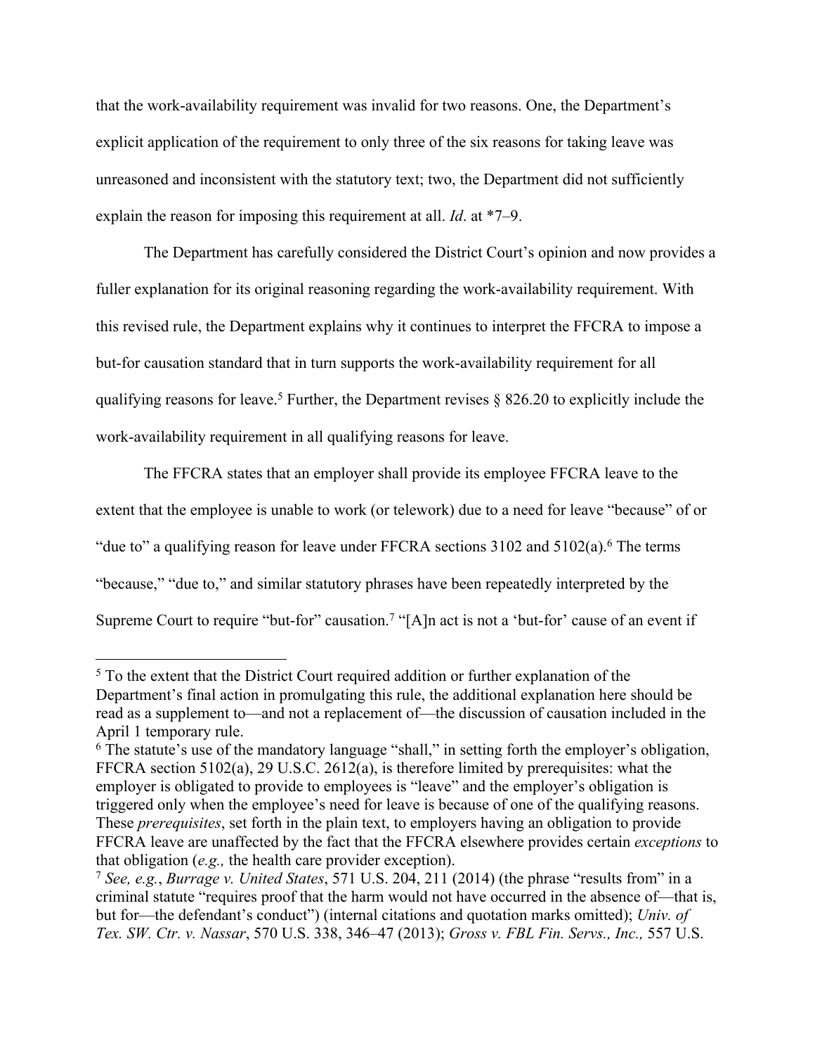that the work-availability requirement was invalid for two reasons. One, the Department's explicit application of the requirement to only three of the six reasons for taking leave was unreasoned and inconsistent with the statutory text; two, the Department did not sufficiently explain the reason for imposing this requirement at all. *Id*. at *7–9.

The Department has carefully considered the District Court's opinion and now provides a fuller explanation for its original reasoning regarding the work-availability requirement. With this revised rule, the Department explains why it continues to interpret the FFCRA to impose a but-for causation standard that in turn supports the work-availability requirement for all qualifying reasons for leave.[5] Further, the Department revises § 826.20 to explicitly include the work-availability requirement in all qualifying reasons for leave.

The FFCRA states that an employer shall provide its employee FFCRA leave to the extent that the employee is unable to work (or telework) due to a need for leave "because" of or "due to" a qualifying reason for leave under FFCRA sections 3102 and 5102(a).[6] The terms "because," "due to," and similar statutory phrases have been repeatedly interpreted by the Supreme Court to require "but-for" causation.[7] "[A]n act is not a 'but-for' cause of an event if

---

[5] To the extent that the District Court required addition or further explanation of the Department's final action in promulgating this rule, the additional explanation here should be read as a supplement to—and not a replacement of—the discussion of causation included in the April 1 temporary rule.

[6] The statute's use of the mandatory language "shall," in setting forth the employer's obligation, FFCRA section 5102(a), 29 U.S.C. 2612(a), is therefore limited by prerequisites: what the employer is obligated to provide to employees is "leave" and the employer's obligation is triggered only when the employee's need for leave is because of one of the qualifying reasons. These *prerequisites*, set forth in the plain text, to employers having an obligation to provide FFCRA leave are unaffected by the fact that the FFCRA elsewhere provides certain *exceptions* to that obligation (*e.g.,* the health care provider exception).

[7] *See, e.g.*, *Burrage v. United States*, 571 U.S. 204, 211 (2014) (the phrase "results from" in a criminal statute "requires proof that the harm would not have occurred in the absence of—that is, but for—the defendant's conduct") (internal citations and quotation marks omitted); *Univ. of Tex. SW. Ctr. v. Nassar*, 570 U.S. 338, 346–47 (2013); *Gross v. FBL Fin. Servs., Inc.,* 557 U.S.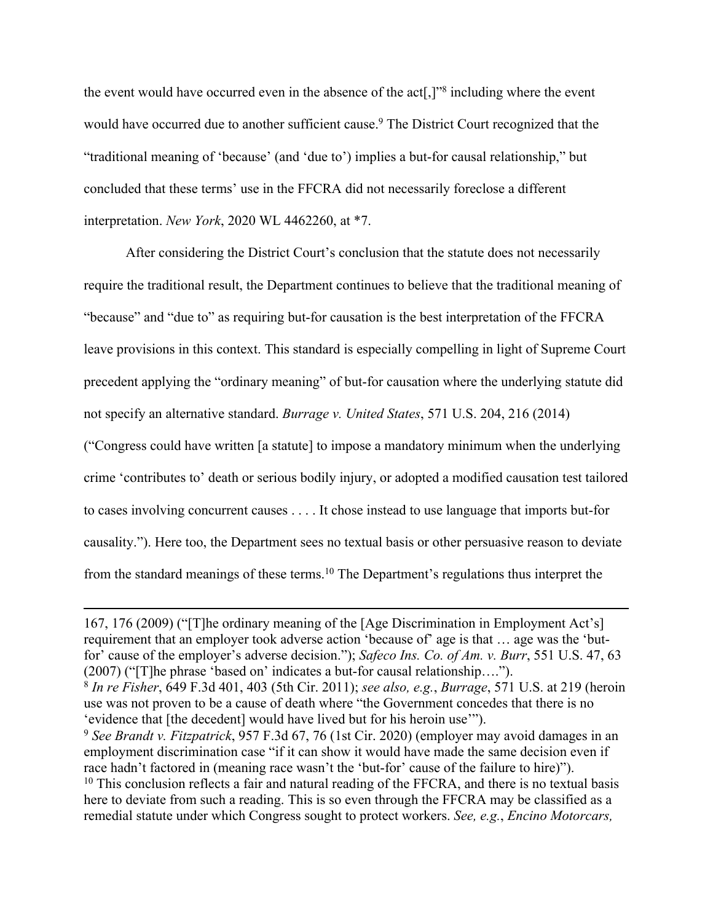the event would have occurred even in the absence of the act[,]"[8] including where the event would have occurred due to another sufficient cause.[9] The District Court recognized that the "traditional meaning of 'because' (and 'due to') implies a but-for causal relationship," but concluded that these terms' use in the FFCRA did not necessarily foreclose a different interpretation. *New York*, 2020 WL 4462260, at *7.

After considering the District Court's conclusion that the statute does not necessarily require the traditional result, the Department continues to believe that the traditional meaning of "because" and "due to" as requiring but-for causation is the best interpretation of the FFCRA leave provisions in this context. This standard is especially compelling in light of Supreme Court precedent applying the "ordinary meaning" of but-for causation where the underlying statute did not specify an alternative standard. *Burrage v. United States*, 571 U.S. 204, 216 (2014) ("Congress could have written [a statute] to impose a mandatory minimum when the underlying crime 'contributes to' death or serious bodily injury, or adopted a modified causation test tailored to cases involving concurrent causes . . . . It chose instead to use language that imports but-for causality."). Here too, the Department sees no textual basis or other persuasive reason to deviate from the standard meanings of these terms.[10] The Department's regulations thus interpret the

---

167, 176 (2009) ("[T]he ordinary meaning of the [Age Discrimination in Employment Act's] requirement that an employer took adverse action 'because of' age is that … age was the 'but-for' cause of the employer's adverse decision."); *Safeco Ins. Co. of Am. v. Burr*, 551 U.S. 47, 63 (2007) ("[T]he phrase 'based on' indicates a but-for causal relationship….").

[8] *In re Fisher*, 649 F.3d 401, 403 (5th Cir. 2011); *see also, e.g.*, *Burrage*, 571 U.S. at 219 (heroin use was not proven to be a cause of death where "the Government concedes that there is no 'evidence that [the decedent] would have lived but for his heroin use'").

[9] *See Brandt v. Fitzpatrick*, 957 F.3d 67, 76 (1st Cir. 2020) (employer may avoid damages in an employment discrimination case "if it can show it would have made the same decision even if race hadn't factored in (meaning race wasn't the 'but-for' cause of the failure to hire)").

[10] This conclusion reflects a fair and natural reading of the FFCRA, and there is no textual basis here to deviate from such a reading. This is so even through the FFCRA may be classified as a remedial statute under which Congress sought to protect workers. *See, e.g.*, *Encino Motorcars,*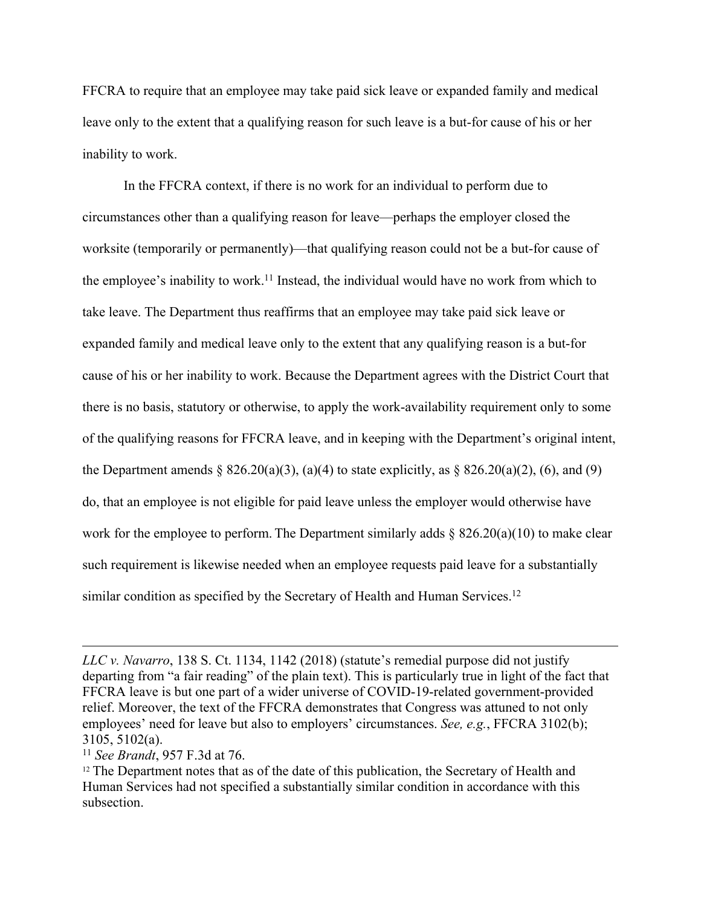FFCRA to require that an employee may take paid sick leave or expanded family and medical leave only to the extent that a qualifying reason for such leave is a but-for cause of his or her inability to work.

In the FFCRA context, if there is no work for an individual to perform due to circumstances other than a qualifying reason for leave—perhaps the employer closed the worksite (temporarily or permanently)—that qualifying reason could not be a but-for cause of the employee's inability to work.[11] Instead, the individual would have no work from which to take leave. The Department thus reaffirms that an employee may take paid sick leave or expanded family and medical leave only to the extent that any qualifying reason is a but-for cause of his or her inability to work. Because the Department agrees with the District Court that there is no basis, statutory or otherwise, to apply the work-availability requirement only to some of the qualifying reasons for FFCRA leave, and in keeping with the Department's original intent, the Department amends § 826.20(a)(3), (a)(4) to state explicitly, as § 826.20(a)(2), (6), and (9) do, that an employee is not eligible for paid leave unless the employer would otherwise have work for the employee to perform. The Department similarly adds § 826.20(a)(10) to make clear such requirement is likewise needed when an employee requests paid leave for a substantially similar condition as specified by the Secretary of Health and Human Services.[12]

---

*LLC v. Navarro*, 138 S. Ct. 1134, 1142 (2018) (statute's remedial purpose did not justify departing from "a fair reading" of the plain text). This is particularly true in light of the fact that FFCRA leave is but one part of a wider universe of COVID-19-related government-provided relief. Moreover, the text of the FFCRA demonstrates that Congress was attuned to not only employees' need for leave but also to employers' circumstances. *See, e.g.*, FFCRA 3102(b); 3105, 5102(a).

[11] *See Brandt*, 957 F.3d at 76.

[12] The Department notes that as of the date of this publication, the Secretary of Health and Human Services had not specified a substantially similar condition in accordance with this subsection.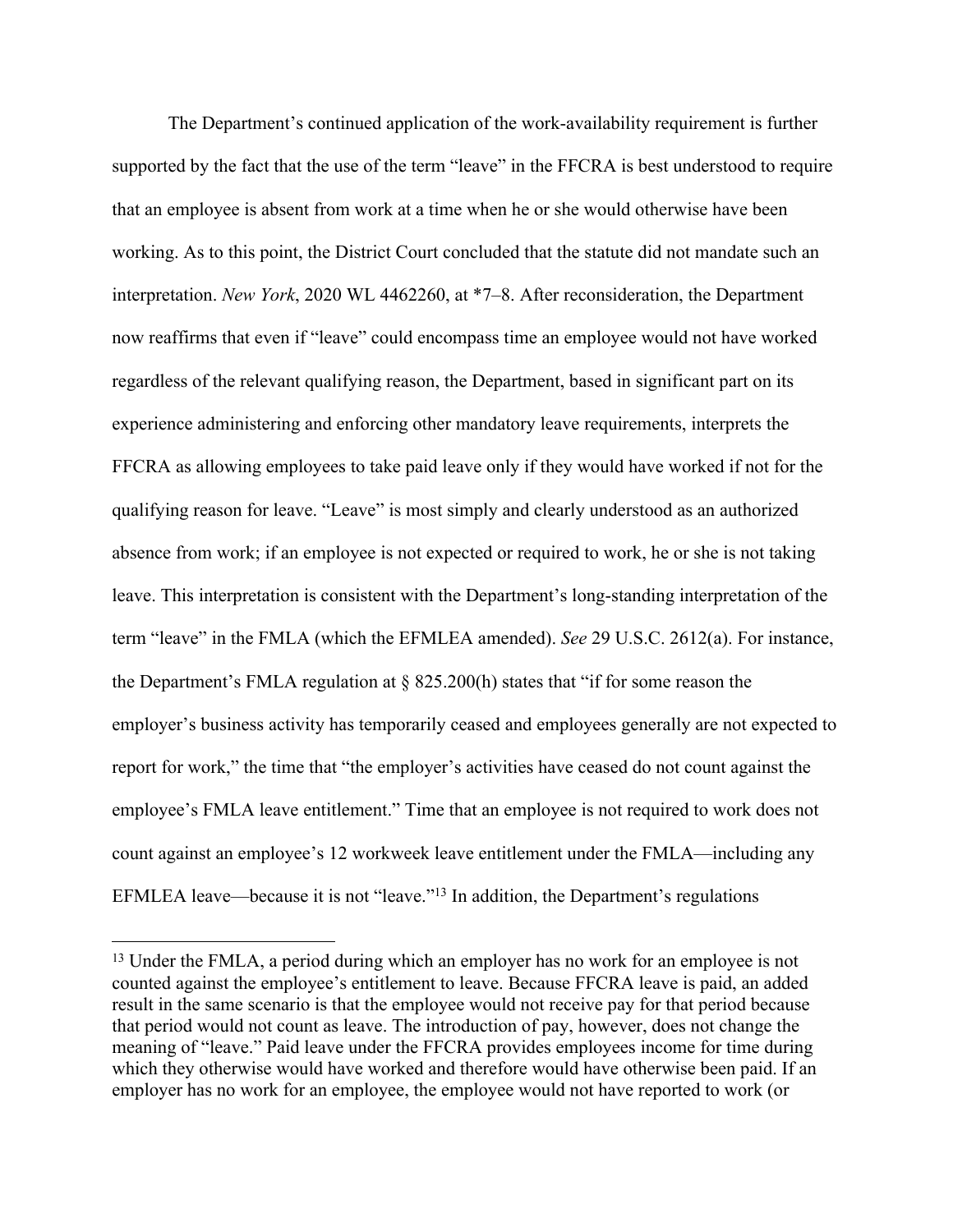The Department's continued application of the work-availability requirement is further supported by the fact that the use of the term "leave" in the FFCRA is best understood to require that an employee is absent from work at a time when he or she would otherwise have been working. As to this point, the District Court concluded that the statute did not mandate such an interpretation. *New York*, 2020 WL 4462260, at *7–8. After reconsideration, the Department now reaffirms that even if "leave" could encompass time an employee would not have worked regardless of the relevant qualifying reason, the Department, based in significant part on its experience administering and enforcing other mandatory leave requirements, interprets the FFCRA as allowing employees to take paid leave only if they would have worked if not for the qualifying reason for leave. "Leave" is most simply and clearly understood as an authorized absence from work; if an employee is not expected or required to work, he or she is not taking leave. This interpretation is consistent with the Department's long-standing interpretation of the term "leave" in the FMLA (which the EFMLEA amended). *See* 29 U.S.C. 2612(a). For instance, the Department's FMLA regulation at § 825.200(h) states that "if for some reason the employer's business activity has temporarily ceased and employees generally are not expected to report for work," the time that "the employer's activities have ceased do not count against the employee's FMLA leave entitlement." Time that an employee is not required to work does not count against an employee's 12 workweek leave entitlement under the FMLA—including any EFMLEA leave—because it is not "leave."[13] In addition, the Department's regulations

[13] Under the FMLA, a period during which an employer has no work for an employee is not counted against the employee's entitlement to leave. Because FFCRA leave is paid, an added result in the same scenario is that the employee would not receive pay for that period because that period would not count as leave. The introduction of pay, however, does not change the meaning of "leave." Paid leave under the FFCRA provides employees income for time during which they otherwise would have worked and therefore would have otherwise been paid. If an employer has no work for an employee, the employee would not have reported to work (or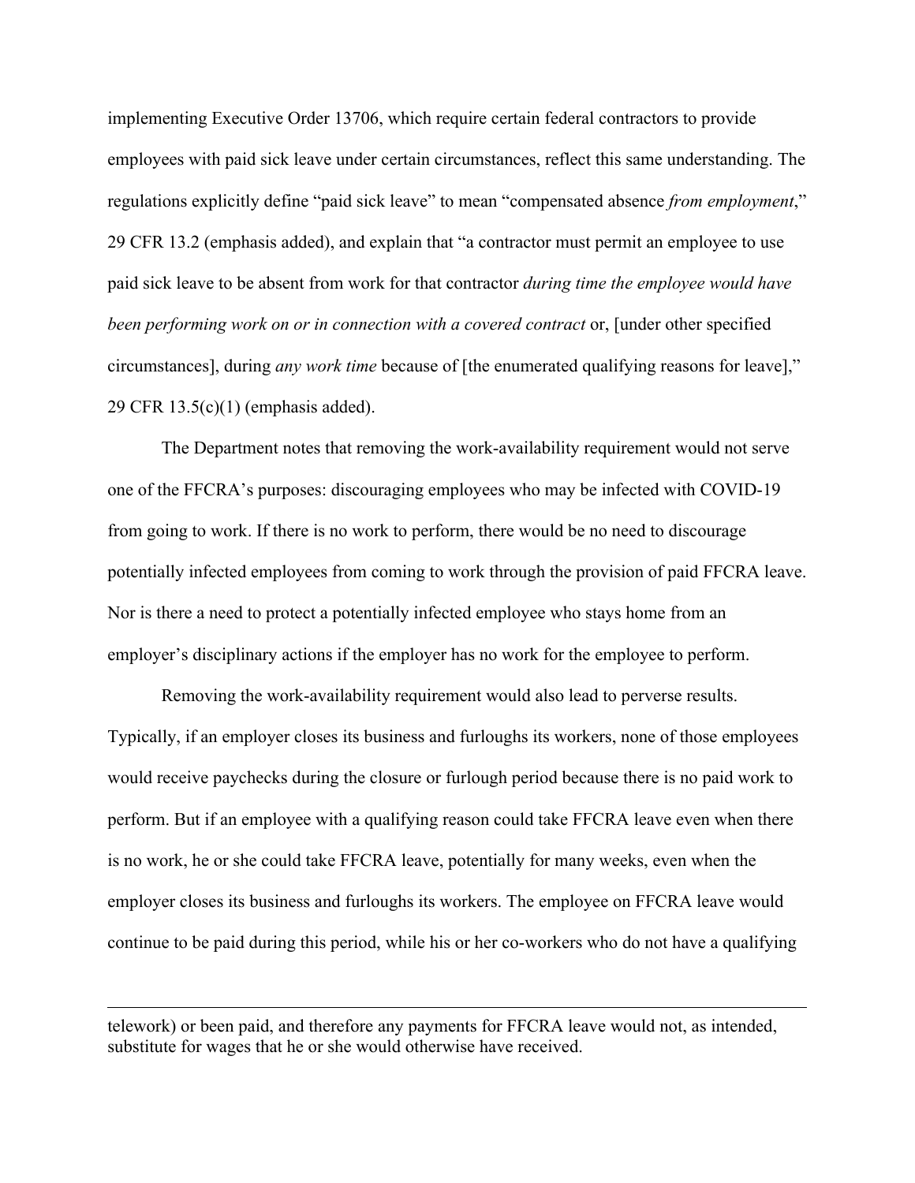implementing Executive Order 13706, which require certain federal contractors to provide employees with paid sick leave under certain circumstances, reflect this same understanding. The regulations explicitly define "paid sick leave" to mean "compensated absence *from employment*," 29 CFR 13.2 (emphasis added), and explain that "a contractor must permit an employee to use paid sick leave to be absent from work for that contractor *during time the employee would have been performing work on or in connection with a covered contract* or, [under other specified circumstances], during *any work time* because of [the enumerated qualifying reasons for leave]," 29 CFR 13.5(c)(1) (emphasis added).

The Department notes that removing the work-availability requirement would not serve one of the FFCRA's purposes: discouraging employees who may be infected with COVID-19 from going to work. If there is no work to perform, there would be no need to discourage potentially infected employees from coming to work through the provision of paid FFCRA leave. Nor is there a need to protect a potentially infected employee who stays home from an employer's disciplinary actions if the employer has no work for the employee to perform.

Removing the work-availability requirement would also lead to perverse results. Typically, if an employer closes its business and furloughs its workers, none of those employees would receive paychecks during the closure or furlough period because there is no paid work to perform. But if an employee with a qualifying reason could take FFCRA leave even when there is no work, he or she could take FFCRA leave, potentially for many weeks, even when the employer closes its business and furloughs its workers. The employee on FFCRA leave would continue to be paid during this period, while his or her co-workers who do not have a qualifying

---

telework) or been paid, and therefore any payments for FFCRA leave would not, as intended, substitute for wages that he or she would otherwise have received.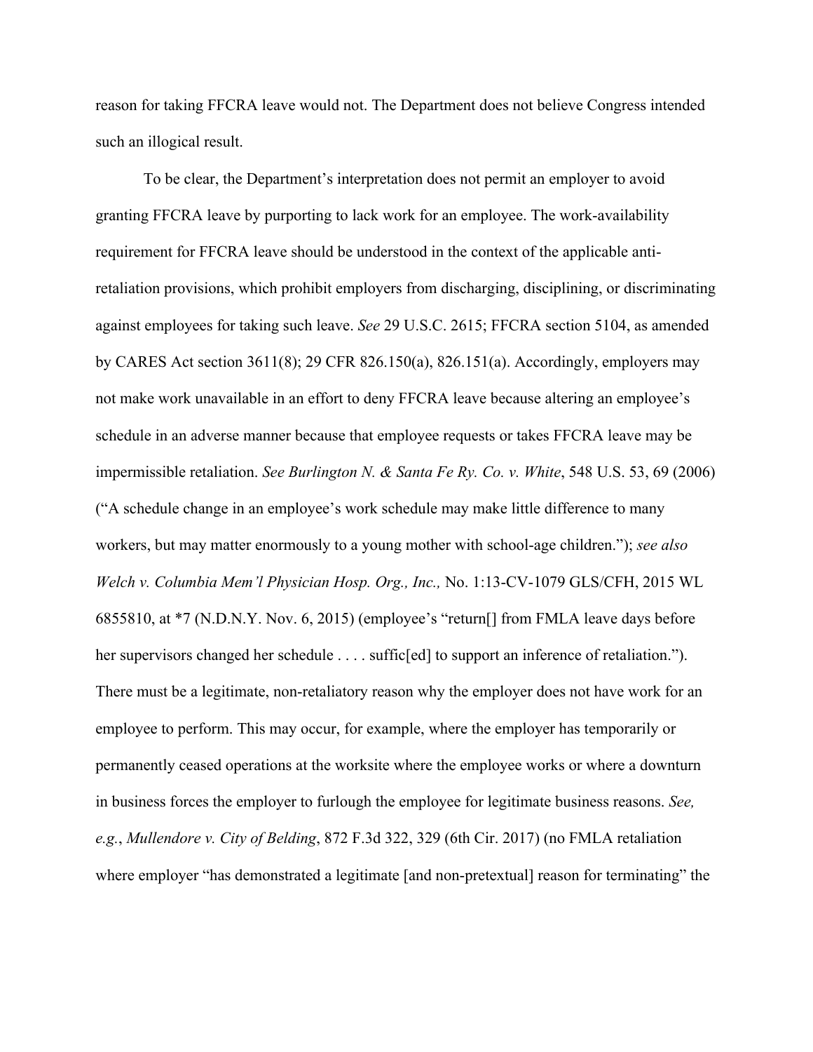reason for taking FFCRA leave would not. The Department does not believe Congress intended such an illogical result.

To be clear, the Department's interpretation does not permit an employer to avoid granting FFCRA leave by purporting to lack work for an employee. The work-availability requirement for FFCRA leave should be understood in the context of the applicable anti-retaliation provisions, which prohibit employers from discharging, disciplining, or discriminating against employees for taking such leave. *See* 29 U.S.C. 2615; FFCRA section 5104, as amended by CARES Act section 3611(8); 29 CFR 826.150(a), 826.151(a). Accordingly, employers may not make work unavailable in an effort to deny FFCRA leave because altering an employee's schedule in an adverse manner because that employee requests or takes FFCRA leave may be impermissible retaliation. *See Burlington N. & Santa Fe Ry. Co. v. White*, 548 U.S. 53, 69 (2006) ("A schedule change in an employee's work schedule may make little difference to many workers, but may matter enormously to a young mother with school-age children."); *see also Welch v. Columbia Mem'l Physician Hosp. Org., Inc.,* No. 1:13-CV-1079 GLS/CFH, 2015 WL 6855810, at *7 (N.D.N.Y. Nov. 6, 2015) (employee's "return[] from FMLA leave days before her supervisors changed her schedule . . . . suffic[ed] to support an inference of retaliation."). There must be a legitimate, non-retaliatory reason why the employer does not have work for an employee to perform. This may occur, for example, where the employer has temporarily or permanently ceased operations at the worksite where the employee works or where a downturn in business forces the employer to furlough the employee for legitimate business reasons. *See, e.g.*, *Mullendore v. City of Belding*, 872 F.3d 322, 329 (6th Cir. 2017) (no FMLA retaliation where employer "has demonstrated a legitimate [and non-pretextual] reason for terminating" the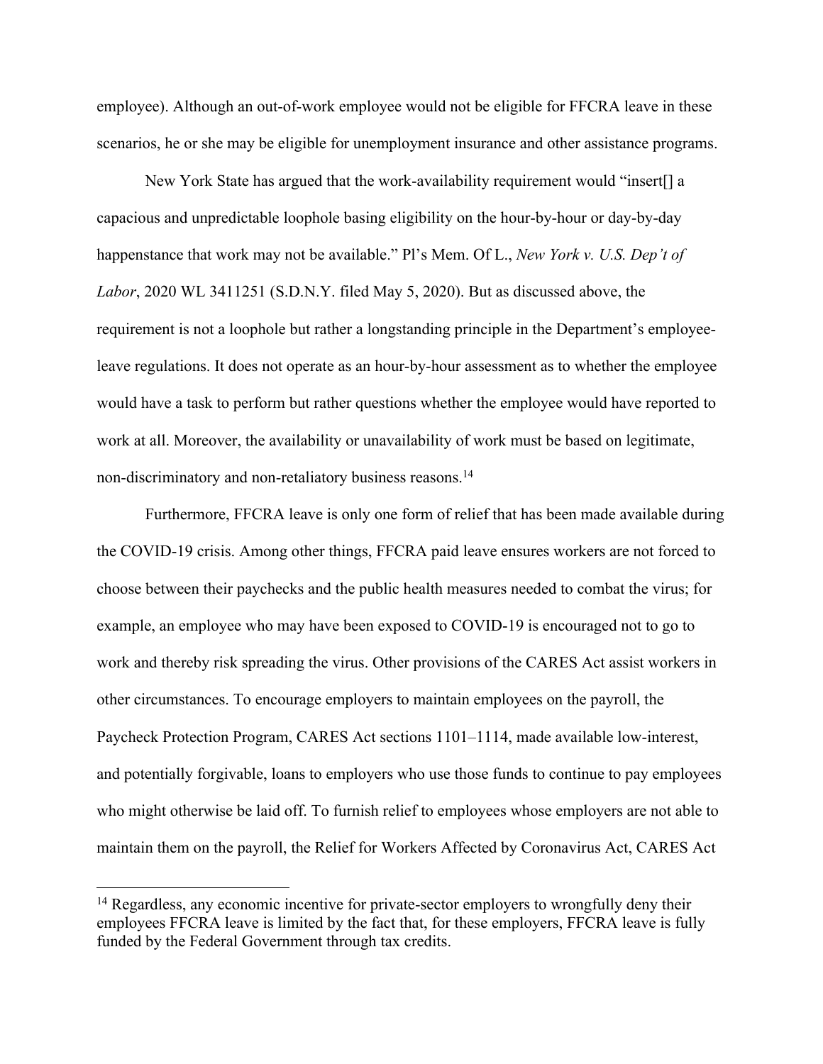employee). Although an out-of-work employee would not be eligible for FFCRA leave in these scenarios, he or she may be eligible for unemployment insurance and other assistance programs.

New York State has argued that the work-availability requirement would "insert[] a capacious and unpredictable loophole basing eligibility on the hour-by-hour or day-by-day happenstance that work may not be available." Pl's Mem. Of L., *New York v. U.S. Dep't of Labor*, 2020 WL 3411251 (S.D.N.Y. filed May 5, 2020). But as discussed above, the requirement is not a loophole but rather a longstanding principle in the Department's employee-leave regulations. It does not operate as an hour-by-hour assessment as to whether the employee would have a task to perform but rather questions whether the employee would have reported to work at all. Moreover, the availability or unavailability of work must be based on legitimate, non-discriminatory and non-retaliatory business reasons.[14]

Furthermore, FFCRA leave is only one form of relief that has been made available during the COVID-19 crisis. Among other things, FFCRA paid leave ensures workers are not forced to choose between their paychecks and the public health measures needed to combat the virus; for example, an employee who may have been exposed to COVID-19 is encouraged not to go to work and thereby risk spreading the virus. Other provisions of the CARES Act assist workers in other circumstances. To encourage employers to maintain employees on the payroll, the Paycheck Protection Program, CARES Act sections 1101–1114, made available low-interest, and potentially forgivable, loans to employers who use those funds to continue to pay employees who might otherwise be laid off. To furnish relief to employees whose employers are not able to maintain them on the payroll, the Relief for Workers Affected by Coronavirus Act, CARES Act

[14] Regardless, any economic incentive for private-sector employers to wrongfully deny their employees FFCRA leave is limited by the fact that, for these employers, FFCRA leave is fully funded by the Federal Government through tax credits.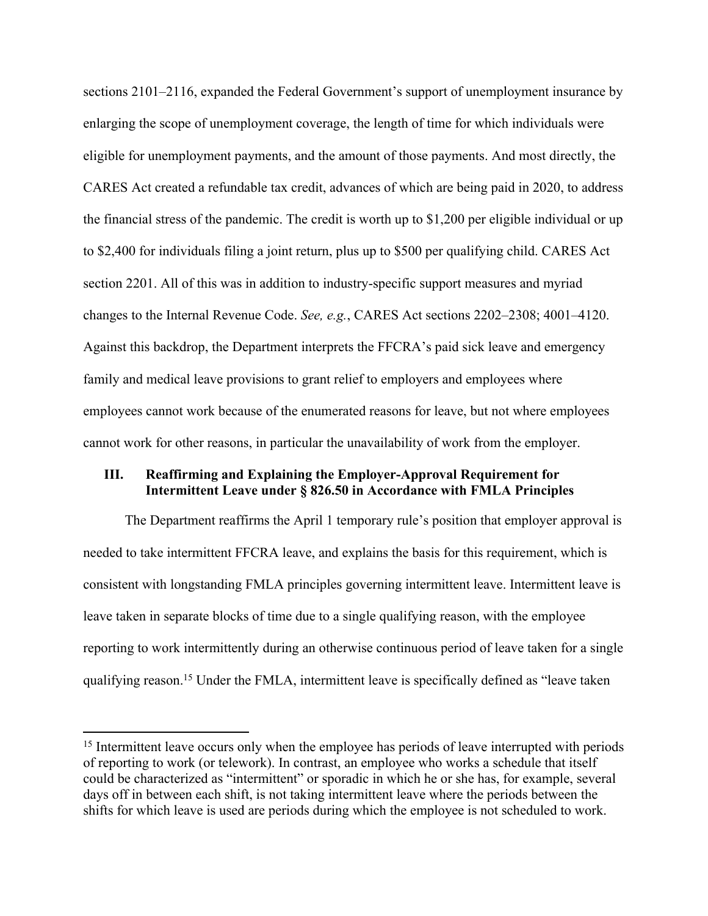sections 2101–2116, expanded the Federal Government's support of unemployment insurance by enlarging the scope of unemployment coverage, the length of time for which individuals were eligible for unemployment payments, and the amount of those payments. And most directly, the CARES Act created a refundable tax credit, advances of which are being paid in 2020, to address the financial stress of the pandemic. The credit is worth up to $1,200 per eligible individual or up to $2,400 for individuals filing a joint return, plus up to $500 per qualifying child. CARES Act section 2201. All of this was in addition to industry-specific support measures and myriad changes to the Internal Revenue Code. *See, e.g.*, CARES Act sections 2202–2308; 4001–4120. Against this backdrop, the Department interprets the FFCRA's paid sick leave and emergency family and medical leave provisions to grant relief to employers and employees where employees cannot work because of the enumerated reasons for leave, but not where employees cannot work for other reasons, in particular the unavailability of work from the employer.

## III. Reaffirming and Explaining the Employer-Approval Requirement for Intermittent Leave under § 826.50 in Accordance with FMLA Principles

The Department reaffirms the April 1 temporary rule's position that employer approval is needed to take intermittent FFCRA leave, and explains the basis for this requirement, which is consistent with longstanding FMLA principles governing intermittent leave. Intermittent leave is leave taken in separate blocks of time due to a single qualifying reason, with the employee reporting to work intermittently during an otherwise continuous period of leave taken for a single qualifying reason.[15] Under the FMLA, intermittent leave is specifically defined as "leave taken

[15] Intermittent leave occurs only when the employee has periods of leave interrupted with periods of reporting to work (or telework). In contrast, an employee who works a schedule that itself could be characterized as "intermittent" or sporadic in which he or she has, for example, several days off in between each shift, is not taking intermittent leave where the periods between the shifts for which leave is used are periods during which the employee is not scheduled to work.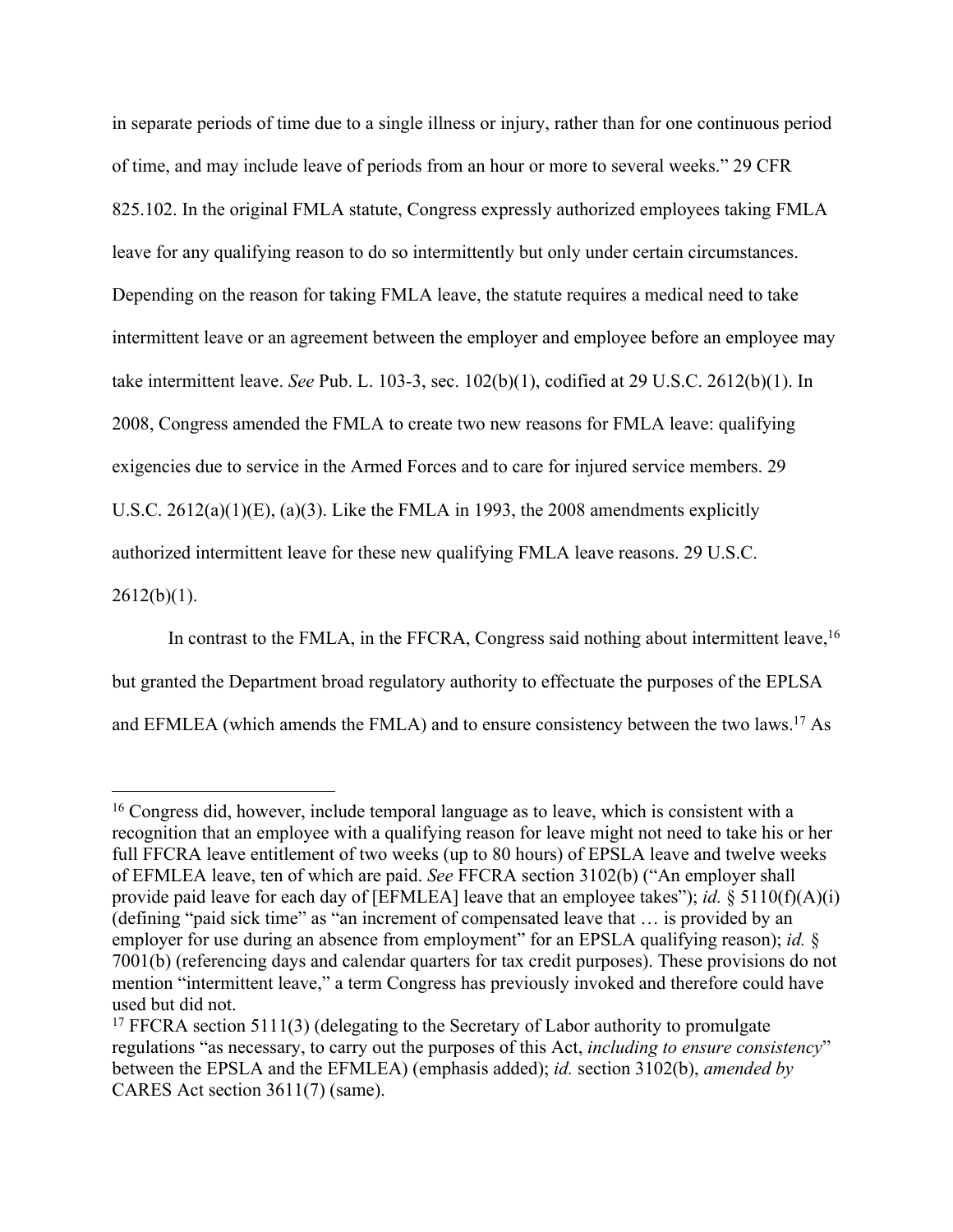in separate periods of time due to a single illness or injury, rather than for one continuous period of time, and may include leave of periods from an hour or more to several weeks." 29 CFR 825.102. In the original FMLA statute, Congress expressly authorized employees taking FMLA leave for any qualifying reason to do so intermittently but only under certain circumstances. Depending on the reason for taking FMLA leave, the statute requires a medical need to take intermittent leave or an agreement between the employer and employee before an employee may take intermittent leave. *See* Pub. L. 103-3, sec. 102(b)(1), codified at 29 U.S.C. 2612(b)(1). In 2008, Congress amended the FMLA to create two new reasons for FMLA leave: qualifying exigencies due to service in the Armed Forces and to care for injured service members. 29 U.S.C. 2612(a)(1)(E), (a)(3). Like the FMLA in 1993, the 2008 amendments explicitly authorized intermittent leave for these new qualifying FMLA leave reasons. 29 U.S.C. 2612(b)(1).

In contrast to the FMLA, in the FFCRA, Congress said nothing about intermittent leave,[16] but granted the Department broad regulatory authority to effectuate the purposes of the EPLSA and EFMLEA (which amends the FMLA) and to ensure consistency between the two laws.[17] As

---

[16] Congress did, however, include temporal language as to leave, which is consistent with a recognition that an employee with a qualifying reason for leave might not need to take his or her full FFCRA leave entitlement of two weeks (up to 80 hours) of EPSLA leave and twelve weeks of EFMLEA leave, ten of which are paid. *See* FFCRA section 3102(b) ("An employer shall provide paid leave for each day of [EFMLEA] leave that an employee takes"); *id.* § 5110(f)(A)(i) (defining "paid sick time" as "an increment of compensated leave that … is provided by an employer for use during an absence from employment" for an EPSLA qualifying reason); *id.* § 7001(b) (referencing days and calendar quarters for tax credit purposes). These provisions do not mention "intermittent leave," a term Congress has previously invoked and therefore could have used but did not.

[17] FFCRA section 5111(3) (delegating to the Secretary of Labor authority to promulgate regulations "as necessary, to carry out the purposes of this Act, *including to ensure consistency*" between the EPSLA and the EFMLEA) (emphasis added); *id.* section 3102(b), *amended by* CARES Act section 3611(7) (same).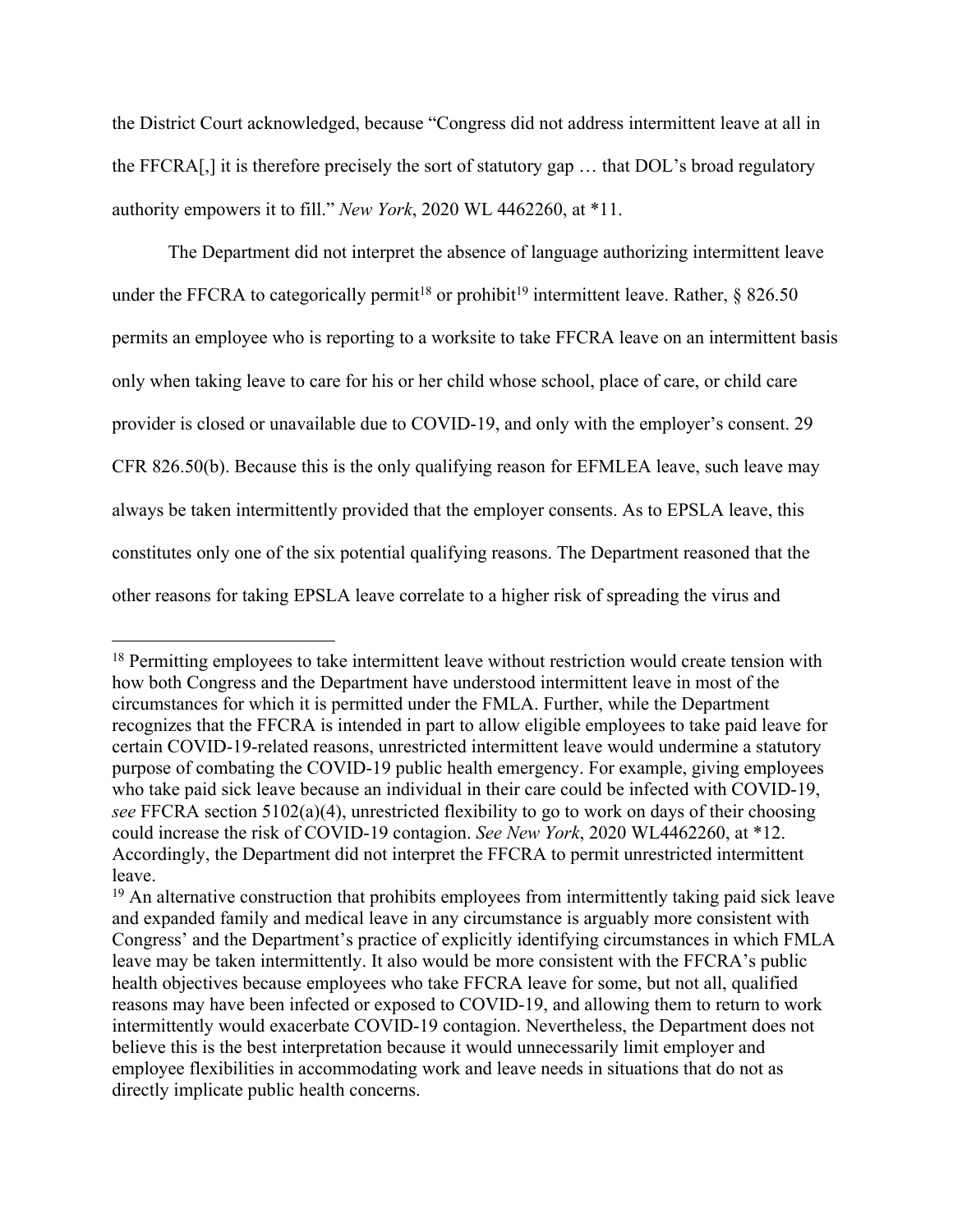the District Court acknowledged, because "Congress did not address intermittent leave at all in the FFCRA[,] it is therefore precisely the sort of statutory gap … that DOL's broad regulatory authority empowers it to fill." *New York*, 2020 WL 4462260, at *11.

The Department did not interpret the absence of language authorizing intermittent leave under the FFCRA to categorically permit[18] or prohibit[19] intermittent leave. Rather, § 826.50 permits an employee who is reporting to a worksite to take FFCRA leave on an intermittent basis only when taking leave to care for his or her child whose school, place of care, or child care provider is closed or unavailable due to COVID-19, and only with the employer's consent. 29 CFR 826.50(b). Because this is the only qualifying reason for EFMLEA leave, such leave may always be taken intermittently provided that the employer consents. As to EPSLA leave, this constitutes only one of the six potential qualifying reasons. The Department reasoned that the other reasons for taking EPSLA leave correlate to a higher risk of spreading the virus and

---

[18] Permitting employees to take intermittent leave without restriction would create tension with how both Congress and the Department have understood intermittent leave in most of the circumstances for which it is permitted under the FMLA. Further, while the Department recognizes that the FFCRA is intended in part to allow eligible employees to take paid leave for certain COVID-19-related reasons, unrestricted intermittent leave would undermine a statutory purpose of combating the COVID-19 public health emergency. For example, giving employees who take paid sick leave because an individual in their care could be infected with COVID-19, *see* FFCRA section 5102(a)(4), unrestricted flexibility to go to work on days of their choosing could increase the risk of COVID-19 contagion. *See New York*, 2020 WL4462260, at *12. Accordingly, the Department did not interpret the FFCRA to permit unrestricted intermittent leave.

[19] An alternative construction that prohibits employees from intermittently taking paid sick leave and expanded family and medical leave in any circumstance is arguably more consistent with Congress' and the Department's practice of explicitly identifying circumstances in which FMLA leave may be taken intermittently. It also would be more consistent with the FFCRA's public health objectives because employees who take FFCRA leave for some, but not all, qualified reasons may have been infected or exposed to COVID-19, and allowing them to return to work intermittently would exacerbate COVID-19 contagion. Nevertheless, the Department does not believe this is the best interpretation because it would unnecessarily limit employer and employee flexibilities in accommodating work and leave needs in situations that do not as directly implicate public health concerns.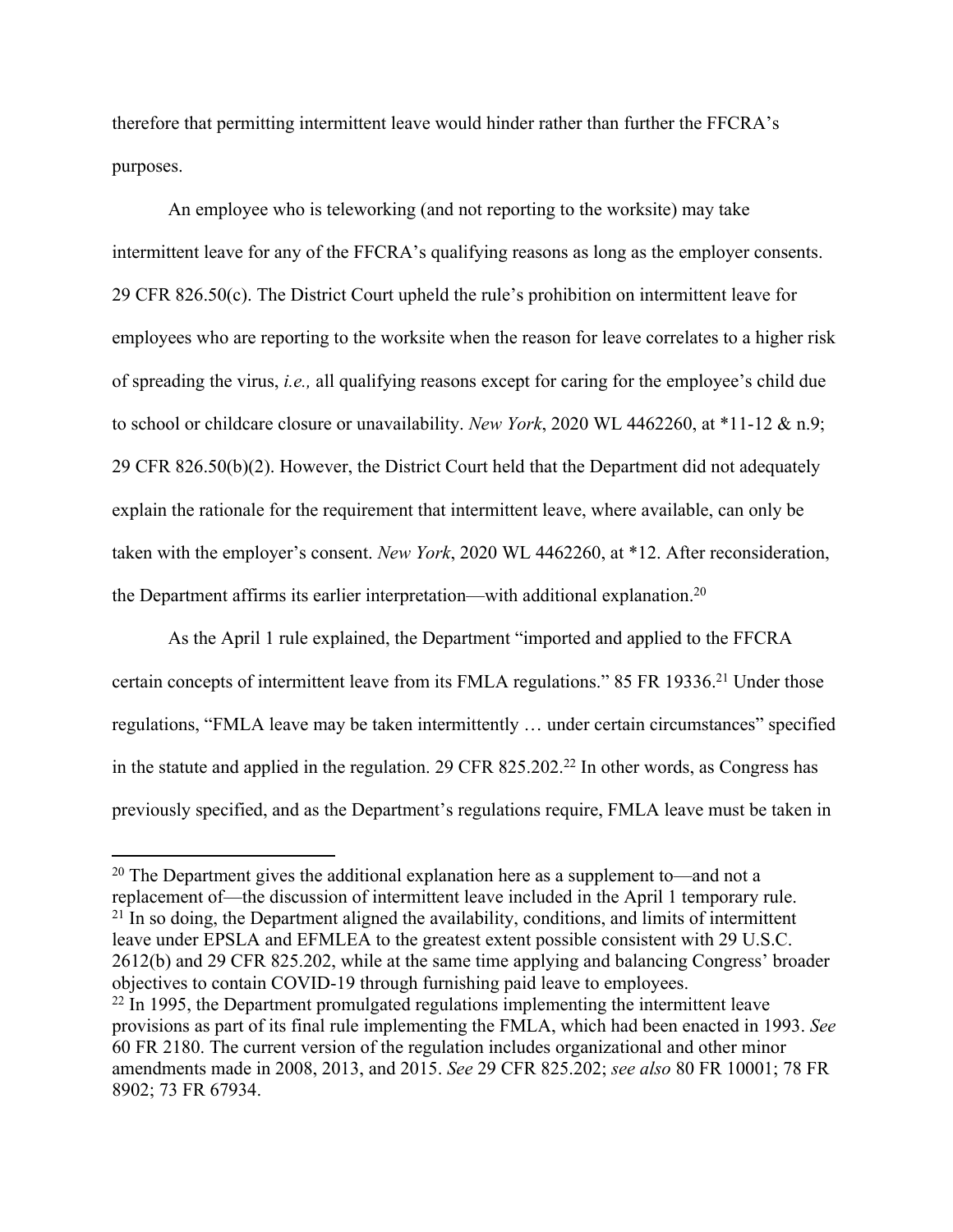therefore that permitting intermittent leave would hinder rather than further the FFCRA's purposes.

An employee who is teleworking (and not reporting to the worksite) may take intermittent leave for any of the FFCRA's qualifying reasons as long as the employer consents. 29 CFR 826.50(c). The District Court upheld the rule's prohibition on intermittent leave for employees who are reporting to the worksite when the reason for leave correlates to a higher risk of spreading the virus, *i.e.,* all qualifying reasons except for caring for the employee's child due to school or childcare closure or unavailability. *New York*, 2020 WL 4462260, at *11-12 & n.9; 29 CFR 826.50(b)(2). However, the District Court held that the Department did not adequately explain the rationale for the requirement that intermittent leave, where available, can only be taken with the employer's consent. *New York*, 2020 WL 4462260, at *12. After reconsideration, the Department affirms its earlier interpretation—with additional explanation.[20]

As the April 1 rule explained, the Department "imported and applied to the FFCRA certain concepts of intermittent leave from its FMLA regulations." 85 FR 19336.[21] Under those regulations, "FMLA leave may be taken intermittently … under certain circumstances" specified in the statute and applied in the regulation. 29 CFR 825.202.[22] In other words, as Congress has previously specified, and as the Department's regulations require, FMLA leave must be taken in

---

[20] The Department gives the additional explanation here as a supplement to—and not a replacement of—the discussion of intermittent leave included in the April 1 temporary rule.

[21] In so doing, the Department aligned the availability, conditions, and limits of intermittent leave under EPSLA and EFMLEA to the greatest extent possible consistent with 29 U.S.C. 2612(b) and 29 CFR 825.202, while at the same time applying and balancing Congress' broader objectives to contain COVID-19 through furnishing paid leave to employees.

[22] In 1995, the Department promulgated regulations implementing the intermittent leave provisions as part of its final rule implementing the FMLA, which had been enacted in 1993. *See* 60 FR 2180. The current version of the regulation includes organizational and other minor amendments made in 2008, 2013, and 2015. *See* 29 CFR 825.202; *see also* 80 FR 10001; 78 FR 8902; 73 FR 67934.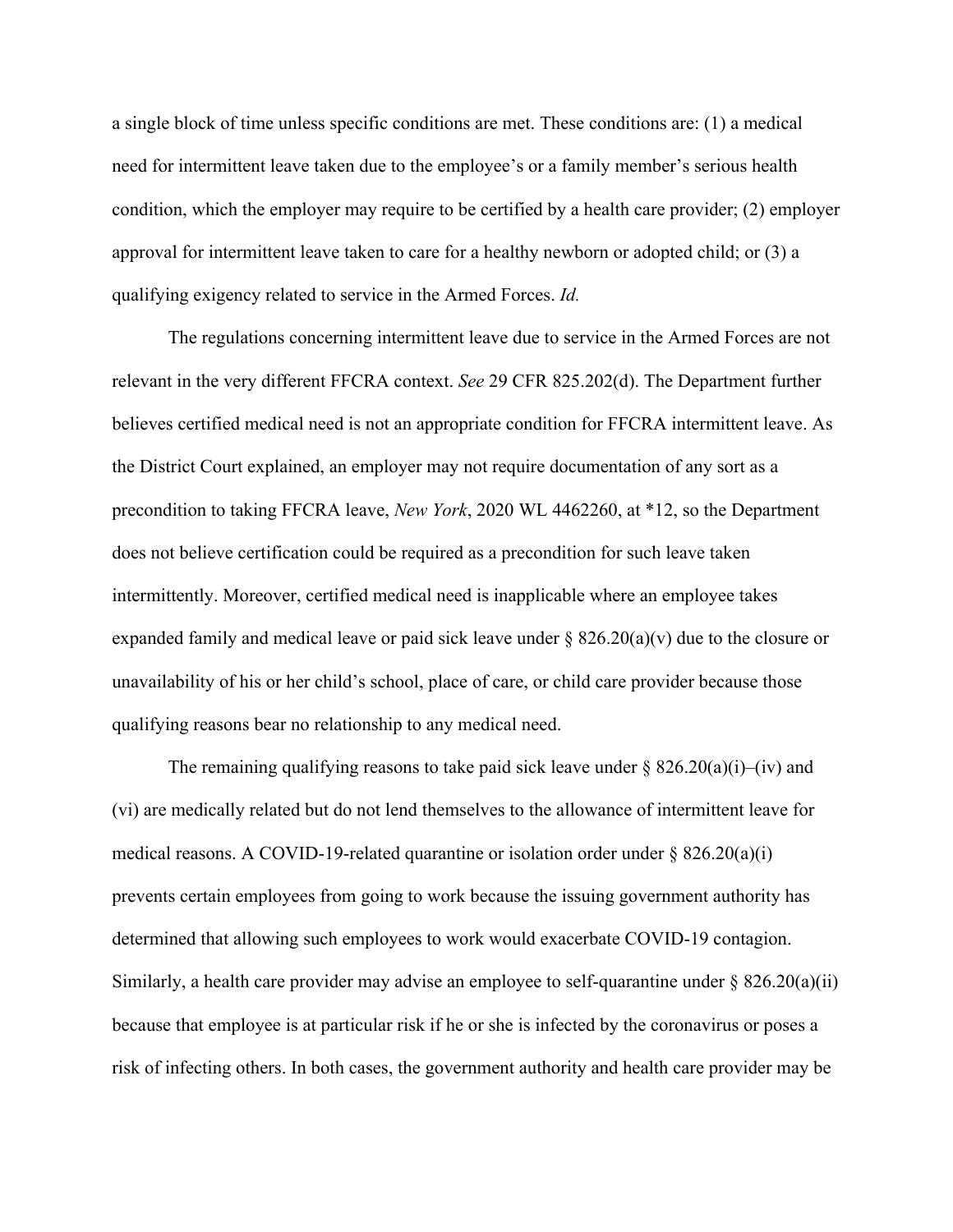a single block of time unless specific conditions are met. These conditions are: (1) a medical need for intermittent leave taken due to the employee's or a family member's serious health condition, which the employer may require to be certified by a health care provider; (2) employer approval for intermittent leave taken to care for a healthy newborn or adopted child; or (3) a qualifying exigency related to service in the Armed Forces. *Id.*

The regulations concerning intermittent leave due to service in the Armed Forces are not relevant in the very different FFCRA context. *See* 29 CFR 825.202(d). The Department further believes certified medical need is not an appropriate condition for FFCRA intermittent leave. As the District Court explained, an employer may not require documentation of any sort as a precondition to taking FFCRA leave, *New York*, 2020 WL 4462260, at *12, so the Department does not believe certification could be required as a precondition for such leave taken intermittently. Moreover, certified medical need is inapplicable where an employee takes expanded family and medical leave or paid sick leave under § 826.20(a)(v) due to the closure or unavailability of his or her child's school, place of care, or child care provider because those qualifying reasons bear no relationship to any medical need.

The remaining qualifying reasons to take paid sick leave under § 826.20(a)(i)–(iv) and (vi) are medically related but do not lend themselves to the allowance of intermittent leave for medical reasons. A COVID-19-related quarantine or isolation order under § 826.20(a)(i) prevents certain employees from going to work because the issuing government authority has determined that allowing such employees to work would exacerbate COVID-19 contagion. Similarly, a health care provider may advise an employee to self-quarantine under § 826.20(a)(ii) because that employee is at particular risk if he or she is infected by the coronavirus or poses a risk of infecting others. In both cases, the government authority and health care provider may be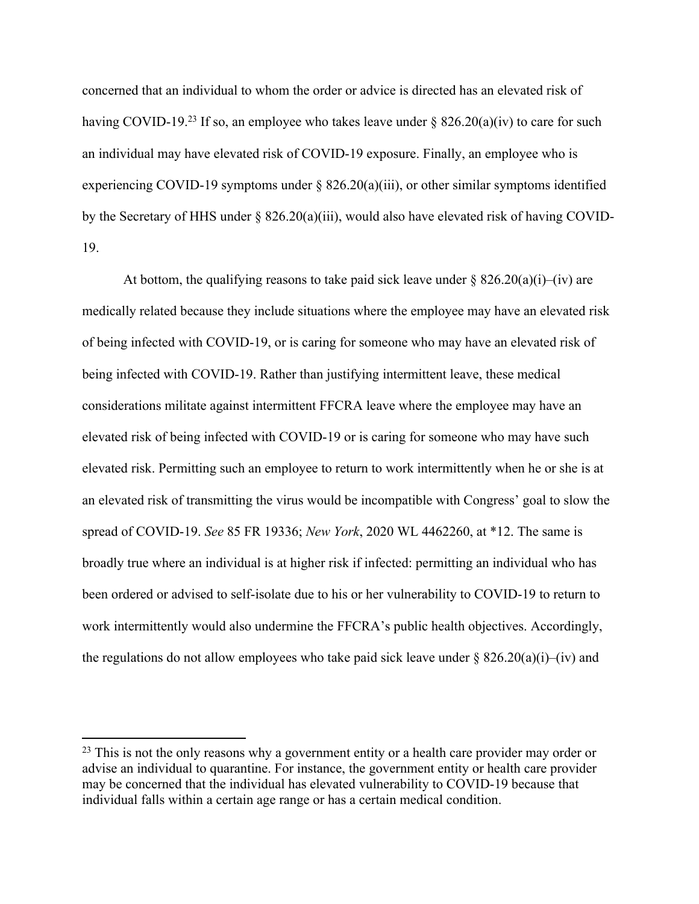concerned that an individual to whom the order or advice is directed has an elevated risk of having COVID-19.[23] If so, an employee who takes leave under § 826.20(a)(iv) to care for such an individual may have elevated risk of COVID-19 exposure. Finally, an employee who is experiencing COVID-19 symptoms under § 826.20(a)(iii), or other similar symptoms identified by the Secretary of HHS under § 826.20(a)(iii), would also have elevated risk of having COVID-19.

At bottom, the qualifying reasons to take paid sick leave under § 826.20(a)(i)–(iv) are medically related because they include situations where the employee may have an elevated risk of being infected with COVID-19, or is caring for someone who may have an elevated risk of being infected with COVID-19. Rather than justifying intermittent leave, these medical considerations militate against intermittent FFCRA leave where the employee may have an elevated risk of being infected with COVID-19 or is caring for someone who may have such elevated risk. Permitting such an employee to return to work intermittently when he or she is at an elevated risk of transmitting the virus would be incompatible with Congress' goal to slow the spread of COVID-19. *See* 85 FR 19336; *New York*, 2020 WL 4462260, at *12. The same is broadly true where an individual is at higher risk if infected: permitting an individual who has been ordered or advised to self-isolate due to his or her vulnerability to COVID-19 to return to work intermittently would also undermine the FFCRA's public health objectives. Accordingly, the regulations do not allow employees who take paid sick leave under § 826.20(a)(i)–(iv) and

[23] This is not the only reasons why a government entity or a health care provider may order or advise an individual to quarantine. For instance, the government entity or health care provider may be concerned that the individual has elevated vulnerability to COVID-19 because that individual falls within a certain age range or has a certain medical condition.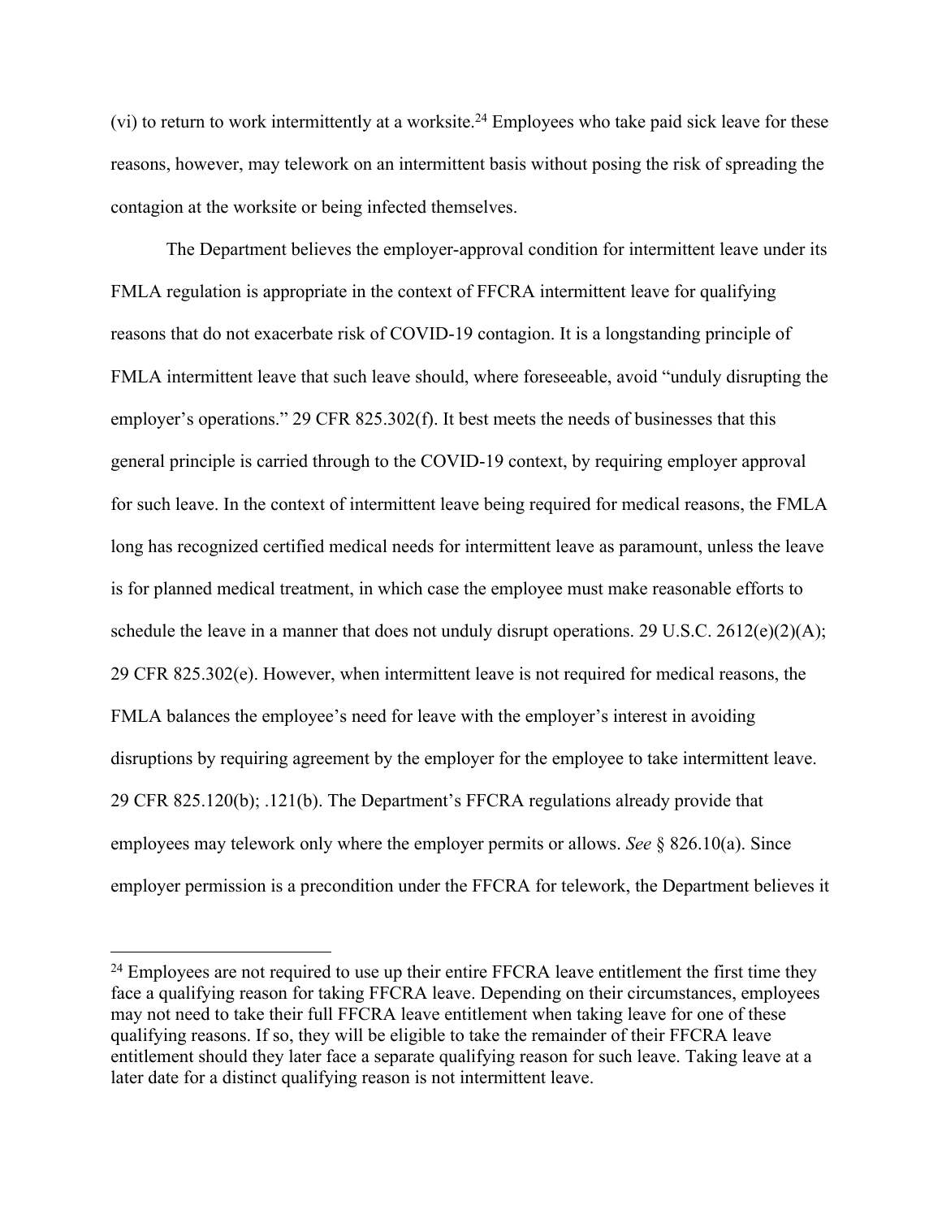(vi) to return to work intermittently at a worksite.[24] Employees who take paid sick leave for these reasons, however, may telework on an intermittent basis without posing the risk of spreading the contagion at the worksite or being infected themselves.

The Department believes the employer-approval condition for intermittent leave under its FMLA regulation is appropriate in the context of FFCRA intermittent leave for qualifying reasons that do not exacerbate risk of COVID-19 contagion. It is a longstanding principle of FMLA intermittent leave that such leave should, where foreseeable, avoid "unduly disrupting the employer's operations." 29 CFR 825.302(f). It best meets the needs of businesses that this general principle is carried through to the COVID-19 context, by requiring employer approval for such leave. In the context of intermittent leave being required for medical reasons, the FMLA long has recognized certified medical needs for intermittent leave as paramount, unless the leave is for planned medical treatment, in which case the employee must make reasonable efforts to schedule the leave in a manner that does not unduly disrupt operations. 29 U.S.C. 2612(e)(2)(A); 29 CFR 825.302(e). However, when intermittent leave is not required for medical reasons, the FMLA balances the employee's need for leave with the employer's interest in avoiding disruptions by requiring agreement by the employer for the employee to take intermittent leave. 29 CFR 825.120(b); .121(b). The Department's FFCRA regulations already provide that employees may telework only where the employer permits or allows. *See* § 826.10(a). Since employer permission is a precondition under the FFCRA for telework, the Department believes it

[24] Employees are not required to use up their entire FFCRA leave entitlement the first time they face a qualifying reason for taking FFCRA leave. Depending on their circumstances, employees may not need to take their full FFCRA leave entitlement when taking leave for one of these qualifying reasons. If so, they will be eligible to take the remainder of their FFCRA leave entitlement should they later face a separate qualifying reason for such leave. Taking leave at a later date for a distinct qualifying reason is not intermittent leave.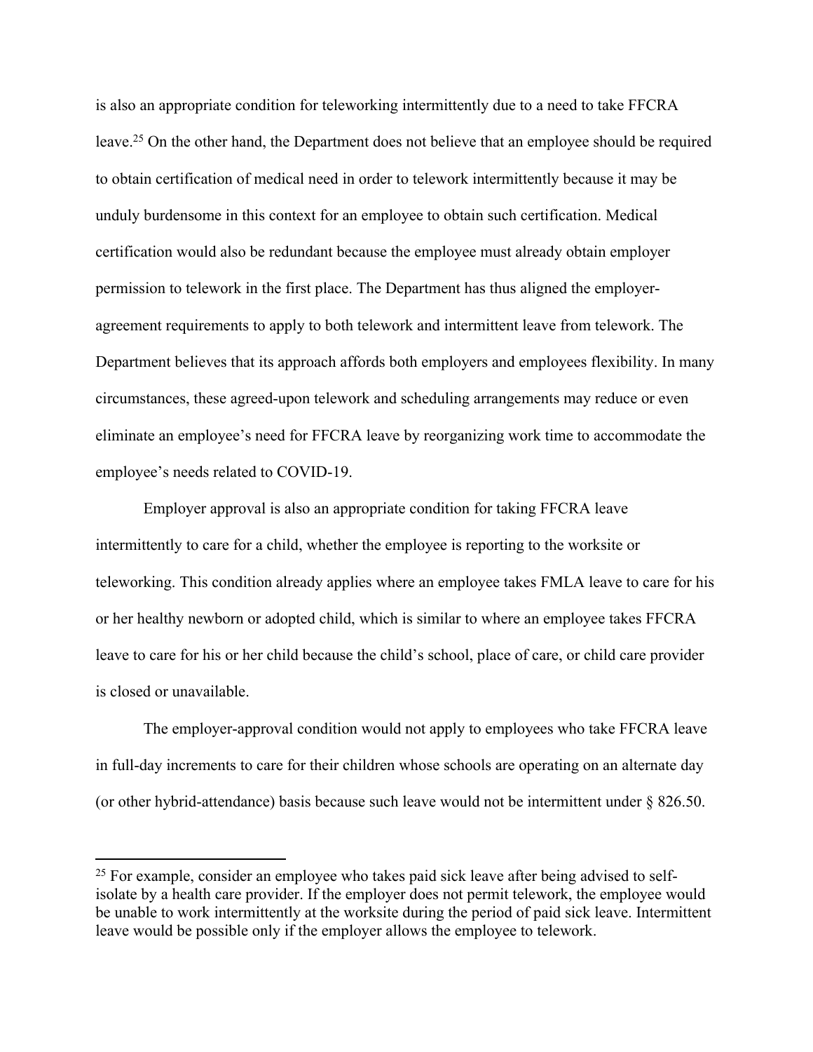is also an appropriate condition for teleworking intermittently due to a need to take FFCRA leave.[25] On the other hand, the Department does not believe that an employee should be required to obtain certification of medical need in order to telework intermittently because it may be unduly burdensome in this context for an employee to obtain such certification. Medical certification would also be redundant because the employee must already obtain employer permission to telework in the first place. The Department has thus aligned the employer-agreement requirements to apply to both telework and intermittent leave from telework. The Department believes that its approach affords both employers and employees flexibility. In many circumstances, these agreed-upon telework and scheduling arrangements may reduce or even eliminate an employee's need for FFCRA leave by reorganizing work time to accommodate the employee's needs related to COVID-19.

Employer approval is also an appropriate condition for taking FFCRA leave intermittently to care for a child, whether the employee is reporting to the worksite or teleworking. This condition already applies where an employee takes FMLA leave to care for his or her healthy newborn or adopted child, which is similar to where an employee takes FFCRA leave to care for his or her child because the child's school, place of care, or child care provider is closed or unavailable.

The employer-approval condition would not apply to employees who take FFCRA leave in full-day increments to care for their children whose schools are operating on an alternate day (or other hybrid-attendance) basis because such leave would not be intermittent under § 826.50.

---

[25] For example, consider an employee who takes paid sick leave after being advised to self-isolate by a health care provider. If the employer does not permit telework, the employee would be unable to work intermittently at the worksite during the period of paid sick leave. Intermittent leave would be possible only if the employer allows the employee to telework.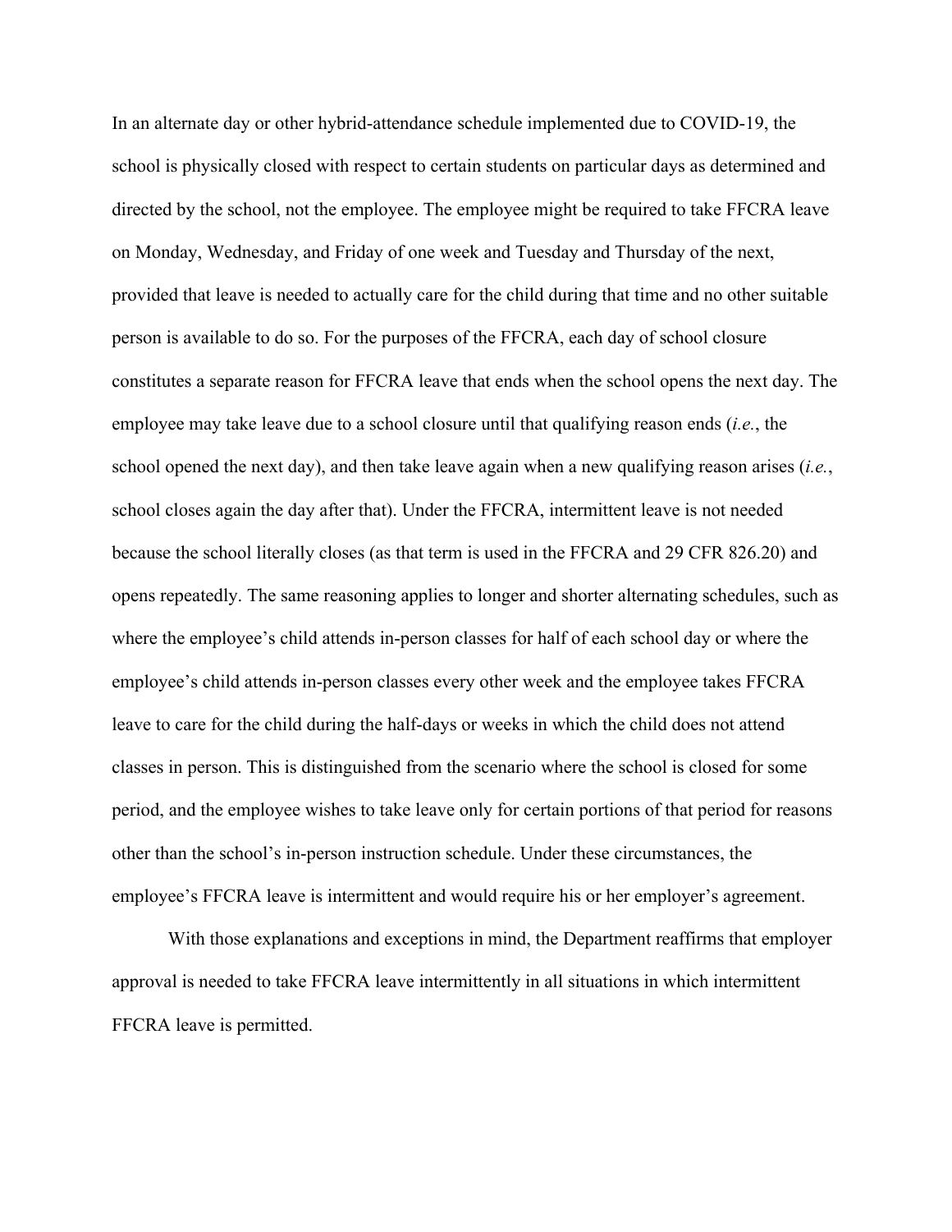In an alternate day or other hybrid-attendance schedule implemented due to COVID-19, the school is physically closed with respect to certain students on particular days as determined and directed by the school, not the employee. The employee might be required to take FFCRA leave on Monday, Wednesday, and Friday of one week and Tuesday and Thursday of the next, provided that leave is needed to actually care for the child during that time and no other suitable person is available to do so. For the purposes of the FFCRA, each day of school closure constitutes a separate reason for FFCRA leave that ends when the school opens the next day. The employee may take leave due to a school closure until that qualifying reason ends (*i.e.*, the school opened the next day), and then take leave again when a new qualifying reason arises (*i.e.*, school closes again the day after that). Under the FFCRA, intermittent leave is not needed because the school literally closes (as that term is used in the FFCRA and 29 CFR 826.20) and opens repeatedly. The same reasoning applies to longer and shorter alternating schedules, such as where the employee's child attends in-person classes for half of each school day or where the employee's child attends in-person classes every other week and the employee takes FFCRA leave to care for the child during the half-days or weeks in which the child does not attend classes in person. This is distinguished from the scenario where the school is closed for some period, and the employee wishes to take leave only for certain portions of that period for reasons other than the school's in-person instruction schedule. Under these circumstances, the employee's FFCRA leave is intermittent and would require his or her employer's agreement.

With those explanations and exceptions in mind, the Department reaffirms that employer approval is needed to take FFCRA leave intermittently in all situations in which intermittent FFCRA leave is permitted.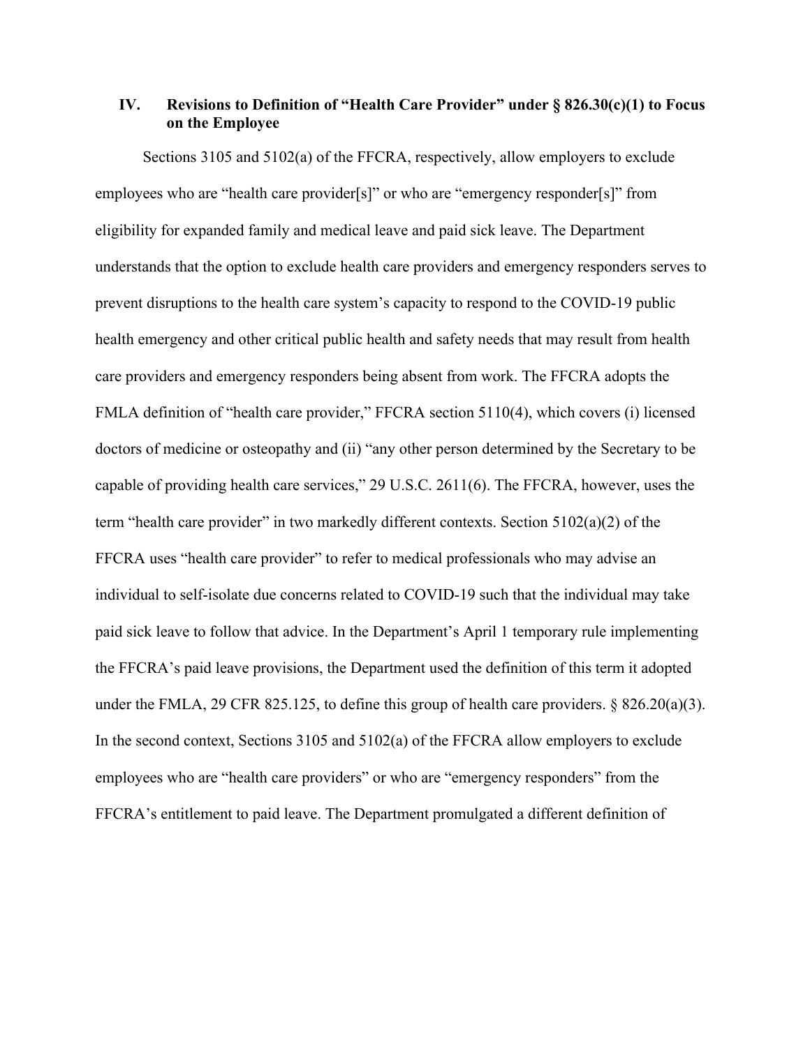## IV. Revisions to Definition of "Health Care Provider" under § 826.30(c)(1) to Focus on the Employee

Sections 3105 and 5102(a) of the FFCRA, respectively, allow employers to exclude employees who are "health care provider[s]" or who are "emergency responder[s]" from eligibility for expanded family and medical leave and paid sick leave. The Department understands that the option to exclude health care providers and emergency responders serves to prevent disruptions to the health care system's capacity to respond to the COVID-19 public health emergency and other critical public health and safety needs that may result from health care providers and emergency responders being absent from work. The FFCRA adopts the FMLA definition of "health care provider," FFCRA section 5110(4), which covers (i) licensed doctors of medicine or osteopathy and (ii) "any other person determined by the Secretary to be capable of providing health care services," 29 U.S.C. 2611(6). The FFCRA, however, uses the term "health care provider" in two markedly different contexts. Section 5102(a)(2) of the FFCRA uses "health care provider" to refer to medical professionals who may advise an individual to self-isolate due concerns related to COVID-19 such that the individual may take paid sick leave to follow that advice. In the Department's April 1 temporary rule implementing the FFCRA's paid leave provisions, the Department used the definition of this term it adopted under the FMLA, 29 CFR 825.125, to define this group of health care providers. § 826.20(a)(3). In the second context, Sections 3105 and 5102(a) of the FFCRA allow employers to exclude employees who are "health care providers" or who are "emergency responders" from the FFCRA's entitlement to paid leave. The Department promulgated a different definition of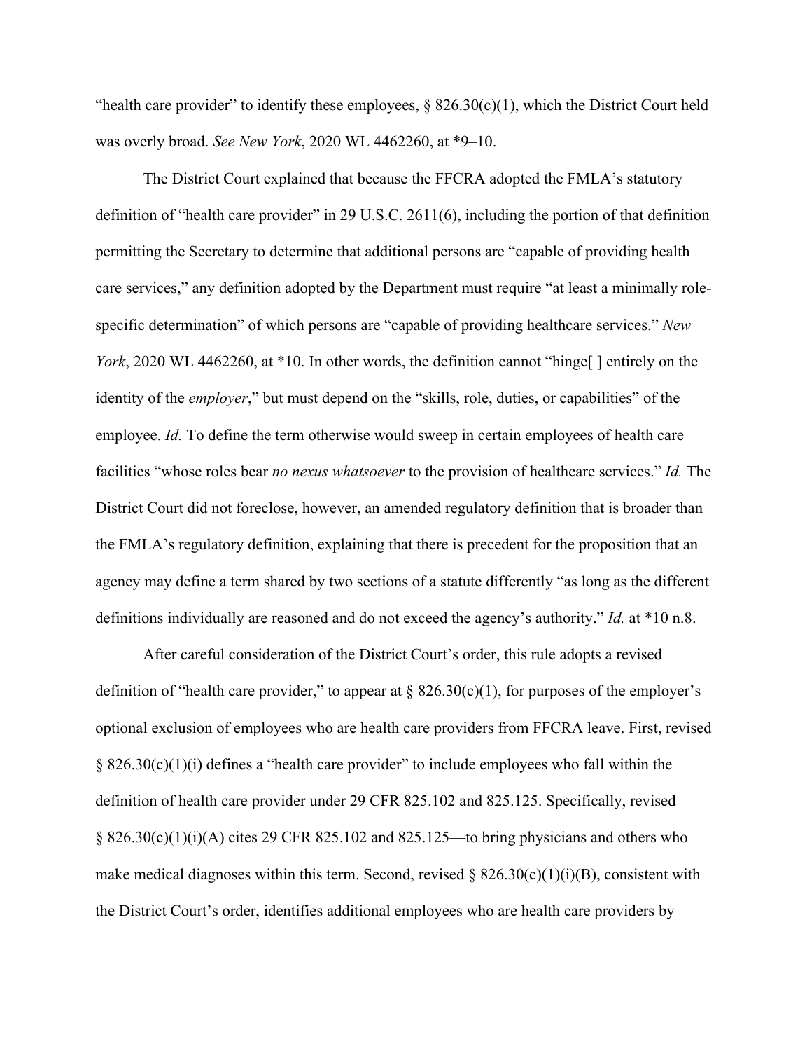"health care provider" to identify these employees, § 826.30(c)(1), which the District Court held was overly broad. *See New York*, 2020 WL 4462260, at *9–10.

The District Court explained that because the FFCRA adopted the FMLA's statutory definition of "health care provider" in 29 U.S.C. 2611(6), including the portion of that definition permitting the Secretary to determine that additional persons are "capable of providing health care services," any definition adopted by the Department must require "at least a minimally role-specific determination" of which persons are "capable of providing healthcare services." *New York*, 2020 WL 4462260, at *10. In other words, the definition cannot "hinge[ ] entirely on the identity of the *employer*," but must depend on the "skills, role, duties, or capabilities" of the employee. *Id.* To define the term otherwise would sweep in certain employees of health care facilities "whose roles bear *no nexus whatsoever* to the provision of healthcare services." *Id.* The District Court did not foreclose, however, an amended regulatory definition that is broader than the FMLA's regulatory definition, explaining that there is precedent for the proposition that an agency may define a term shared by two sections of a statute differently "as long as the different definitions individually are reasoned and do not exceed the agency's authority." *Id.* at *10 n.8.

After careful consideration of the District Court's order, this rule adopts a revised definition of "health care provider," to appear at § 826.30(c)(1), for purposes of the employer's optional exclusion of employees who are health care providers from FFCRA leave. First, revised § 826.30(c)(1)(i) defines a "health care provider" to include employees who fall within the definition of health care provider under 29 CFR 825.102 and 825.125. Specifically, revised § 826.30(c)(1)(i)(A) cites 29 CFR 825.102 and 825.125—to bring physicians and others who make medical diagnoses within this term. Second, revised § 826.30(c)(1)(i)(B), consistent with the District Court's order, identifies additional employees who are health care providers by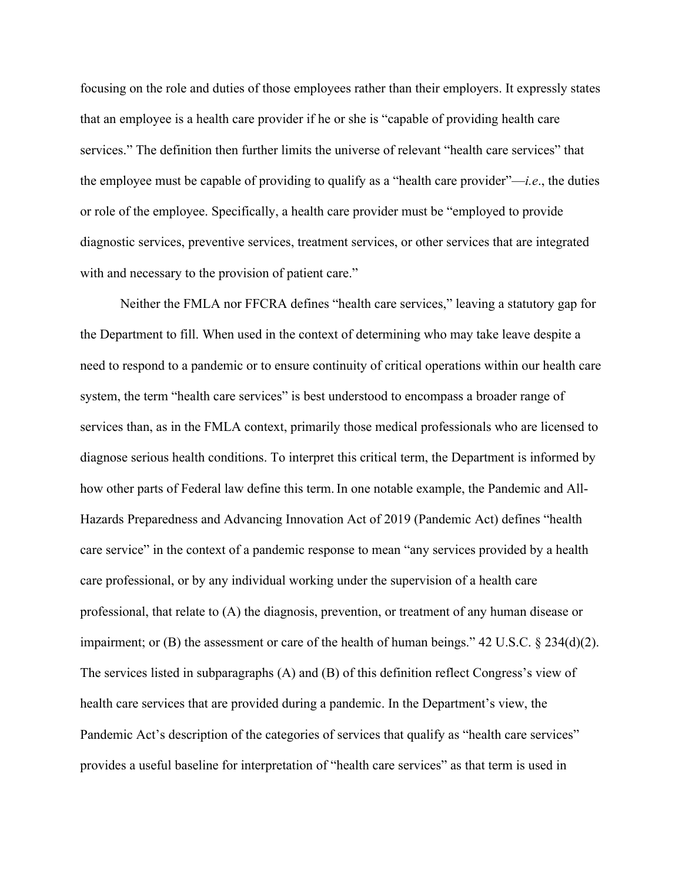focusing on the role and duties of those employees rather than their employers. It expressly states that an employee is a health care provider if he or she is "capable of providing health care services." The definition then further limits the universe of relevant "health care services" that the employee must be capable of providing to qualify as a "health care provider"—*i.e*., the duties or role of the employee. Specifically, a health care provider must be "employed to provide diagnostic services, preventive services, treatment services, or other services that are integrated with and necessary to the provision of patient care."

Neither the FMLA nor FFCRA defines "health care services," leaving a statutory gap for the Department to fill. When used in the context of determining who may take leave despite a need to respond to a pandemic or to ensure continuity of critical operations within our health care system, the term "health care services" is best understood to encompass a broader range of services than, as in the FMLA context, primarily those medical professionals who are licensed to diagnose serious health conditions. To interpret this critical term, the Department is informed by how other parts of Federal law define this term. In one notable example, the Pandemic and All-Hazards Preparedness and Advancing Innovation Act of 2019 (Pandemic Act) defines "health care service" in the context of a pandemic response to mean "any services provided by a health care professional, or by any individual working under the supervision of a health care professional, that relate to (A) the diagnosis, prevention, or treatment of any human disease or impairment; or (B) the assessment or care of the health of human beings." 42 U.S.C. § 234(d)(2). The services listed in subparagraphs (A) and (B) of this definition reflect Congress's view of health care services that are provided during a pandemic. In the Department's view, the Pandemic Act's description of the categories of services that qualify as "health care services" provides a useful baseline for interpretation of "health care services" as that term is used in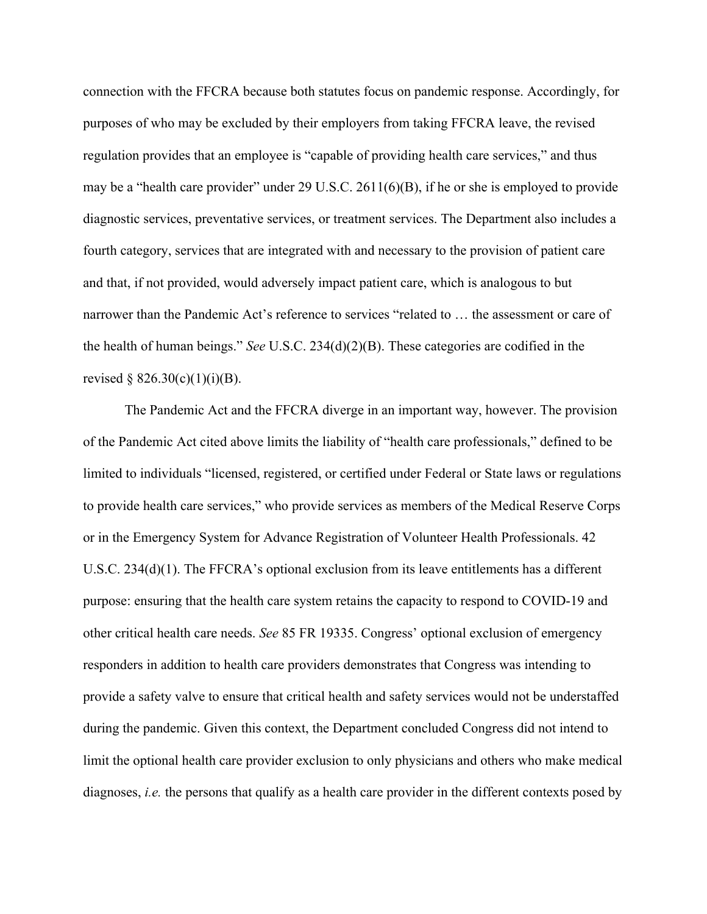connection with the FFCRA because both statutes focus on pandemic response. Accordingly, for purposes of who may be excluded by their employers from taking FFCRA leave, the revised regulation provides that an employee is "capable of providing health care services," and thus may be a "health care provider" under 29 U.S.C. 2611(6)(B), if he or she is employed to provide diagnostic services, preventative services, or treatment services. The Department also includes a fourth category, services that are integrated with and necessary to the provision of patient care and that, if not provided, would adversely impact patient care, which is analogous to but narrower than the Pandemic Act's reference to services "related to … the assessment or care of the health of human beings." *See* U.S.C. 234(d)(2)(B). These categories are codified in the revised § 826.30(c)(1)(i)(B).

The Pandemic Act and the FFCRA diverge in an important way, however. The provision of the Pandemic Act cited above limits the liability of "health care professionals," defined to be limited to individuals "licensed, registered, or certified under Federal or State laws or regulations to provide health care services," who provide services as members of the Medical Reserve Corps or in the Emergency System for Advance Registration of Volunteer Health Professionals. 42 U.S.C. 234(d)(1). The FFCRA's optional exclusion from its leave entitlements has a different purpose: ensuring that the health care system retains the capacity to respond to COVID-19 and other critical health care needs. *See* 85 FR 19335. Congress' optional exclusion of emergency responders in addition to health care providers demonstrates that Congress was intending to provide a safety valve to ensure that critical health and safety services would not be understaffed during the pandemic. Given this context, the Department concluded Congress did not intend to limit the optional health care provider exclusion to only physicians and others who make medical diagnoses, *i.e.* the persons that qualify as a health care provider in the different contexts posed by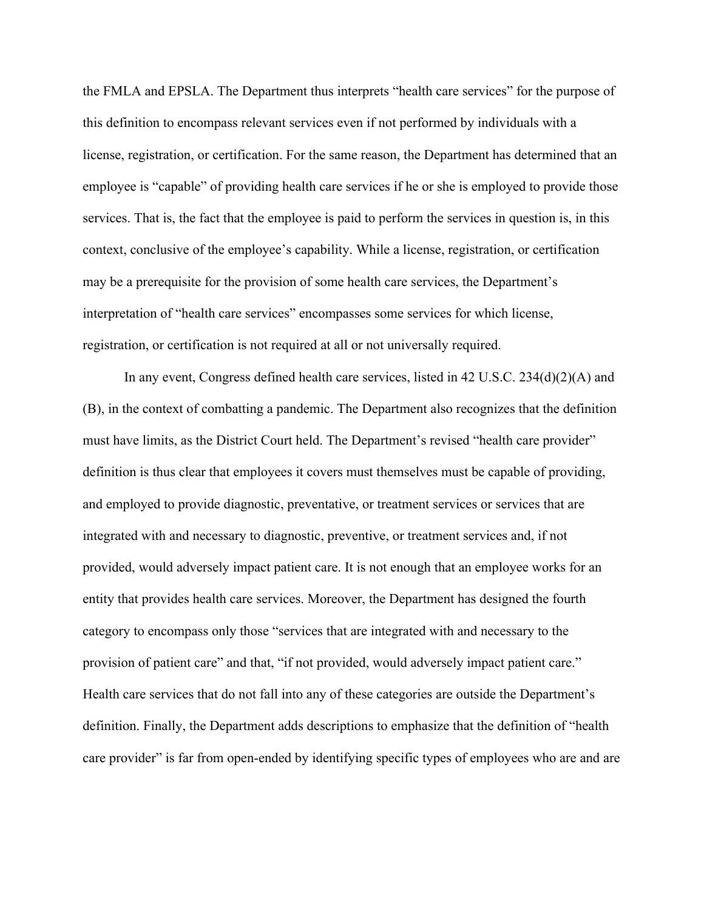the FMLA and EPSLA. The Department thus interprets "health care services" for the purpose of this definition to encompass relevant services even if not performed by individuals with a license, registration, or certification. For the same reason, the Department has determined that an employee is "capable" of providing health care services if he or she is employed to provide those services. That is, the fact that the employee is paid to perform the services in question is, in this context, conclusive of the employee's capability. While a license, registration, or certification may be a prerequisite for the provision of some health care services, the Department's interpretation of "health care services" encompasses some services for which license, registration, or certification is not required at all or not universally required.

In any event, Congress defined health care services, listed in 42 U.S.C. 234(d)(2)(A) and (B), in the context of combatting a pandemic. The Department also recognizes that the definition must have limits, as the District Court held. The Department's revised "health care provider" definition is thus clear that employees it covers must themselves must be capable of providing, and employed to provide diagnostic, preventative, or treatment services or services that are integrated with and necessary to diagnostic, preventive, or treatment services and, if not provided, would adversely impact patient care. It is not enough that an employee works for an entity that provides health care services. Moreover, the Department has designed the fourth category to encompass only those "services that are integrated with and necessary to the provision of patient care" and that, "if not provided, would adversely impact patient care." Health care services that do not fall into any of these categories are outside the Department's definition. Finally, the Department adds descriptions to emphasize that the definition of "health care provider" is far from open-ended by identifying specific types of employees who are and are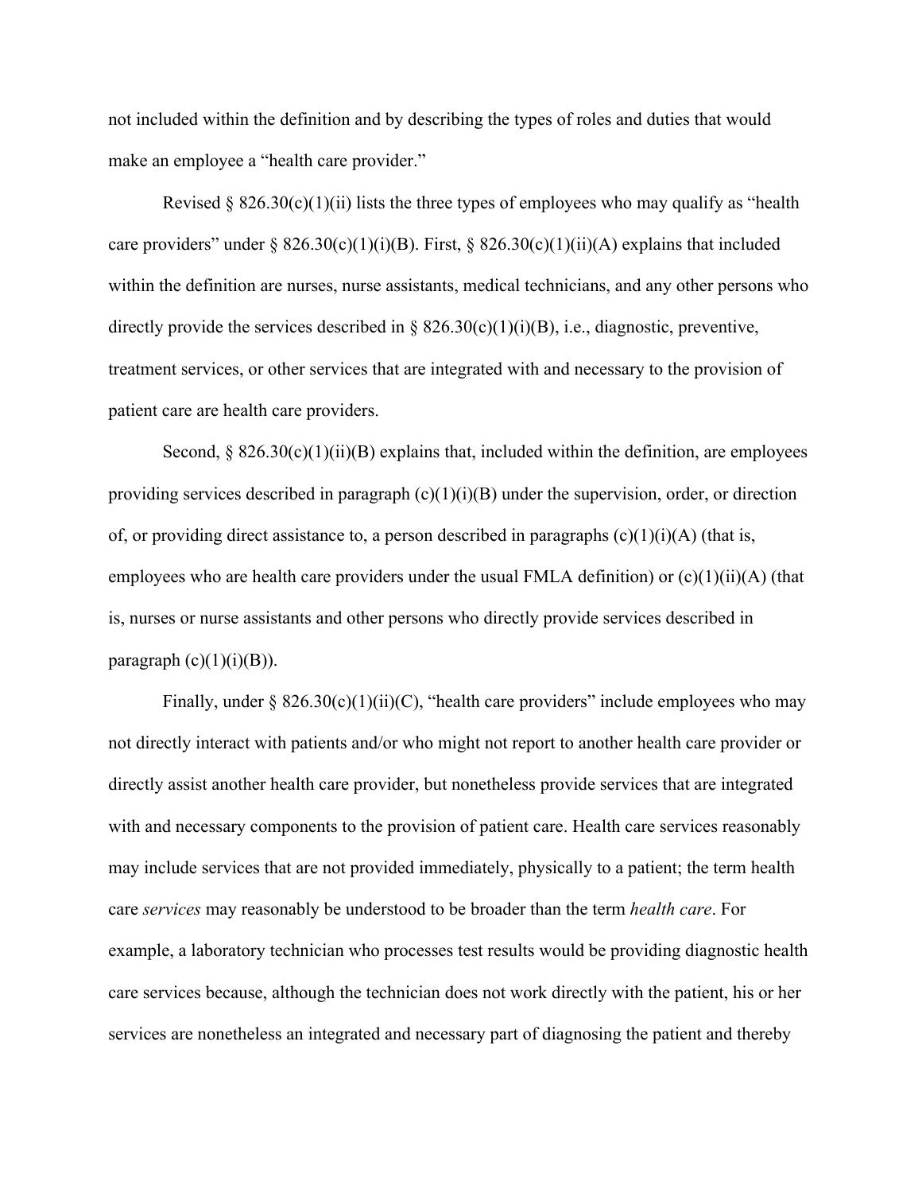not included within the definition and by describing the types of roles and duties that would make an employee a "health care provider."

Revised § 826.30(c)(1)(ii) lists the three types of employees who may qualify as "health care providers" under § 826.30(c)(1)(i)(B). First, § 826.30(c)(1)(ii)(A) explains that included within the definition are nurses, nurse assistants, medical technicians, and any other persons who directly provide the services described in § 826.30(c)(1)(i)(B), i.e., diagnostic, preventive, treatment services, or other services that are integrated with and necessary to the provision of patient care are health care providers.

Second, § 826.30(c)(1)(ii)(B) explains that, included within the definition, are employees providing services described in paragraph (c)(1)(i)(B) under the supervision, order, or direction of, or providing direct assistance to, a person described in paragraphs (c)(1)(i)(A) (that is, employees who are health care providers under the usual FMLA definition) or (c)(1)(ii)(A) (that is, nurses or nurse assistants and other persons who directly provide services described in paragraph (c)(1)(i)(B)).

Finally, under § 826.30(c)(1)(ii)(C), "health care providers" include employees who may not directly interact with patients and/or who might not report to another health care provider or directly assist another health care provider, but nonetheless provide services that are integrated with and necessary components to the provision of patient care. Health care services reasonably may include services that are not provided immediately, physically to a patient; the term health care *services* may reasonably be understood to be broader than the term *health care*. For example, a laboratory technician who processes test results would be providing diagnostic health care services because, although the technician does not work directly with the patient, his or her services are nonetheless an integrated and necessary part of diagnosing the patient and thereby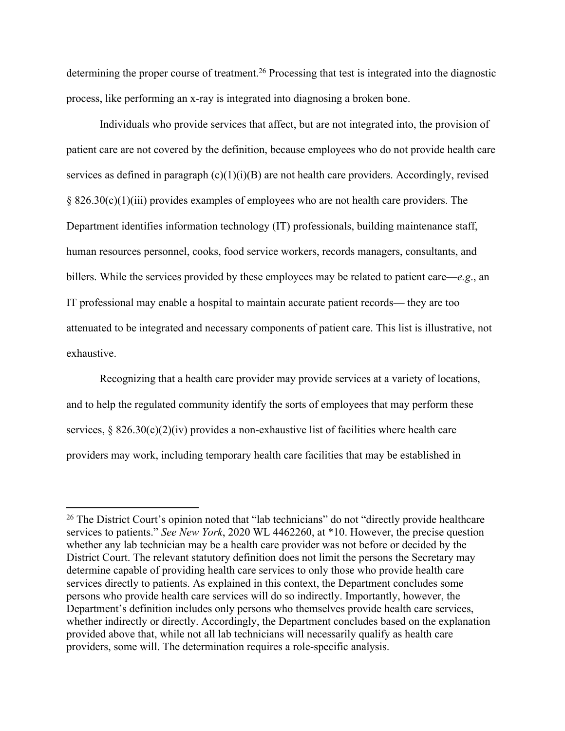determining the proper course of treatment.[26] Processing that test is integrated into the diagnostic process, like performing an x-ray is integrated into diagnosing a broken bone.

Individuals who provide services that affect, but are not integrated into, the provision of patient care are not covered by the definition, because employees who do not provide health care services as defined in paragraph (c)(1)(i)(B) are not health care providers. Accordingly, revised § 826.30(c)(1)(iii) provides examples of employees who are not health care providers. The Department identifies information technology (IT) professionals, building maintenance staff, human resources personnel, cooks, food service workers, records managers, consultants, and billers. While the services provided by these employees may be related to patient care—*e.g.*, an IT professional may enable a hospital to maintain accurate patient records— they are too attenuated to be integrated and necessary components of patient care. This list is illustrative, not exhaustive.

Recognizing that a health care provider may provide services at a variety of locations, and to help the regulated community identify the sorts of employees that may perform these services, § 826.30(c)(2)(iv) provides a non-exhaustive list of facilities where health care providers may work, including temporary health care facilities that may be established in

---

[26] The District Court's opinion noted that "lab technicians" do not "directly provide healthcare services to patients." *See New York*, 2020 WL 4462260, at *10. However, the precise question whether any lab technician may be a health care provider was not before or decided by the District Court. The relevant statutory definition does not limit the persons the Secretary may determine capable of providing health care services to only those who provide health care services directly to patients. As explained in this context, the Department concludes some persons who provide health care services will do so indirectly. Importantly, however, the Department's definition includes only persons who themselves provide health care services, whether indirectly or directly. Accordingly, the Department concludes based on the explanation provided above that, while not all lab technicians will necessarily qualify as health care providers, some will. The determination requires a role-specific analysis.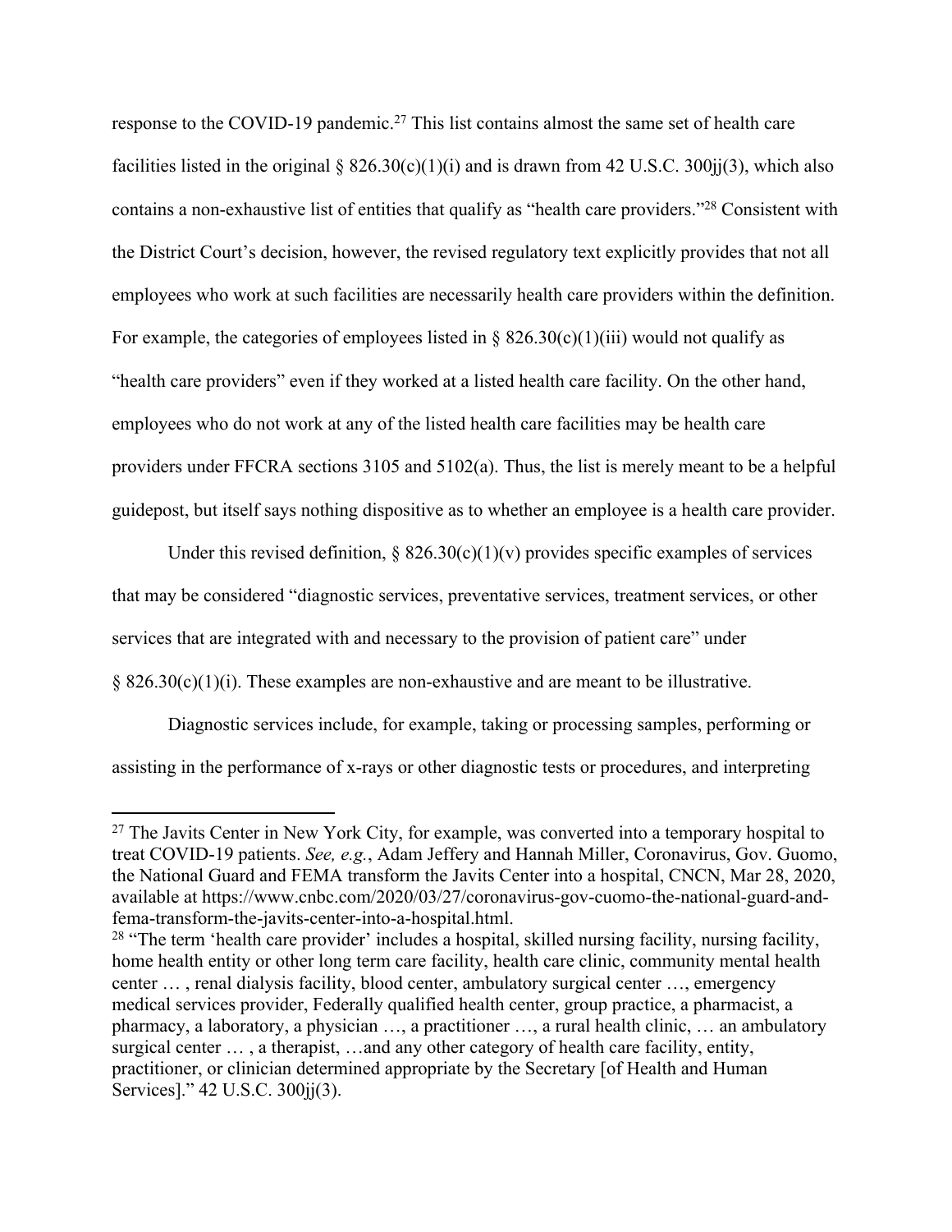response to the COVID-19 pandemic.[27] This list contains almost the same set of health care facilities listed in the original § 826.30(c)(1)(i) and is drawn from 42 U.S.C. 300jj(3), which also contains a non-exhaustive list of entities that qualify as "health care providers."[28] Consistent with the District Court's decision, however, the revised regulatory text explicitly provides that not all employees who work at such facilities are necessarily health care providers within the definition. For example, the categories of employees listed in § 826.30(c)(1)(iii) would not qualify as "health care providers" even if they worked at a listed health care facility. On the other hand, employees who do not work at any of the listed health care facilities may be health care providers under FFCRA sections 3105 and 5102(a). Thus, the list is merely meant to be a helpful guidepost, but itself says nothing dispositive as to whether an employee is a health care provider.

Under this revised definition, § 826.30(c)(1)(v) provides specific examples of services that may be considered "diagnostic services, preventative services, treatment services, or other services that are integrated with and necessary to the provision of patient care" under § 826.30(c)(1)(i). These examples are non-exhaustive and are meant to be illustrative.

Diagnostic services include, for example, taking or processing samples, performing or assisting in the performance of x-rays or other diagnostic tests or procedures, and interpreting

---

[27] The Javits Center in New York City, for example, was converted into a temporary hospital to treat COVID-19 patients. *See, e.g.*, Adam Jeffery and Hannah Miller, Coronavirus, Gov. Guomo, the National Guard and FEMA transform the Javits Center into a hospital, CNCN, Mar 28, 2020, available at https://www.cnbc.com/2020/03/27/coronavirus-gov-cuomo-the-national-guard-and-fema-transform-the-javits-center-into-a-hospital.html.

[28] "The term 'health care provider' includes a hospital, skilled nursing facility, nursing facility, home health entity or other long term care facility, health care clinic, community mental health center … , renal dialysis facility, blood center, ambulatory surgical center …, emergency medical services provider, Federally qualified health center, group practice, a pharmacist, a pharmacy, a laboratory, a physician …, a practitioner …, a rural health clinic, … an ambulatory surgical center … , a therapist, …and any other category of health care facility, entity, practitioner, or clinician determined appropriate by the Secretary [of Health and Human Services]." 42 U.S.C. 300jj(3).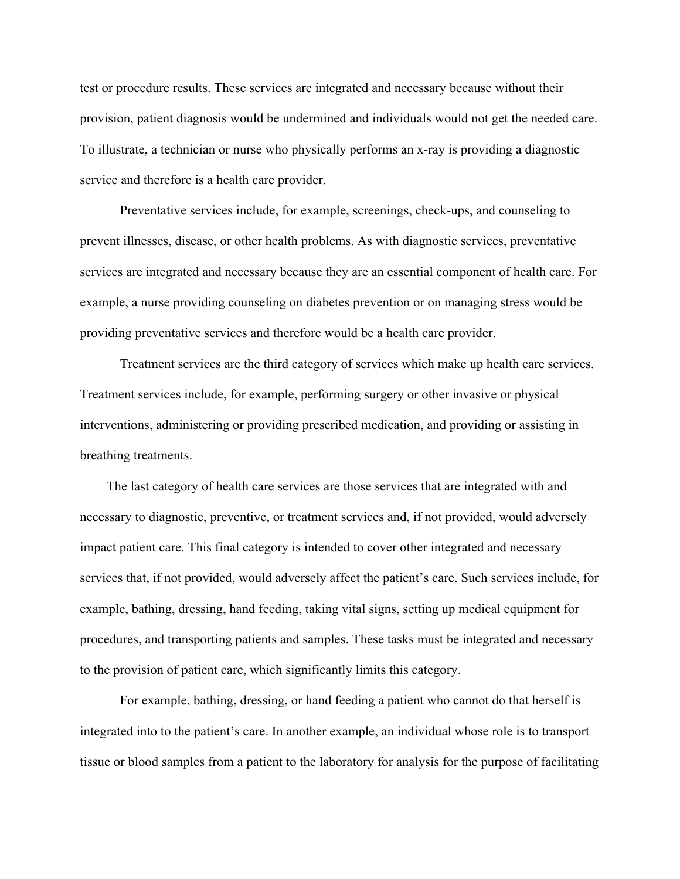test or procedure results. These services are integrated and necessary because without their provision, patient diagnosis would be undermined and individuals would not get the needed care. To illustrate, a technician or nurse who physically performs an x-ray is providing a diagnostic service and therefore is a health care provider.

Preventative services include, for example, screenings, check-ups, and counseling to prevent illnesses, disease, or other health problems. As with diagnostic services, preventative services are integrated and necessary because they are an essential component of health care. For example, a nurse providing counseling on diabetes prevention or on managing stress would be providing preventative services and therefore would be a health care provider.

Treatment services are the third category of services which make up health care services. Treatment services include, for example, performing surgery or other invasive or physical interventions, administering or providing prescribed medication, and providing or assisting in breathing treatments.

The last category of health care services are those services that are integrated with and necessary to diagnostic, preventive, or treatment services and, if not provided, would adversely impact patient care. This final category is intended to cover other integrated and necessary services that, if not provided, would adversely affect the patient's care. Such services include, for example, bathing, dressing, hand feeding, taking vital signs, setting up medical equipment for procedures, and transporting patients and samples. These tasks must be integrated and necessary to the provision of patient care, which significantly limits this category.

For example, bathing, dressing, or hand feeding a patient who cannot do that herself is integrated into to the patient's care. In another example, an individual whose role is to transport tissue or blood samples from a patient to the laboratory for analysis for the purpose of facilitating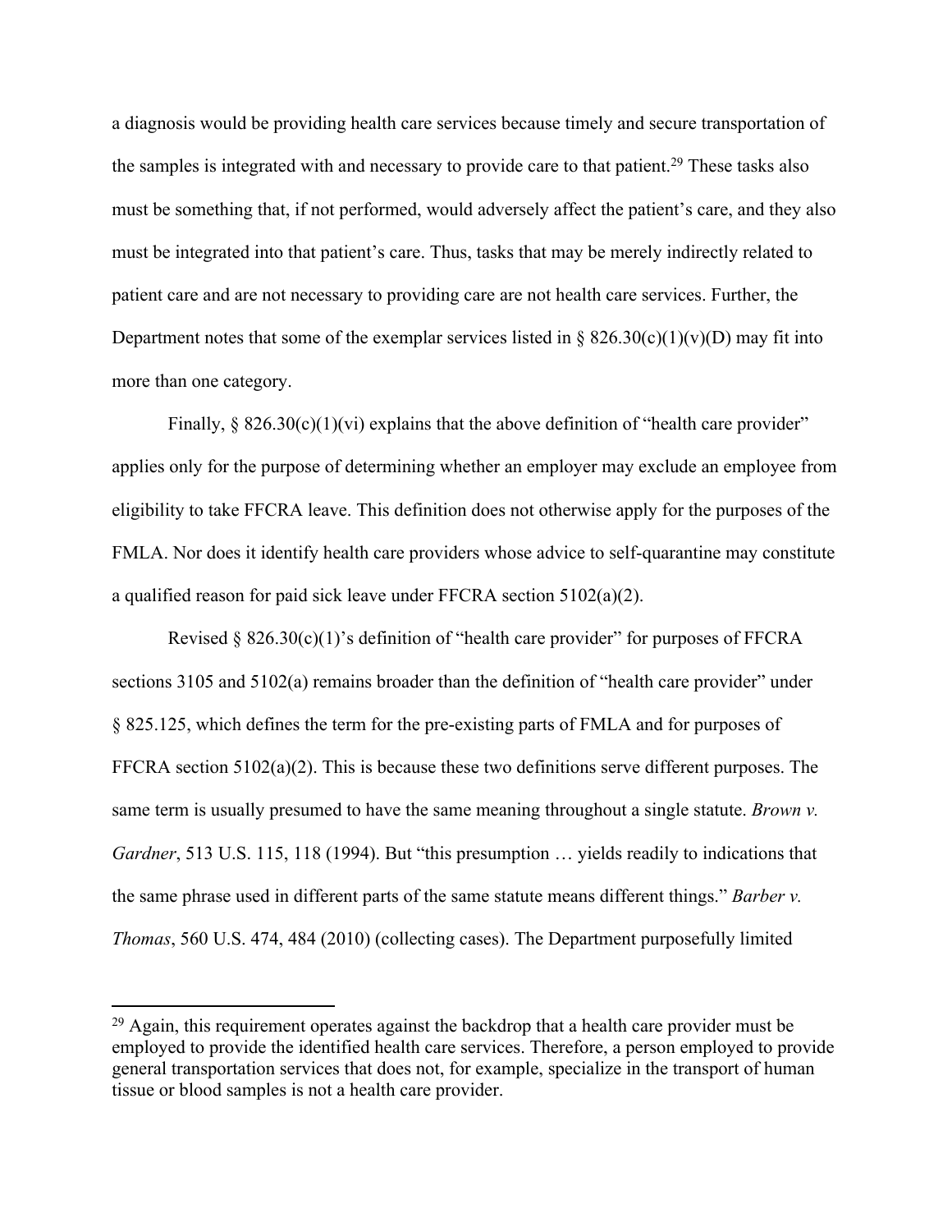a diagnosis would be providing health care services because timely and secure transportation of the samples is integrated with and necessary to provide care to that patient.[29] These tasks also must be something that, if not performed, would adversely affect the patient's care, and they also must be integrated into that patient's care. Thus, tasks that may be merely indirectly related to patient care and are not necessary to providing care are not health care services. Further, the Department notes that some of the exemplar services listed in § 826.30(c)(1)(v)(D) may fit into more than one category.

Finally, § 826.30(c)(1)(vi) explains that the above definition of "health care provider" applies only for the purpose of determining whether an employer may exclude an employee from eligibility to take FFCRA leave. This definition does not otherwise apply for the purposes of the FMLA. Nor does it identify health care providers whose advice to self-quarantine may constitute a qualified reason for paid sick leave under FFCRA section 5102(a)(2).

Revised § 826.30(c)(1)'s definition of "health care provider" for purposes of FFCRA sections 3105 and 5102(a) remains broader than the definition of "health care provider" under § 825.125, which defines the term for the pre-existing parts of FMLA and for purposes of FFCRA section 5102(a)(2). This is because these two definitions serve different purposes. The same term is usually presumed to have the same meaning throughout a single statute. *Brown v. Gardner*, 513 U.S. 115, 118 (1994). But "this presumption … yields readily to indications that the same phrase used in different parts of the same statute means different things." *Barber v. Thomas*, 560 U.S. 474, 484 (2010) (collecting cases). The Department purposefully limited

[29] Again, this requirement operates against the backdrop that a health care provider must be employed to provide the identified health care services. Therefore, a person employed to provide general transportation services that does not, for example, specialize in the transport of human tissue or blood samples is not a health care provider.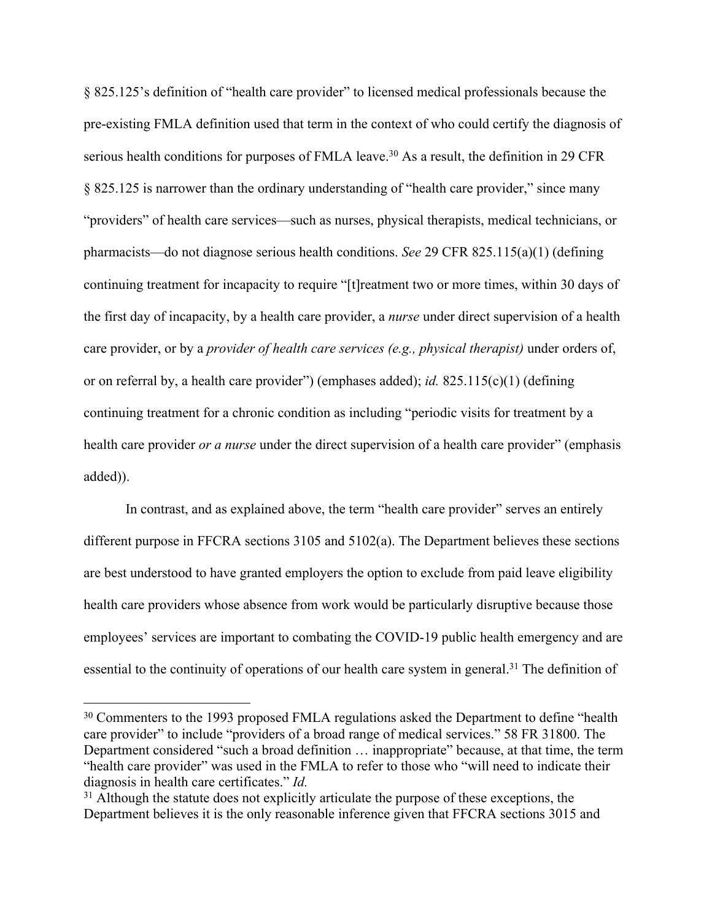§ 825.125's definition of "health care provider" to licensed medical professionals because the pre-existing FMLA definition used that term in the context of who could certify the diagnosis of serious health conditions for purposes of FMLA leave.[30] As a result, the definition in 29 CFR § 825.125 is narrower than the ordinary understanding of "health care provider," since many "providers" of health care services—such as nurses, physical therapists, medical technicians, or pharmacists—do not diagnose serious health conditions. *See* 29 CFR 825.115(a)(1) (defining continuing treatment for incapacity to require "[t]reatment two or more times, within 30 days of the first day of incapacity, by a health care provider, a *nurse* under direct supervision of a health care provider, or by a *provider of health care services (e.g., physical therapist)* under orders of, or on referral by, a health care provider") (emphases added); *id.* 825.115(c)(1) (defining continuing treatment for a chronic condition as including "periodic visits for treatment by a health care provider *or a nurse* under the direct supervision of a health care provider" (emphasis added)).

In contrast, and as explained above, the term "health care provider" serves an entirely different purpose in FFCRA sections 3105 and 5102(a). The Department believes these sections are best understood to have granted employers the option to exclude from paid leave eligibility health care providers whose absence from work would be particularly disruptive because those employees' services are important to combating the COVID-19 public health emergency and are essential to the continuity of operations of our health care system in general.[31] The definition of

---

[30] Commenters to the 1993 proposed FMLA regulations asked the Department to define "health care provider" to include "providers of a broad range of medical services." 58 FR 31800. The Department considered "such a broad definition … inappropriate" because, at that time, the term "health care provider" was used in the FMLA to refer to those who "will need to indicate their diagnosis in health care certificates." *Id.*

[31] Although the statute does not explicitly articulate the purpose of these exceptions, the Department believes it is the only reasonable inference given that FFCRA sections 3015 and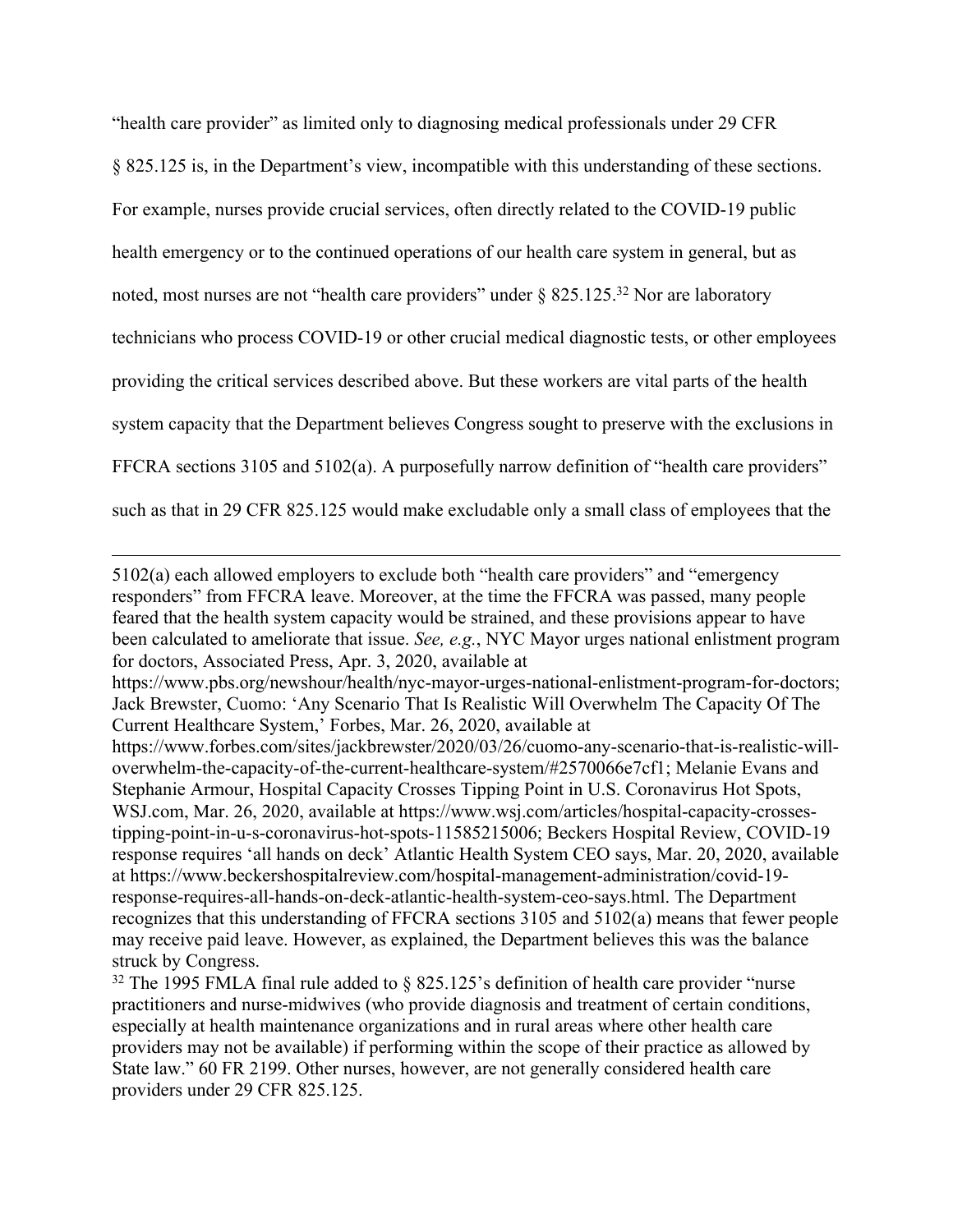"health care provider" as limited only to diagnosing medical professionals under 29 CFR § 825.125 is, in the Department's view, incompatible with this understanding of these sections. For example, nurses provide crucial services, often directly related to the COVID-19 public health emergency or to the continued operations of our health care system in general, but as noted, most nurses are not "health care providers" under § 825.125.[32] Nor are laboratory technicians who process COVID-19 or other crucial medical diagnostic tests, or other employees providing the critical services described above. But these workers are vital parts of the health system capacity that the Department believes Congress sought to preserve with the exclusions in FFCRA sections 3105 and 5102(a). A purposefully narrow definition of "health care providers" such as that in 29 CFR 825.125 would make excludable only a small class of employees that the

---

5102(a) each allowed employers to exclude both "health care providers" and "emergency responders" from FFCRA leave. Moreover, at the time the FFCRA was passed, many people feared that the health system capacity would be strained, and these provisions appear to have been calculated to ameliorate that issue. *See, e.g.*, NYC Mayor urges national enlistment program for doctors, Associated Press, Apr. 3, 2020, available at https://www.pbs.org/newshour/health/nyc-mayor-urges-national-enlistment-program-for-doctors; Jack Brewster, Cuomo: 'Any Scenario That Is Realistic Will Overwhelm The Capacity Of The Current Healthcare System,' Forbes, Mar. 26, 2020, available at https://www.forbes.com/sites/jackbrewster/2020/03/26/cuomo-any-scenario-that-is-realistic-will-overwhelm-the-capacity-of-the-current-healthcare-system/#2570066e7cf1; Melanie Evans and Stephanie Armour, Hospital Capacity Crosses Tipping Point in U.S. Coronavirus Hot Spots, WSJ.com, Mar. 26, 2020, available at https://www.wsj.com/articles/hospital-capacity-crosses-tipping-point-in-u-s-coronavirus-hot-spots-11585215006; Beckers Hospital Review, COVID-19 response requires 'all hands on deck' Atlantic Health System CEO says, Mar. 20, 2020, available at https://www.beckershospitalreview.com/hospital-management-administration/covid-19-response-requires-all-hands-on-deck-atlantic-health-system-ceo-says.html. The Department recognizes that this understanding of FFCRA sections 3105 and 5102(a) means that fewer people may receive paid leave. However, as explained, the Department believes this was the balance struck by Congress.

[32] The 1995 FMLA final rule added to § 825.125's definition of health care provider "nurse practitioners and nurse-midwives (who provide diagnosis and treatment of certain conditions, especially at health maintenance organizations and in rural areas where other health care providers may not be available) if performing within the scope of their practice as allowed by State law." 60 FR 2199. Other nurses, however, are not generally considered health care providers under 29 CFR 825.125.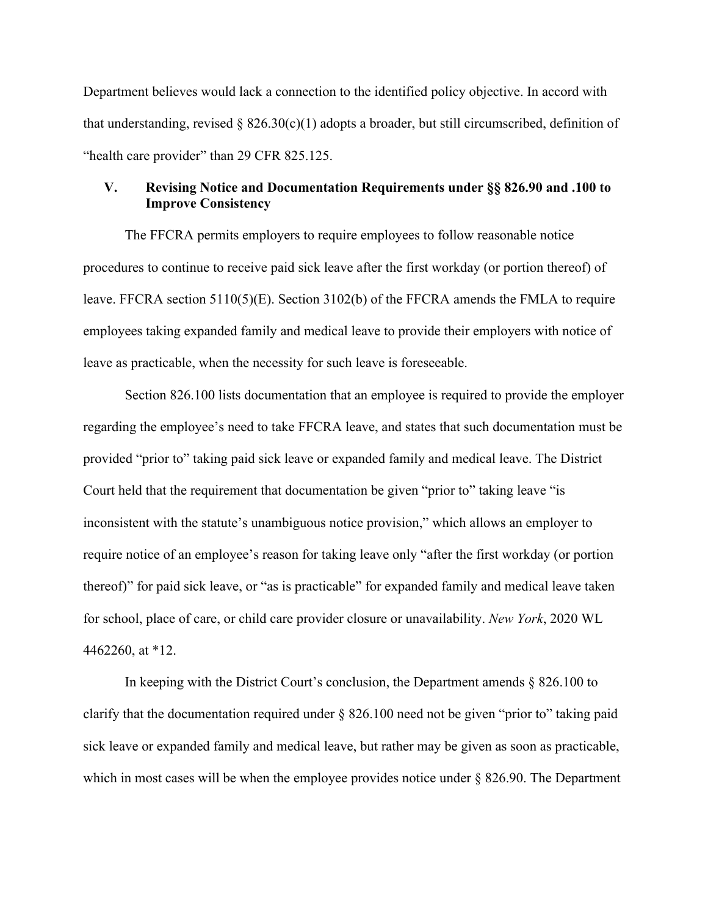Department believes would lack a connection to the identified policy objective. In accord with that understanding, revised § 826.30(c)(1) adopts a broader, but still circumscribed, definition of "health care provider" than 29 CFR 825.125.

## V. Revising Notice and Documentation Requirements under §§ 826.90 and .100 to Improve Consistency

The FFCRA permits employers to require employees to follow reasonable notice procedures to continue to receive paid sick leave after the first workday (or portion thereof) of leave. FFCRA section 5110(5)(E). Section 3102(b) of the FFCRA amends the FMLA to require employees taking expanded family and medical leave to provide their employers with notice of leave as practicable, when the necessity for such leave is foreseeable.

Section 826.100 lists documentation that an employee is required to provide the employer regarding the employee's need to take FFCRA leave, and states that such documentation must be provided "prior to" taking paid sick leave or expanded family and medical leave. The District Court held that the requirement that documentation be given "prior to" taking leave "is inconsistent with the statute's unambiguous notice provision," which allows an employer to require notice of an employee's reason for taking leave only "after the first workday (or portion thereof)" for paid sick leave, or "as is practicable" for expanded family and medical leave taken for school, place of care, or child care provider closure or unavailability. *New York*, 2020 WL 4462260, at *12.

In keeping with the District Court's conclusion, the Department amends § 826.100 to clarify that the documentation required under § 826.100 need not be given "prior to" taking paid sick leave or expanded family and medical leave, but rather may be given as soon as practicable, which in most cases will be when the employee provides notice under § 826.90. The Department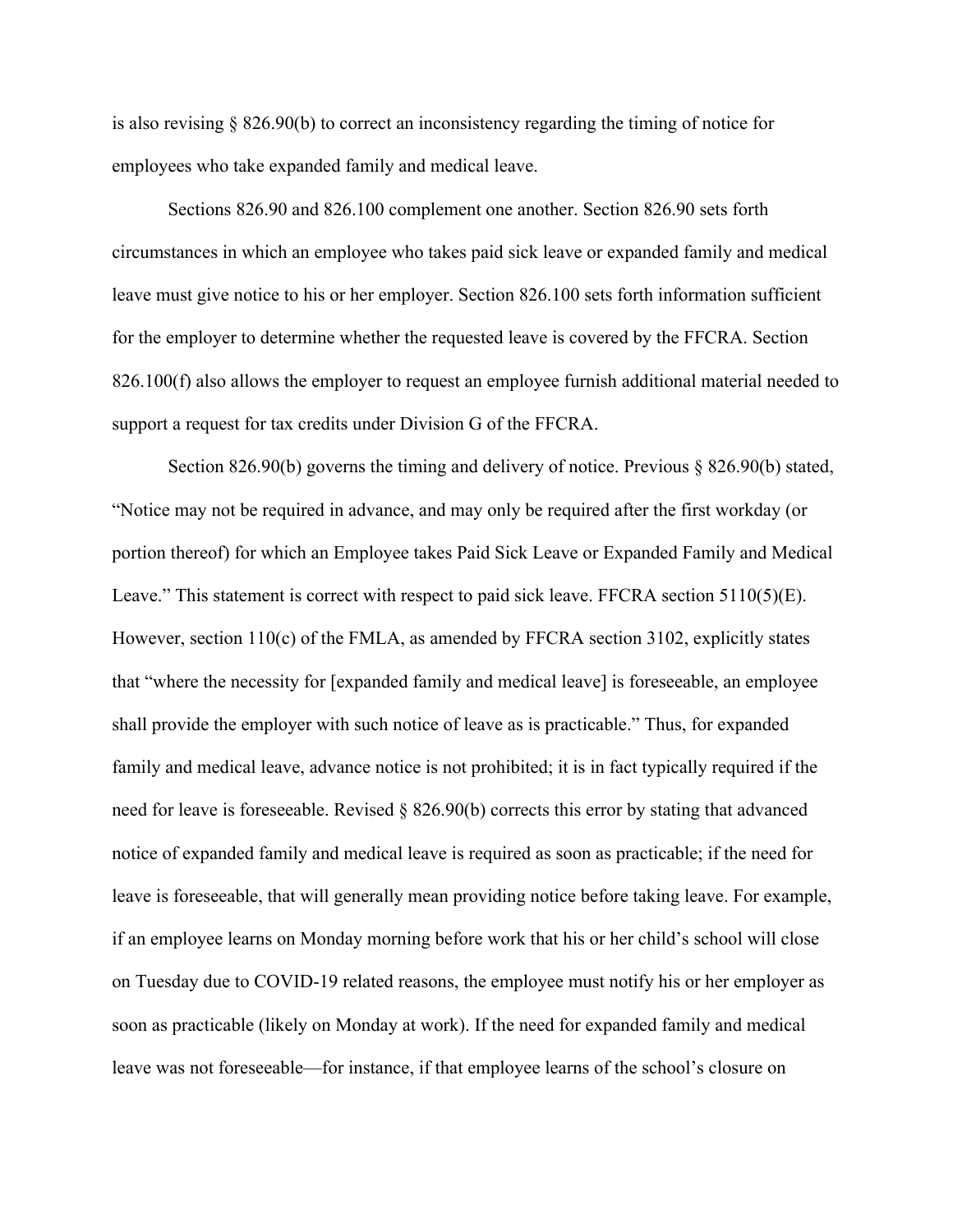is also revising § 826.90(b) to correct an inconsistency regarding the timing of notice for employees who take expanded family and medical leave.

Sections 826.90 and 826.100 complement one another. Section 826.90 sets forth circumstances in which an employee who takes paid sick leave or expanded family and medical leave must give notice to his or her employer. Section 826.100 sets forth information sufficient for the employer to determine whether the requested leave is covered by the FFCRA. Section 826.100(f) also allows the employer to request an employee furnish additional material needed to support a request for tax credits under Division G of the FFCRA.

Section 826.90(b) governs the timing and delivery of notice. Previous § 826.90(b) stated, "Notice may not be required in advance, and may only be required after the first workday (or portion thereof) for which an Employee takes Paid Sick Leave or Expanded Family and Medical Leave." This statement is correct with respect to paid sick leave. FFCRA section 5110(5)(E). However, section 110(c) of the FMLA, as amended by FFCRA section 3102, explicitly states that "where the necessity for [expanded family and medical leave] is foreseeable, an employee shall provide the employer with such notice of leave as is practicable." Thus, for expanded family and medical leave, advance notice is not prohibited; it is in fact typically required if the need for leave is foreseeable. Revised § 826.90(b) corrects this error by stating that advanced notice of expanded family and medical leave is required as soon as practicable; if the need for leave is foreseeable, that will generally mean providing notice before taking leave. For example, if an employee learns on Monday morning before work that his or her child's school will close on Tuesday due to COVID-19 related reasons, the employee must notify his or her employer as soon as practicable (likely on Monday at work). If the need for expanded family and medical leave was not foreseeable—for instance, if that employee learns of the school's closure on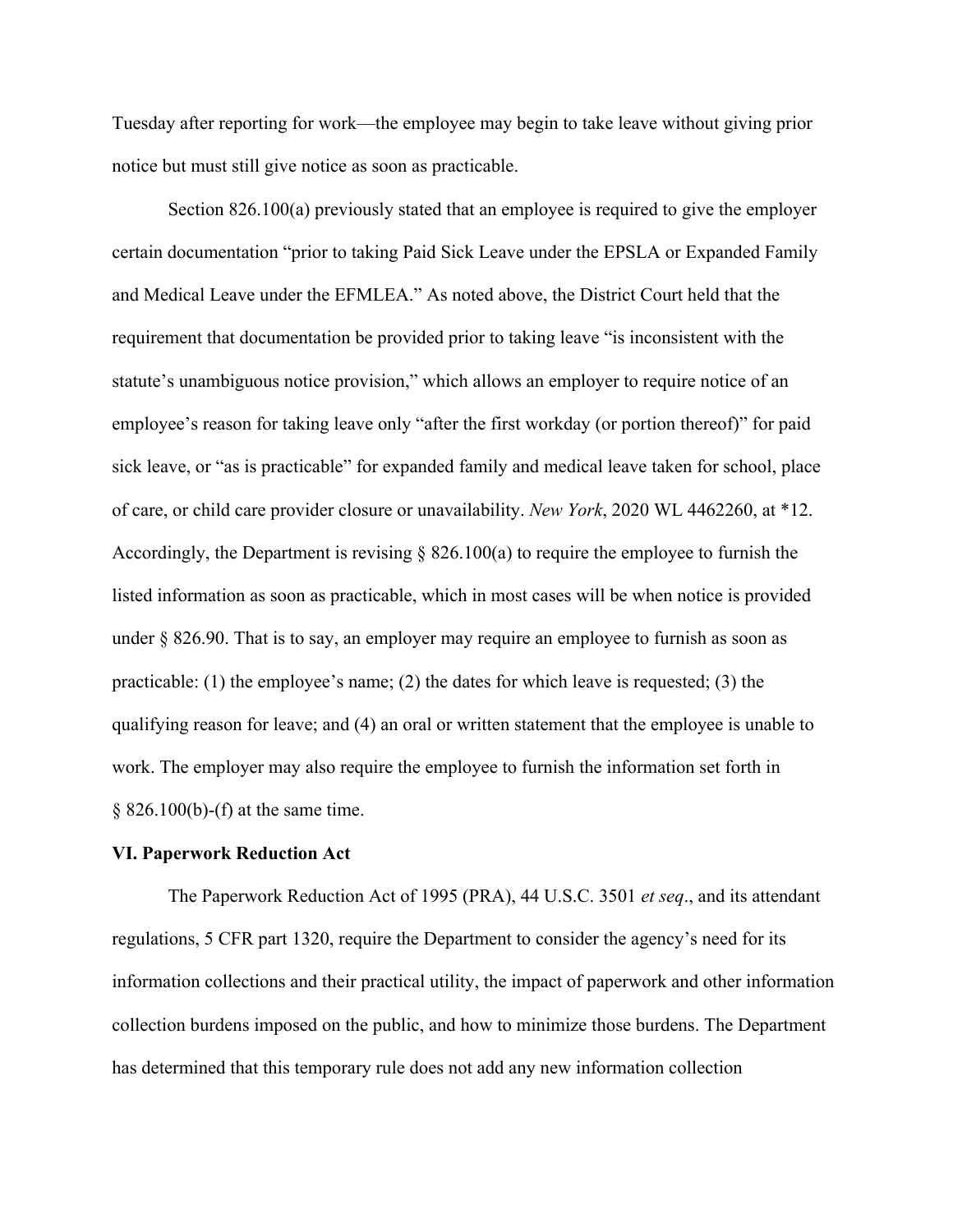Tuesday after reporting for work—the employee may begin to take leave without giving prior notice but must still give notice as soon as practicable.

Section 826.100(a) previously stated that an employee is required to give the employer certain documentation "prior to taking Paid Sick Leave under the EPSLA or Expanded Family and Medical Leave under the EFMLEA." As noted above, the District Court held that the requirement that documentation be provided prior to taking leave "is inconsistent with the statute's unambiguous notice provision," which allows an employer to require notice of an employee's reason for taking leave only "after the first workday (or portion thereof)" for paid sick leave, or "as is practicable" for expanded family and medical leave taken for school, place of care, or child care provider closure or unavailability. *New York*, 2020 WL 4462260, at *12. Accordingly, the Department is revising § 826.100(a) to require the employee to furnish the listed information as soon as practicable, which in most cases will be when notice is provided under § 826.90. That is to say, an employer may require an employee to furnish as soon as practicable: (1) the employee's name; (2) the dates for which leave is requested; (3) the qualifying reason for leave; and (4) an oral or written statement that the employee is unable to work. The employer may also require the employee to furnish the information set forth in § 826.100(b)-(f) at the same time.

**VI. Paperwork Reduction Act**

The Paperwork Reduction Act of 1995 (PRA), 44 U.S.C. 3501 *et seq*., and its attendant regulations, 5 CFR part 1320, require the Department to consider the agency's need for its information collections and their practical utility, the impact of paperwork and other information collection burdens imposed on the public, and how to minimize those burdens. The Department has determined that this temporary rule does not add any new information collection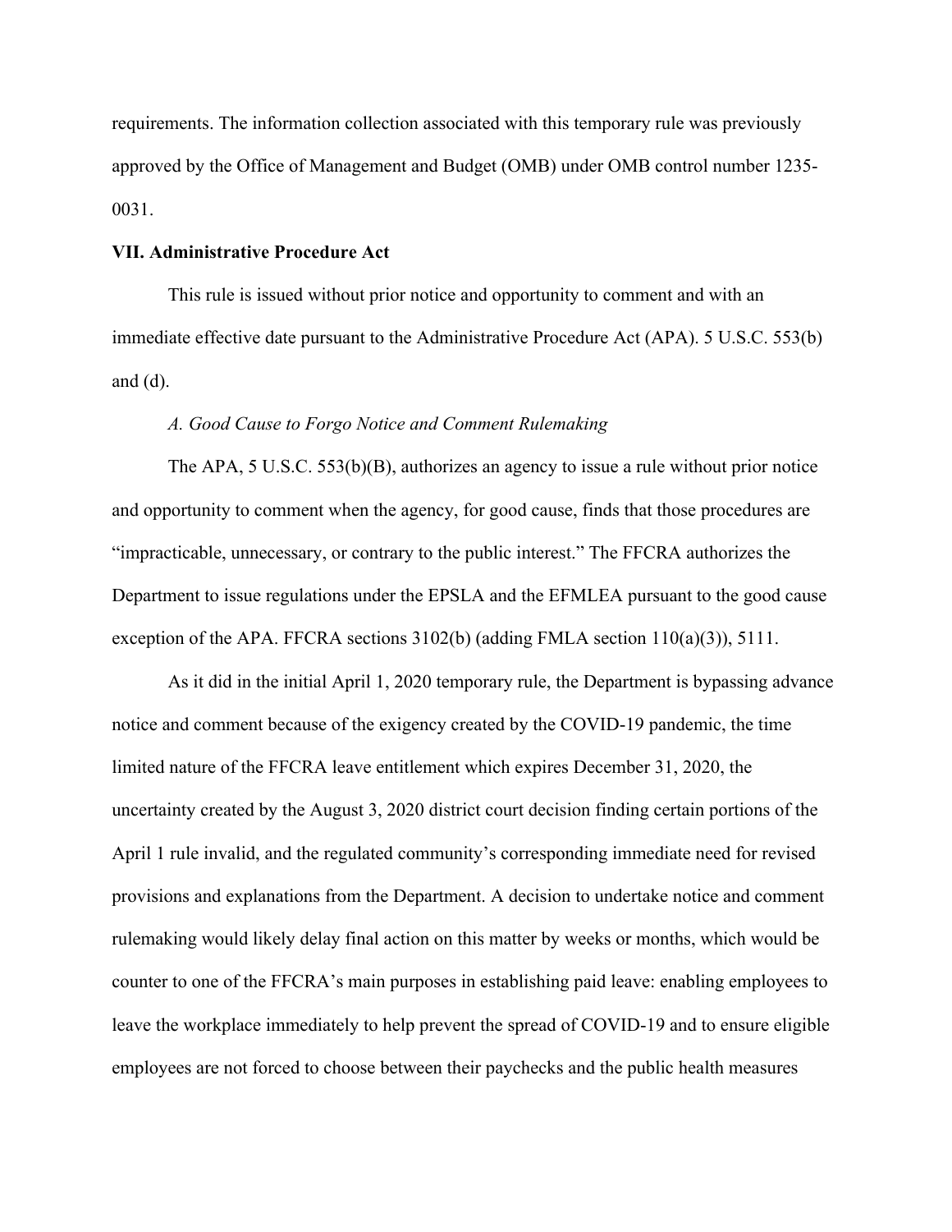requirements. The information collection associated with this temporary rule was previously approved by the Office of Management and Budget (OMB) under OMB control number 1235-0031.

**VII. Administrative Procedure Act**

This rule is issued without prior notice and opportunity to comment and with an immediate effective date pursuant to the Administrative Procedure Act (APA). 5 U.S.C. 553(b) and (d).

*A. Good Cause to Forgo Notice and Comment Rulemaking*

The APA, 5 U.S.C. 553(b)(B), authorizes an agency to issue a rule without prior notice and opportunity to comment when the agency, for good cause, finds that those procedures are "impracticable, unnecessary, or contrary to the public interest." The FFCRA authorizes the Department to issue regulations under the EPSLA and the EFMLEA pursuant to the good cause exception of the APA. FFCRA sections 3102(b) (adding FMLA section 110(a)(3)), 5111.

As it did in the initial April 1, 2020 temporary rule, the Department is bypassing advance notice and comment because of the exigency created by the COVID-19 pandemic, the time limited nature of the FFCRA leave entitlement which expires December 31, 2020, the uncertainty created by the August 3, 2020 district court decision finding certain portions of the April 1 rule invalid, and the regulated community's corresponding immediate need for revised provisions and explanations from the Department. A decision to undertake notice and comment rulemaking would likely delay final action on this matter by weeks or months, which would be counter to one of the FFCRA's main purposes in establishing paid leave: enabling employees to leave the workplace immediately to help prevent the spread of COVID-19 and to ensure eligible employees are not forced to choose between their paychecks and the public health measures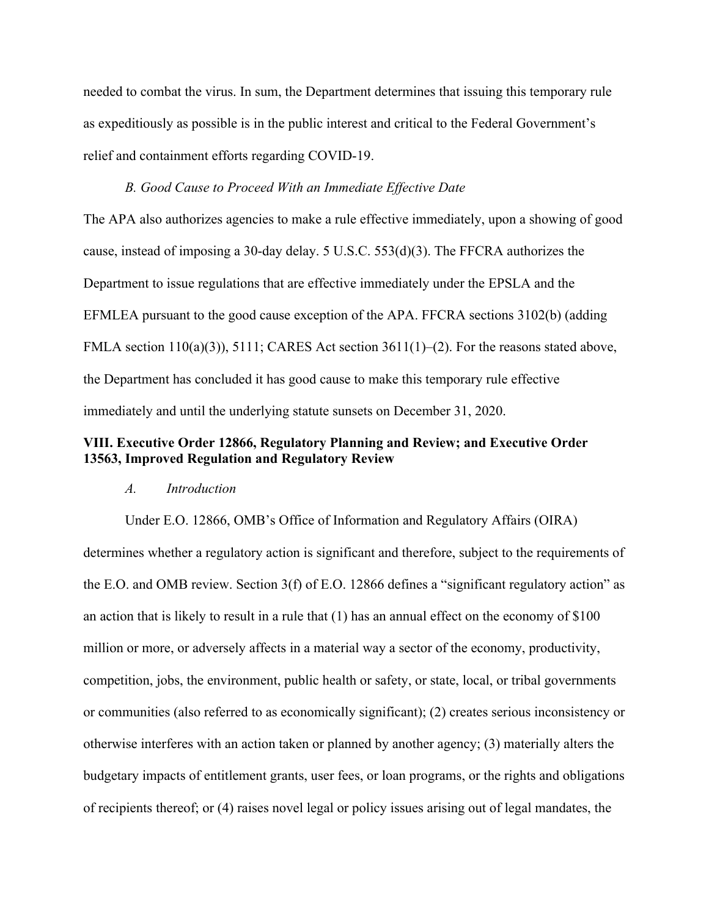needed to combat the virus. In sum, the Department determines that issuing this temporary rule as expeditiously as possible is in the public interest and critical to the Federal Government's relief and containment efforts regarding COVID-19.

*B. Good Cause to Proceed With an Immediate Effective Date*

The APA also authorizes agencies to make a rule effective immediately, upon a showing of good cause, instead of imposing a 30-day delay. 5 U.S.C. 553(d)(3). The FFCRA authorizes the Department to issue regulations that are effective immediately under the EPSLA and the EFMLEA pursuant to the good cause exception of the APA. FFCRA sections 3102(b) (adding FMLA section 110(a)(3)), 5111; CARES Act section 3611(1)–(2). For the reasons stated above, the Department has concluded it has good cause to make this temporary rule effective immediately and until the underlying statute sunsets on December 31, 2020.

## VIII. Executive Order 12866, Regulatory Planning and Review; and Executive Order 13563, Improved Regulation and Regulatory Review

*A. Introduction*

Under E.O. 12866, OMB's Office of Information and Regulatory Affairs (OIRA) determines whether a regulatory action is significant and therefore, subject to the requirements of the E.O. and OMB review. Section 3(f) of E.O. 12866 defines a "significant regulatory action" as an action that is likely to result in a rule that (1) has an annual effect on the economy of $100 million or more, or adversely affects in a material way a sector of the economy, productivity, competition, jobs, the environment, public health or safety, or state, local, or tribal governments or communities (also referred to as economically significant); (2) creates serious inconsistency or otherwise interferes with an action taken or planned by another agency; (3) materially alters the budgetary impacts of entitlement grants, user fees, or loan programs, or the rights and obligations of recipients thereof; or (4) raises novel legal or policy issues arising out of legal mandates, the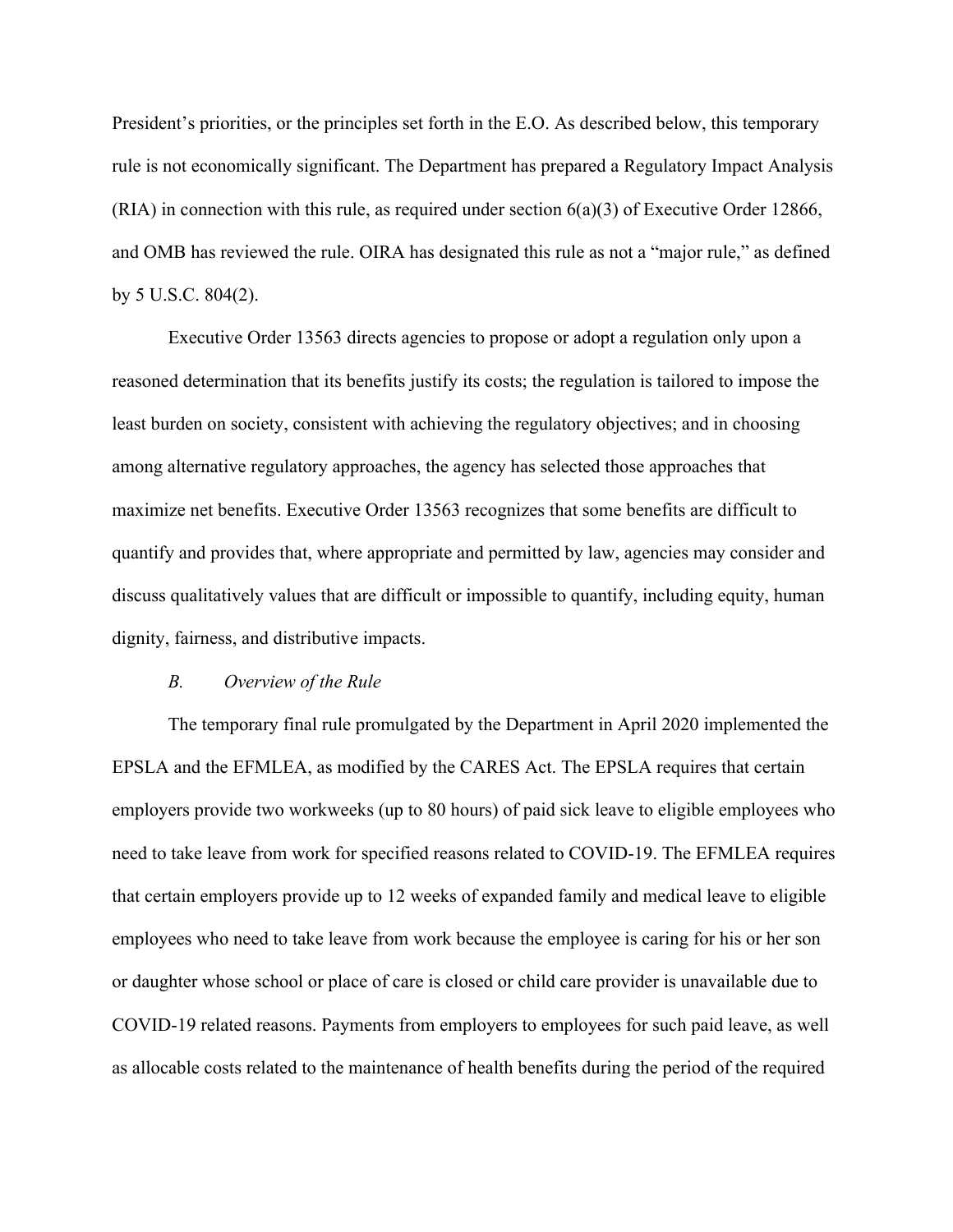President's priorities, or the principles set forth in the E.O. As described below, this temporary rule is not economically significant. The Department has prepared a Regulatory Impact Analysis (RIA) in connection with this rule, as required under section 6(a)(3) of Executive Order 12866, and OMB has reviewed the rule. OIRA has designated this rule as not a "major rule," as defined by 5 U.S.C. 804(2).

Executive Order 13563 directs agencies to propose or adopt a regulation only upon a reasoned determination that its benefits justify its costs; the regulation is tailored to impose the least burden on society, consistent with achieving the regulatory objectives; and in choosing among alternative regulatory approaches, the agency has selected those approaches that maximize net benefits. Executive Order 13563 recognizes that some benefits are difficult to quantify and provides that, where appropriate and permitted by law, agencies may consider and discuss qualitatively values that are difficult or impossible to quantify, including equity, human dignity, fairness, and distributive impacts.

### *B. Overview of the Rule*

The temporary final rule promulgated by the Department in April 2020 implemented the EPSLA and the EFMLEA, as modified by the CARES Act. The EPSLA requires that certain employers provide two workweeks (up to 80 hours) of paid sick leave to eligible employees who need to take leave from work for specified reasons related to COVID-19. The EFMLEA requires that certain employers provide up to 12 weeks of expanded family and medical leave to eligible employees who need to take leave from work because the employee is caring for his or her son or daughter whose school or place of care is closed or child care provider is unavailable due to COVID-19 related reasons. Payments from employers to employees for such paid leave, as well as allocable costs related to the maintenance of health benefits during the period of the required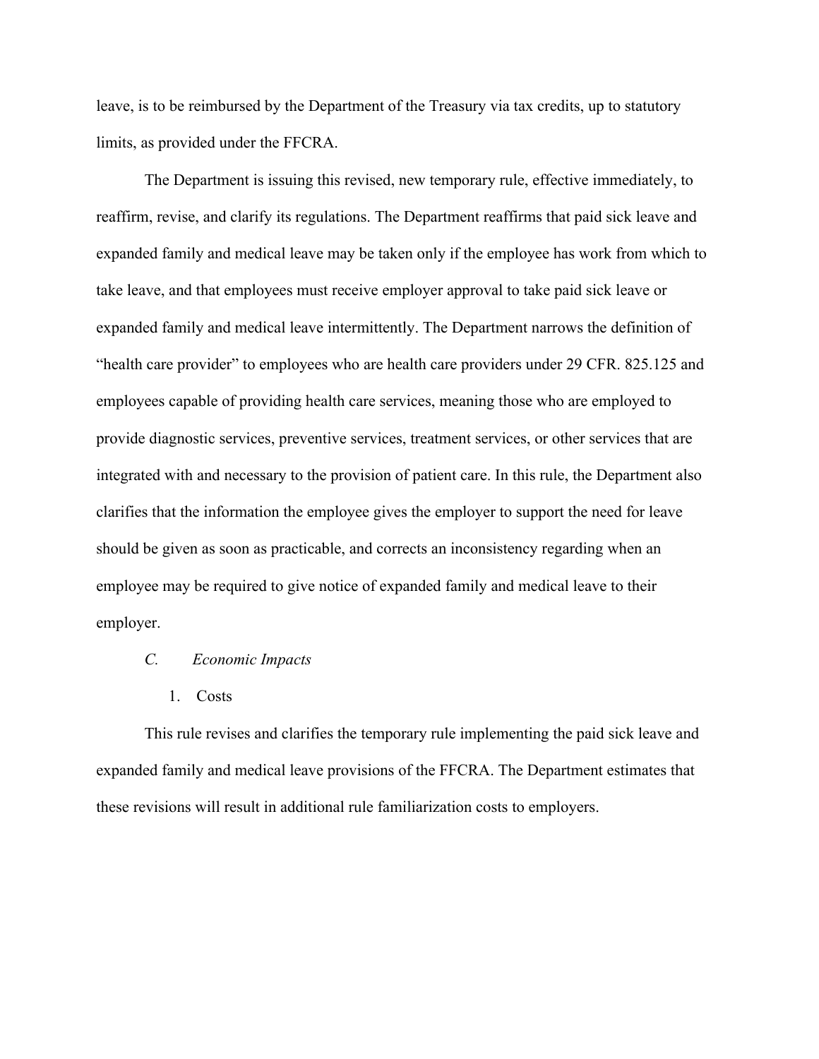leave, is to be reimbursed by the Department of the Treasury via tax credits, up to statutory limits, as provided under the FFCRA.

The Department is issuing this revised, new temporary rule, effective immediately, to reaffirm, revise, and clarify its regulations. The Department reaffirms that paid sick leave and expanded family and medical leave may be taken only if the employee has work from which to take leave, and that employees must receive employer approval to take paid sick leave or expanded family and medical leave intermittently. The Department narrows the definition of "health care provider" to employees who are health care providers under 29 CFR. 825.125 and employees capable of providing health care services, meaning those who are employed to provide diagnostic services, preventive services, treatment services, or other services that are integrated with and necessary to the provision of patient care. In this rule, the Department also clarifies that the information the employee gives the employer to support the need for leave should be given as soon as practicable, and corrects an inconsistency regarding when an employee may be required to give notice of expanded family and medical leave to their employer.

### *C. Economic Impacts*

#### 1. Costs

This rule revises and clarifies the temporary rule implementing the paid sick leave and expanded family and medical leave provisions of the FFCRA. The Department estimates that these revisions will result in additional rule familiarization costs to employers.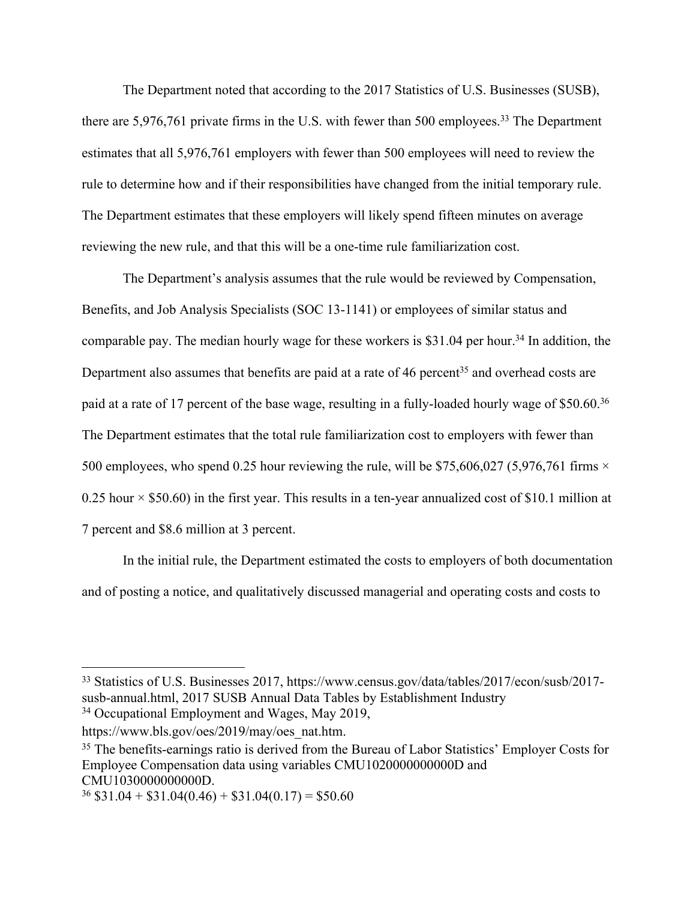The Department noted that according to the 2017 Statistics of U.S. Businesses (SUSB), there are 5,976,761 private firms in the U.S. with fewer than 500 employees.[33] The Department estimates that all 5,976,761 employers with fewer than 500 employees will need to review the rule to determine how and if their responsibilities have changed from the initial temporary rule. The Department estimates that these employers will likely spend fifteen minutes on average reviewing the new rule, and that this will be a one-time rule familiarization cost.

The Department's analysis assumes that the rule would be reviewed by Compensation, Benefits, and Job Analysis Specialists (SOC 13-1141) or employees of similar status and comparable pay. The median hourly wage for these workers is $31.04 per hour.[34] In addition, the Department also assumes that benefits are paid at a rate of 46 percent[35] and overhead costs are paid at a rate of 17 percent of the base wage, resulting in a fully-loaded hourly wage of $50.60.[36] The Department estimates that the total rule familiarization cost to employers with fewer than 500 employees, who spend 0.25 hour reviewing the rule, will be $75,606,027 (5,976,761 firms × 0.25 hour × $50.60) in the first year. This results in a ten-year annualized cost of $10.1 million at 7 percent and $8.6 million at 3 percent.

In the initial rule, the Department estimated the costs to employers of both documentation and of posting a notice, and qualitatively discussed managerial and operating costs and costs to

---

[33] Statistics of U.S. Businesses 2017, https://www.census.gov/data/tables/2017/econ/susb/2017-susb-annual.html, 2017 SUSB Annual Data Tables by Establishment Industry

[34] Occupational Employment and Wages, May 2019, https://www.bls.gov/oes/2019/may/oes_nat.htm.

[35] The benefits-earnings ratio is derived from the Bureau of Labor Statistics' Employer Costs for Employee Compensation data using variables CMU1020000000000D and CMU1030000000000D.

[36] $31.04 + $31.04(0.46) + $31.04(0.17) = $50.60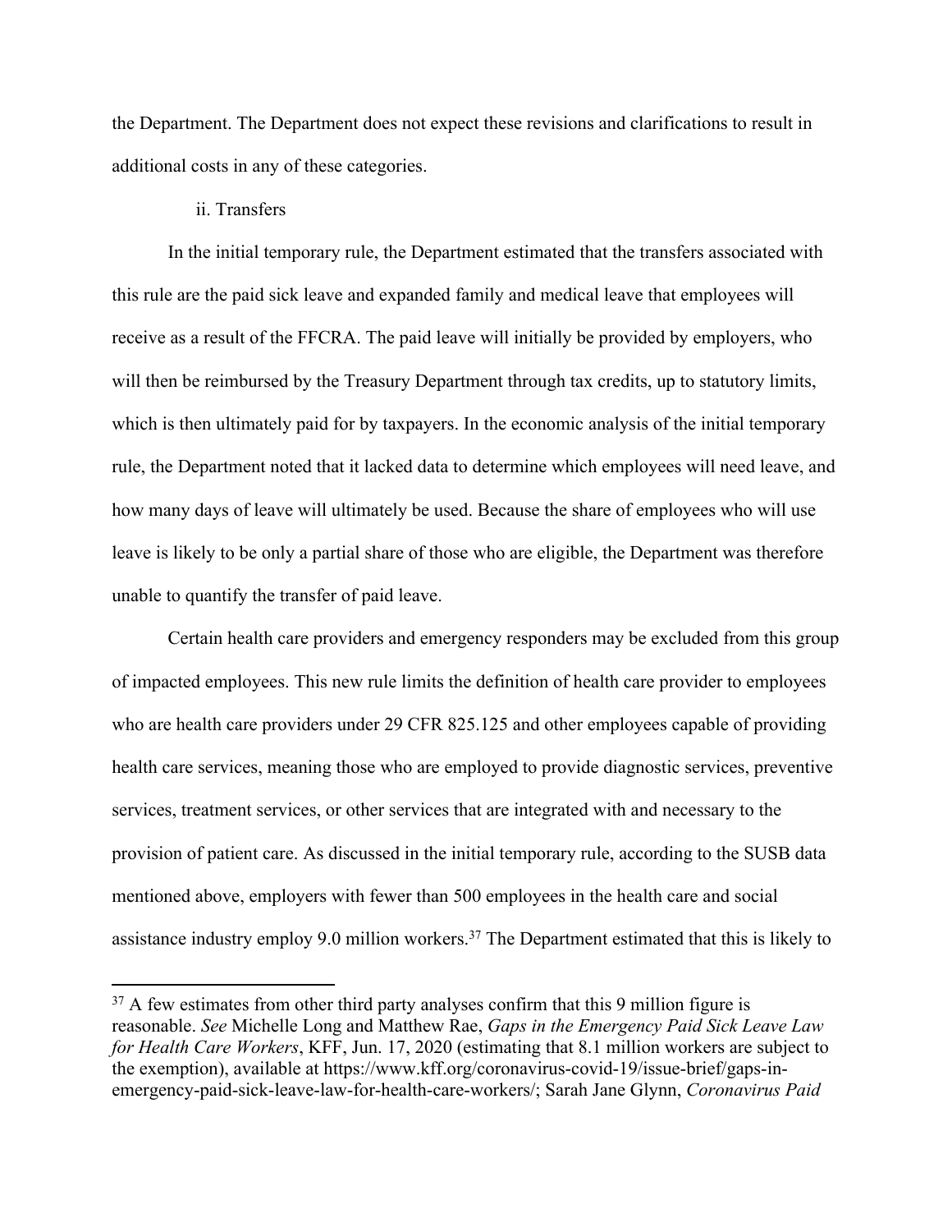the Department. The Department does not expect these revisions and clarifications to result in additional costs in any of these categories.

ii. Transfers

In the initial temporary rule, the Department estimated that the transfers associated with this rule are the paid sick leave and expanded family and medical leave that employees will receive as a result of the FFCRA. The paid leave will initially be provided by employers, who will then be reimbursed by the Treasury Department through tax credits, up to statutory limits, which is then ultimately paid for by taxpayers. In the economic analysis of the initial temporary rule, the Department noted that it lacked data to determine which employees will need leave, and how many days of leave will ultimately be used. Because the share of employees who will use leave is likely to be only a partial share of those who are eligible, the Department was therefore unable to quantify the transfer of paid leave.

Certain health care providers and emergency responders may be excluded from this group of impacted employees. This new rule limits the definition of health care provider to employees who are health care providers under 29 CFR 825.125 and other employees capable of providing health care services, meaning those who are employed to provide diagnostic services, preventive services, treatment services, or other services that are integrated with and necessary to the provision of patient care. As discussed in the initial temporary rule, according to the SUSB data mentioned above, employers with fewer than 500 employees in the health care and social assistance industry employ 9.0 million workers.[37] The Department estimated that this is likely to

[37] A few estimates from other third party analyses confirm that this 9 million figure is reasonable. *See* Michelle Long and Matthew Rae, *Gaps in the Emergency Paid Sick Leave Law for Health Care Workers*, KFF, Jun. 17, 2020 (estimating that 8.1 million workers are subject to the exemption), available at https://www.kff.org/coronavirus-covid-19/issue-brief/gaps-in-emergency-paid-sick-leave-law-for-health-care-workers/; Sarah Jane Glynn, *Coronavirus Paid*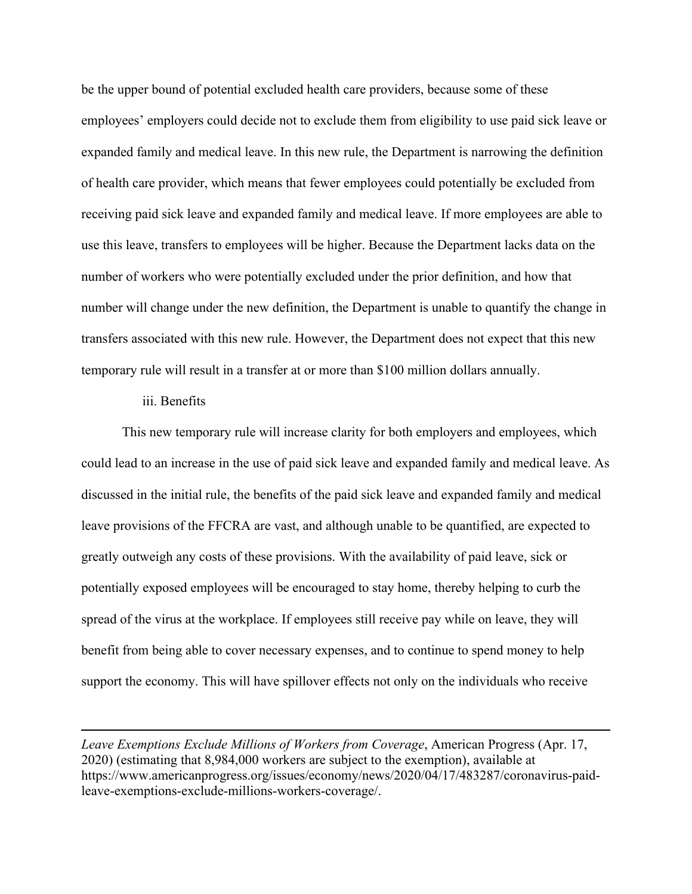be the upper bound of potential excluded health care providers, because some of these employees' employers could decide not to exclude them from eligibility to use paid sick leave or expanded family and medical leave. In this new rule, the Department is narrowing the definition of health care provider, which means that fewer employees could potentially be excluded from receiving paid sick leave and expanded family and medical leave. If more employees are able to use this leave, transfers to employees will be higher. Because the Department lacks data on the number of workers who were potentially excluded under the prior definition, and how that number will change under the new definition, the Department is unable to quantify the change in transfers associated with this new rule. However, the Department does not expect that this new temporary rule will result in a transfer at or more than $100 million dollars annually.

iii. Benefits

This new temporary rule will increase clarity for both employers and employees, which could lead to an increase in the use of paid sick leave and expanded family and medical leave. As discussed in the initial rule, the benefits of the paid sick leave and expanded family and medical leave provisions of the FFCRA are vast, and although unable to be quantified, are expected to greatly outweigh any costs of these provisions. With the availability of paid leave, sick or potentially exposed employees will be encouraged to stay home, thereby helping to curb the spread of the virus at the workplace. If employees still receive pay while on leave, they will benefit from being able to cover necessary expenses, and to continue to spend money to help support the economy. This will have spillover effects not only on the individuals who receive

---

*Leave Exemptions Exclude Millions of Workers from Coverage*, American Progress (Apr. 17, 2020) (estimating that 8,984,000 workers are subject to the exemption), available at https://www.americanprogress.org/issues/economy/news/2020/04/17/483287/coronavirus-paid-leave-exemptions-exclude-millions-workers-coverage/.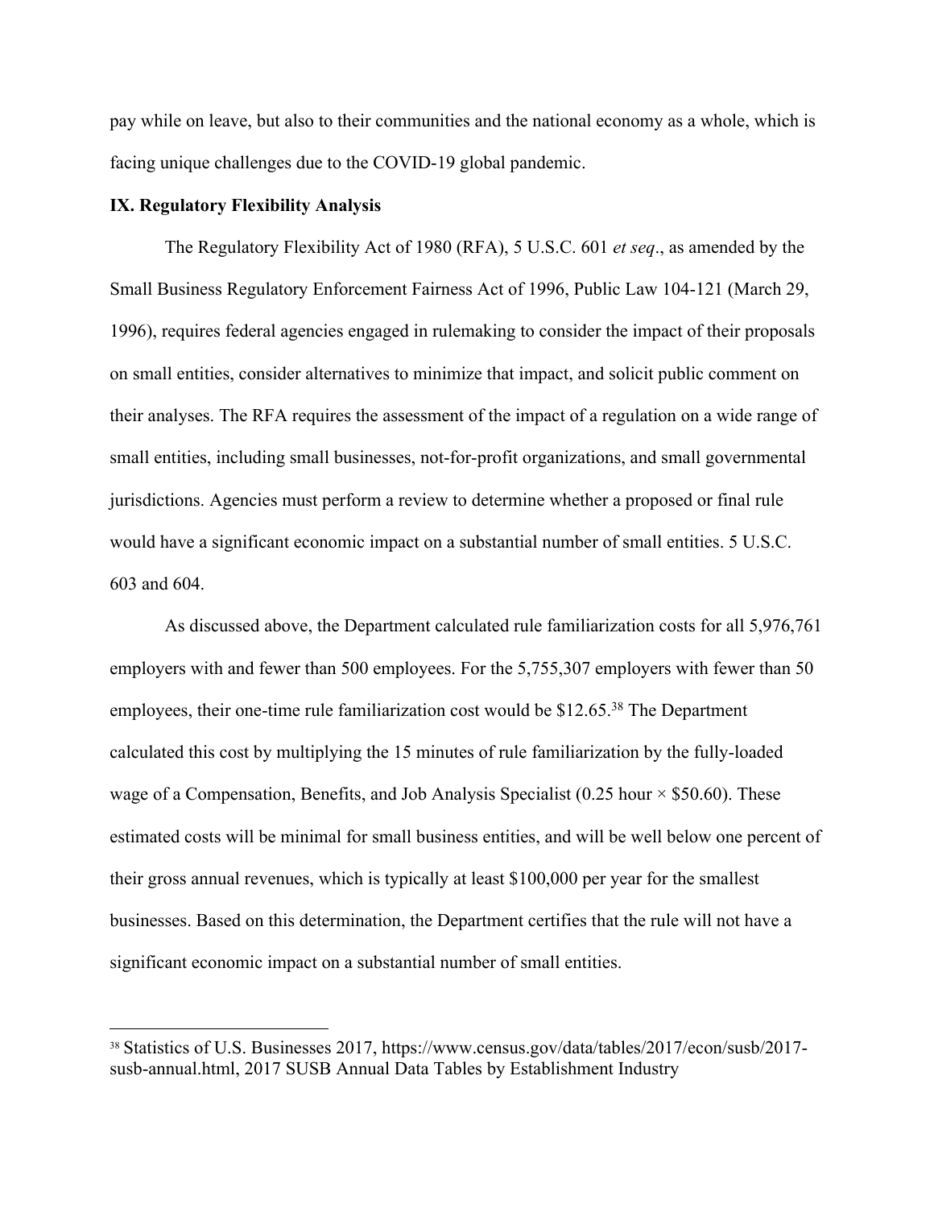pay while on leave, but also to their communities and the national economy as a whole, which is facing unique challenges due to the COVID-19 global pandemic.

**IX. Regulatory Flexibility Analysis**

The Regulatory Flexibility Act of 1980 (RFA), 5 U.S.C. 601 *et seq*., as amended by the Small Business Regulatory Enforcement Fairness Act of 1996, Public Law 104-121 (March 29, 1996), requires federal agencies engaged in rulemaking to consider the impact of their proposals on small entities, consider alternatives to minimize that impact, and solicit public comment on their analyses. The RFA requires the assessment of the impact of a regulation on a wide range of small entities, including small businesses, not-for-profit organizations, and small governmental jurisdictions. Agencies must perform a review to determine whether a proposed or final rule would have a significant economic impact on a substantial number of small entities. 5 U.S.C. 603 and 604.

As discussed above, the Department calculated rule familiarization costs for all 5,976,761 employers with and fewer than 500 employees. For the 5,755,307 employers with fewer than 50 employees, their one-time rule familiarization cost would be $12.65.[38] The Department calculated this cost by multiplying the 15 minutes of rule familiarization by the fully-loaded wage of a Compensation, Benefits, and Job Analysis Specialist (0.25 hour × $50.60). These estimated costs will be minimal for small business entities, and will be well below one percent of their gross annual revenues, which is typically at least $100,000 per year for the smallest businesses. Based on this determination, the Department certifies that the rule will not have a significant economic impact on a substantial number of small entities.

---

[38] Statistics of U.S. Businesses 2017, https://www.census.gov/data/tables/2017/econ/susb/2017-susb-annual.html, 2017 SUSB Annual Data Tables by Establishment Industry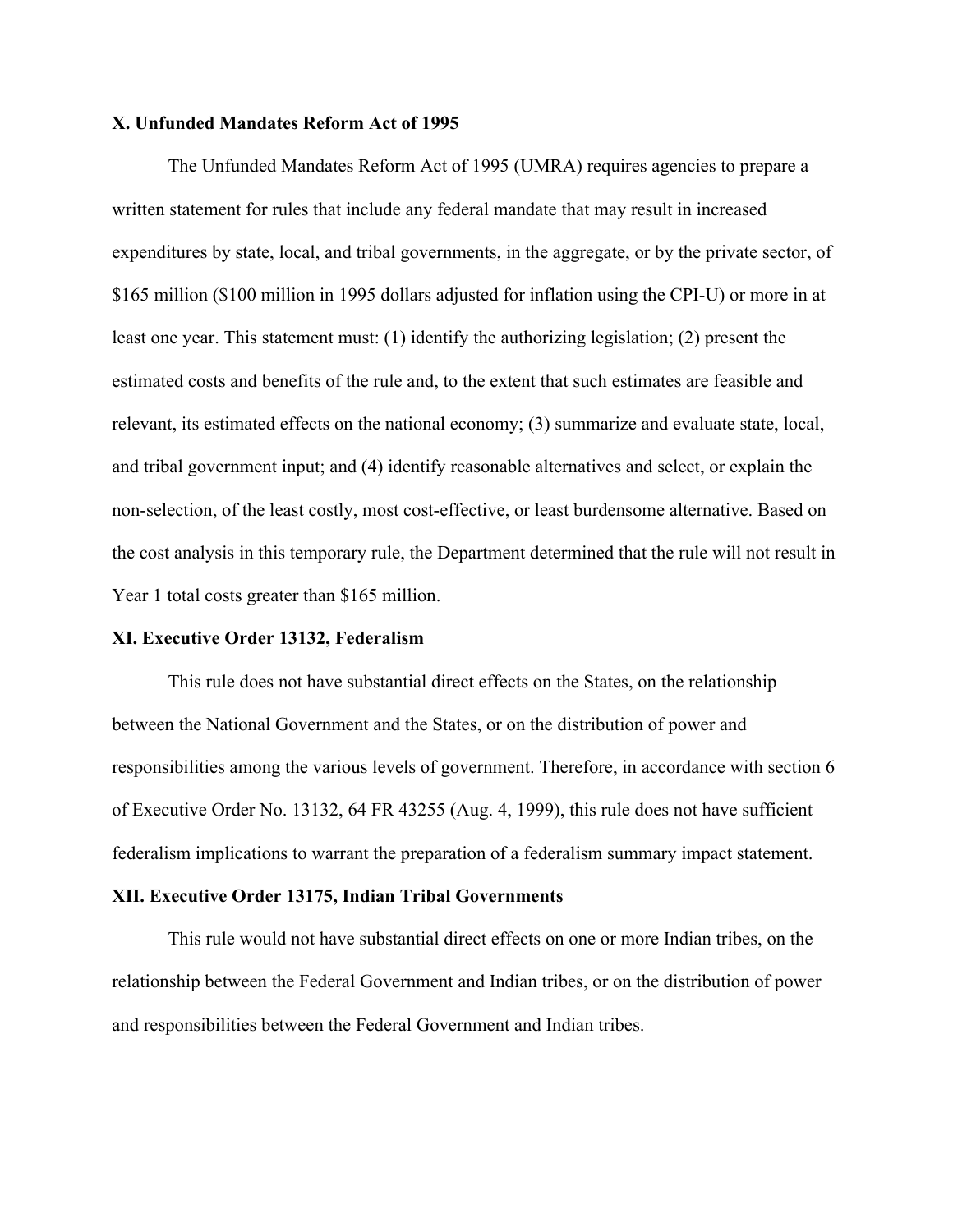## X. Unfunded Mandates Reform Act of 1995

The Unfunded Mandates Reform Act of 1995 (UMRA) requires agencies to prepare a written statement for rules that include any federal mandate that may result in increased expenditures by state, local, and tribal governments, in the aggregate, or by the private sector, of $165 million ($100 million in 1995 dollars adjusted for inflation using the CPI-U) or more in at least one year. This statement must: (1) identify the authorizing legislation; (2) present the estimated costs and benefits of the rule and, to the extent that such estimates are feasible and relevant, its estimated effects on the national economy; (3) summarize and evaluate state, local, and tribal government input; and (4) identify reasonable alternatives and select, or explain the non-selection, of the least costly, most cost-effective, or least burdensome alternative. Based on the cost analysis in this temporary rule, the Department determined that the rule will not result in Year 1 total costs greater than $165 million.

## XI. Executive Order 13132, Federalism

This rule does not have substantial direct effects on the States, on the relationship between the National Government and the States, or on the distribution of power and responsibilities among the various levels of government. Therefore, in accordance with section 6 of Executive Order No. 13132, 64 FR 43255 (Aug. 4, 1999), this rule does not have sufficient federalism implications to warrant the preparation of a federalism summary impact statement.

## XII. Executive Order 13175, Indian Tribal Governments

This rule would not have substantial direct effects on one or more Indian tribes, on the relationship between the Federal Government and Indian tribes, or on the distribution of power and responsibilities between the Federal Government and Indian tribes.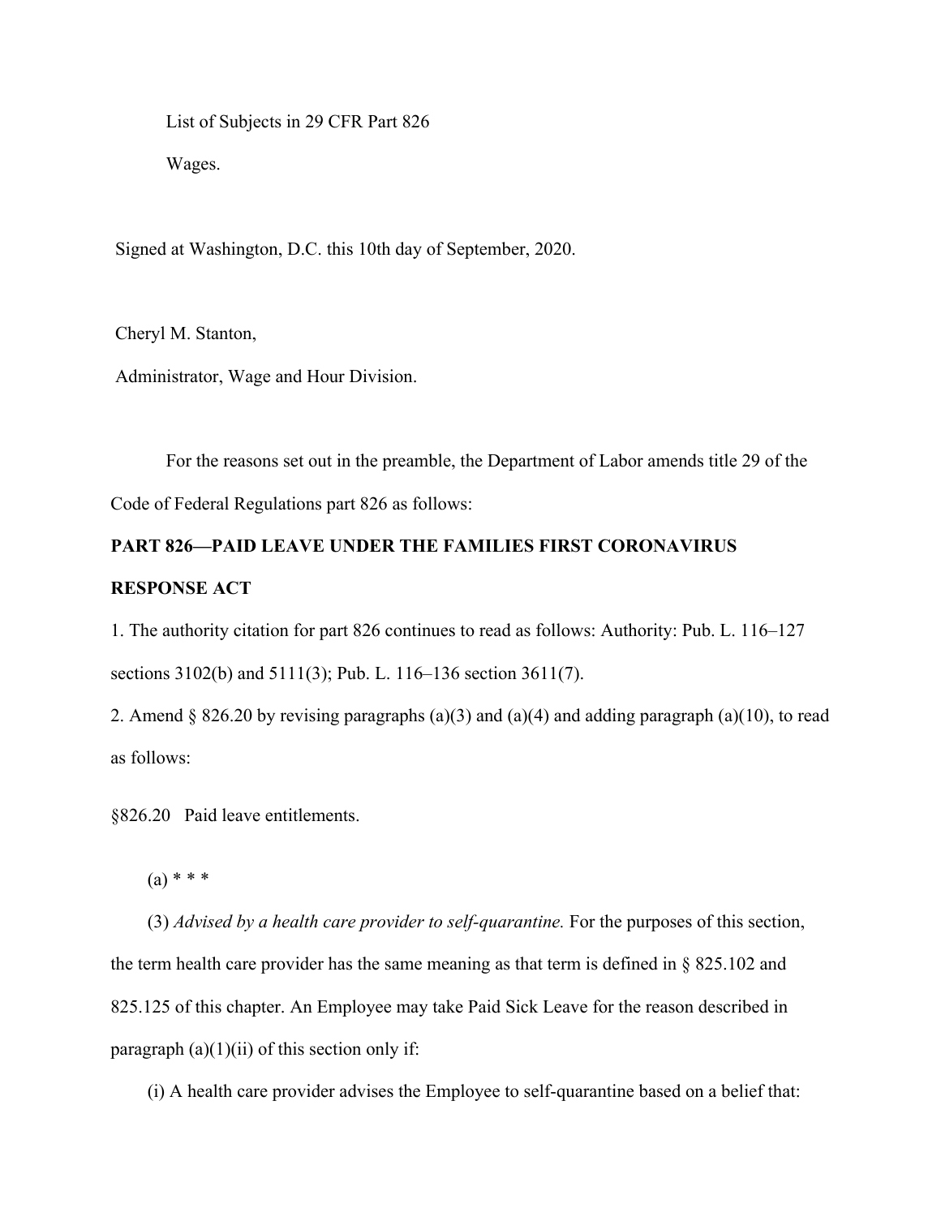List of Subjects in 29 CFR Part 826

Wages.

Signed at Washington, D.C. this 10th day of September, 2020.

Cheryl M. Stanton,

Administrator, Wage and Hour Division.

For the reasons set out in the preamble, the Department of Labor amends title 29 of the Code of Federal Regulations part 826 as follows:

**PART 826—PAID LEAVE UNDER THE FAMILIES FIRST CORONAVIRUS RESPONSE ACT**

1. The authority citation for part 826 continues to read as follows: Authority: Pub. L. 116–127 sections 3102(b) and 5111(3); Pub. L. 116–136 section 3611(7).

2. Amend § 826.20 by revising paragraphs (a)(3) and (a)(4) and adding paragraph (a)(10), to read as follows:

§826.20 Paid leave entitlements.

(a) * * *

(3) *Advised by a health care provider to self-quarantine.* For the purposes of this section, the term health care provider has the same meaning as that term is defined in § 825.102 and 825.125 of this chapter. An Employee may take Paid Sick Leave for the reason described in paragraph (a)(1)(ii) of this section only if:

(i) A health care provider advises the Employee to self-quarantine based on a belief that: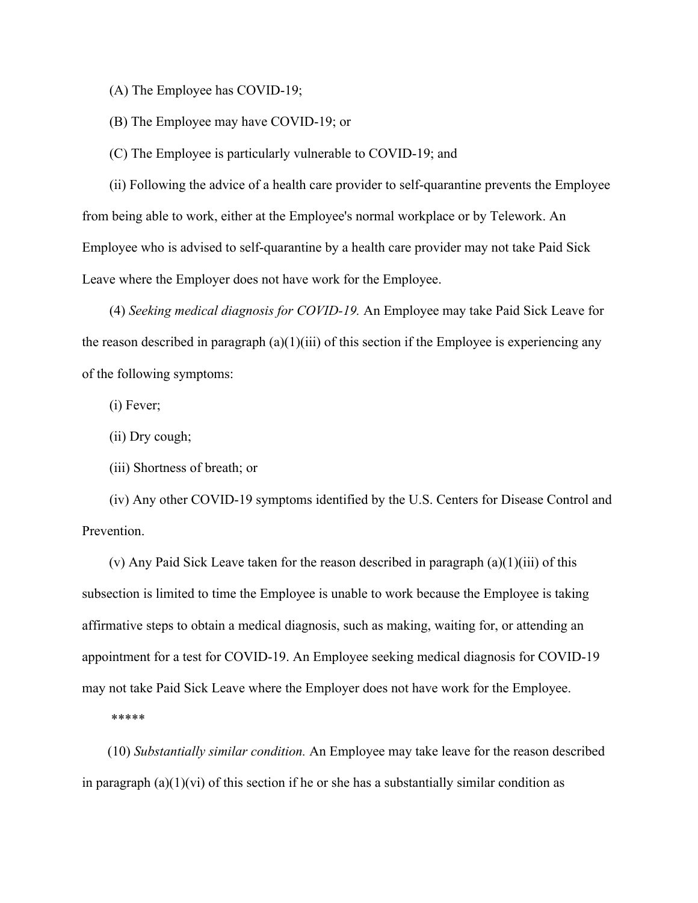(A) The Employee has COVID-19;

(B) The Employee may have COVID-19; or

(C) The Employee is particularly vulnerable to COVID-19; and

(ii) Following the advice of a health care provider to self-quarantine prevents the Employee from being able to work, either at the Employee's normal workplace or by Telework. An Employee who is advised to self-quarantine by a health care provider may not take Paid Sick Leave where the Employer does not have work for the Employee.

(4) *Seeking medical diagnosis for COVID-19.* An Employee may take Paid Sick Leave for the reason described in paragraph (a)(1)(iii) of this section if the Employee is experiencing any of the following symptoms:

(i) Fever;

(ii) Dry cough;

(iii) Shortness of breath; or

(iv) Any other COVID-19 symptoms identified by the U.S. Centers for Disease Control and Prevention.

(v) Any Paid Sick Leave taken for the reason described in paragraph (a)(1)(iii) of this subsection is limited to time the Employee is unable to work because the Employee is taking affirmative steps to obtain a medical diagnosis, such as making, waiting for, or attending an appointment for a test for COVID-19. An Employee seeking medical diagnosis for COVID-19 may not take Paid Sick Leave where the Employer does not have work for the Employee.

*****

(10) *Substantially similar condition.* An Employee may take leave for the reason described in paragraph (a)(1)(vi) of this section if he or she has a substantially similar condition as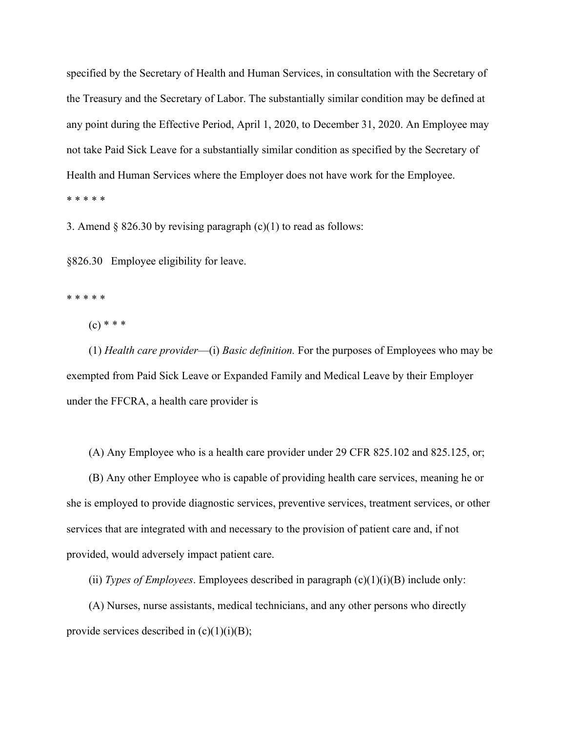specified by the Secretary of Health and Human Services, in consultation with the Secretary of the Treasury and the Secretary of Labor. The substantially similar condition may be defined at any point during the Effective Period, April 1, 2020, to December 31, 2020. An Employee may not take Paid Sick Leave for a substantially similar condition as specified by the Secretary of Health and Human Services where the Employer does not have work for the Employee.

* * * * *

3. Amend § 826.30 by revising paragraph (c)(1) to read as follows:

§826.30 Employee eligibility for leave.

* * * * *

(c) * * *

(1) *Health care provider*—(i) *Basic definition.* For the purposes of Employees who may be exempted from Paid Sick Leave or Expanded Family and Medical Leave by their Employer under the FFCRA, a health care provider is

(A) Any Employee who is a health care provider under 29 CFR 825.102 and 825.125, or;

(B) Any other Employee who is capable of providing health care services, meaning he or she is employed to provide diagnostic services, preventive services, treatment services, or other services that are integrated with and necessary to the provision of patient care and, if not provided, would adversely impact patient care.

(ii) *Types of Employees*. Employees described in paragraph (c)(1)(i)(B) include only:

(A) Nurses, nurse assistants, medical technicians, and any other persons who directly provide services described in (c)(1)(i)(B);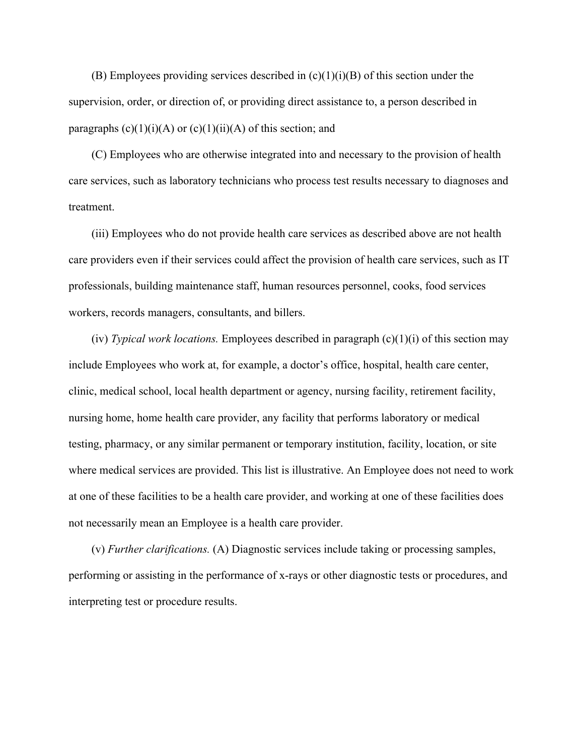(B) Employees providing services described in (c)(1)(i)(B) of this section under the supervision, order, or direction of, or providing direct assistance to, a person described in paragraphs (c)(1)(i)(A) or (c)(1)(ii)(A) of this section; and

(C) Employees who are otherwise integrated into and necessary to the provision of health care services, such as laboratory technicians who process test results necessary to diagnoses and treatment.

(iii) Employees who do not provide health care services as described above are not health care providers even if their services could affect the provision of health care services, such as IT professionals, building maintenance staff, human resources personnel, cooks, food services workers, records managers, consultants, and billers.

(iv) *Typical work locations.* Employees described in paragraph (c)(1)(i) of this section may include Employees who work at, for example, a doctor's office, hospital, health care center, clinic, medical school, local health department or agency, nursing facility, retirement facility, nursing home, home health care provider, any facility that performs laboratory or medical testing, pharmacy, or any similar permanent or temporary institution, facility, location, or site where medical services are provided. This list is illustrative. An Employee does not need to work at one of these facilities to be a health care provider, and working at one of these facilities does not necessarily mean an Employee is a health care provider.

(v) *Further clarifications.* (A) Diagnostic services include taking or processing samples, performing or assisting in the performance of x-rays or other diagnostic tests or procedures, and interpreting test or procedure results.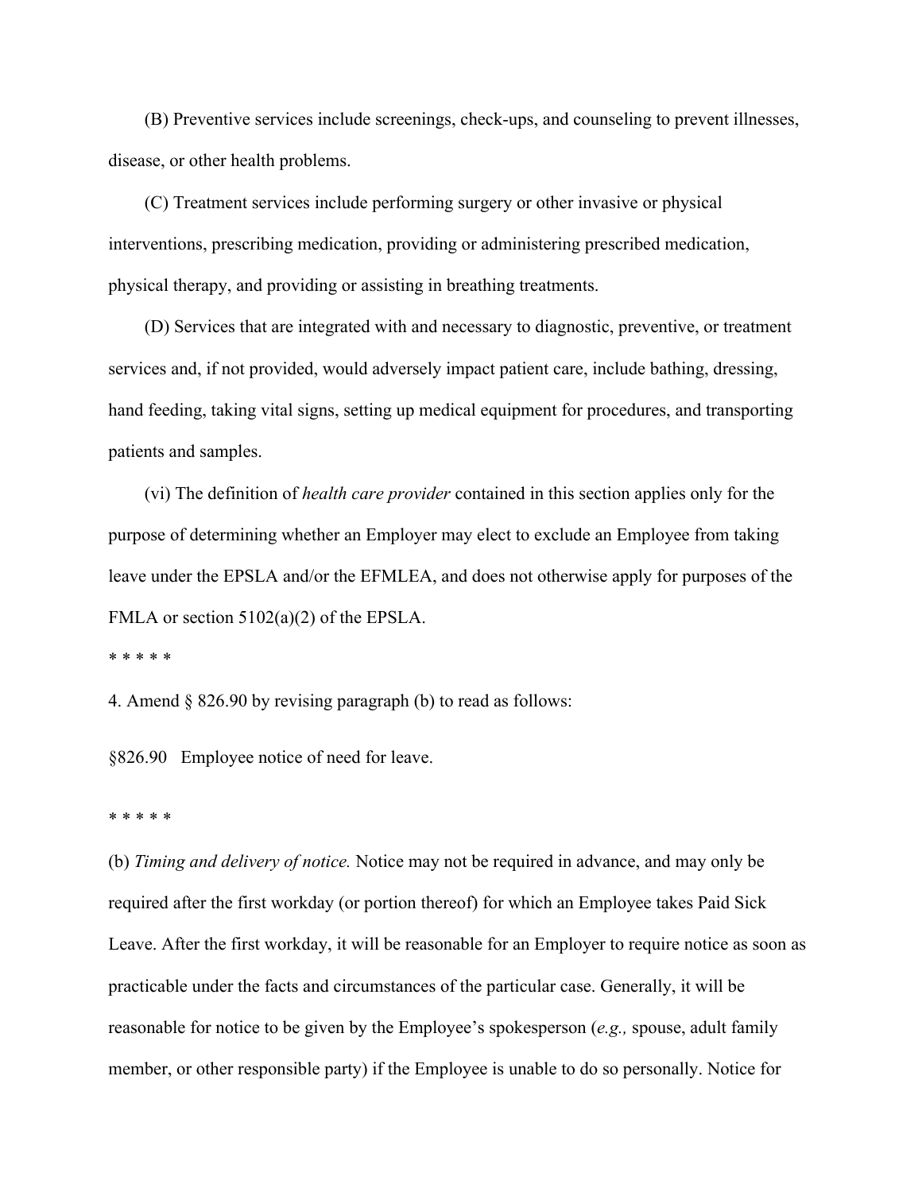(B) Preventive services include screenings, check-ups, and counseling to prevent illnesses, disease, or other health problems.

(C) Treatment services include performing surgery or other invasive or physical interventions, prescribing medication, providing or administering prescribed medication, physical therapy, and providing or assisting in breathing treatments.

(D) Services that are integrated with and necessary to diagnostic, preventive, or treatment services and, if not provided, would adversely impact patient care, include bathing, dressing, hand feeding, taking vital signs, setting up medical equipment for procedures, and transporting patients and samples.

(vi) The definition of *health care provider* contained in this section applies only for the purpose of determining whether an Employer may elect to exclude an Employee from taking leave under the EPSLA and/or the EFMLEA, and does not otherwise apply for purposes of the FMLA or section 5102(a)(2) of the EPSLA.

\* \* \* \* \*

4. Amend § 826.90 by revising paragraph (b) to read as follows:

§826.90 Employee notice of need for leave.

\* \* \* \* \*

(b) *Timing and delivery of notice.* Notice may not be required in advance, and may only be required after the first workday (or portion thereof) for which an Employee takes Paid Sick Leave. After the first workday, it will be reasonable for an Employer to require notice as soon as practicable under the facts and circumstances of the particular case. Generally, it will be reasonable for notice to be given by the Employee's spokesperson (*e.g.,* spouse, adult family member, or other responsible party) if the Employee is unable to do so personally. Notice for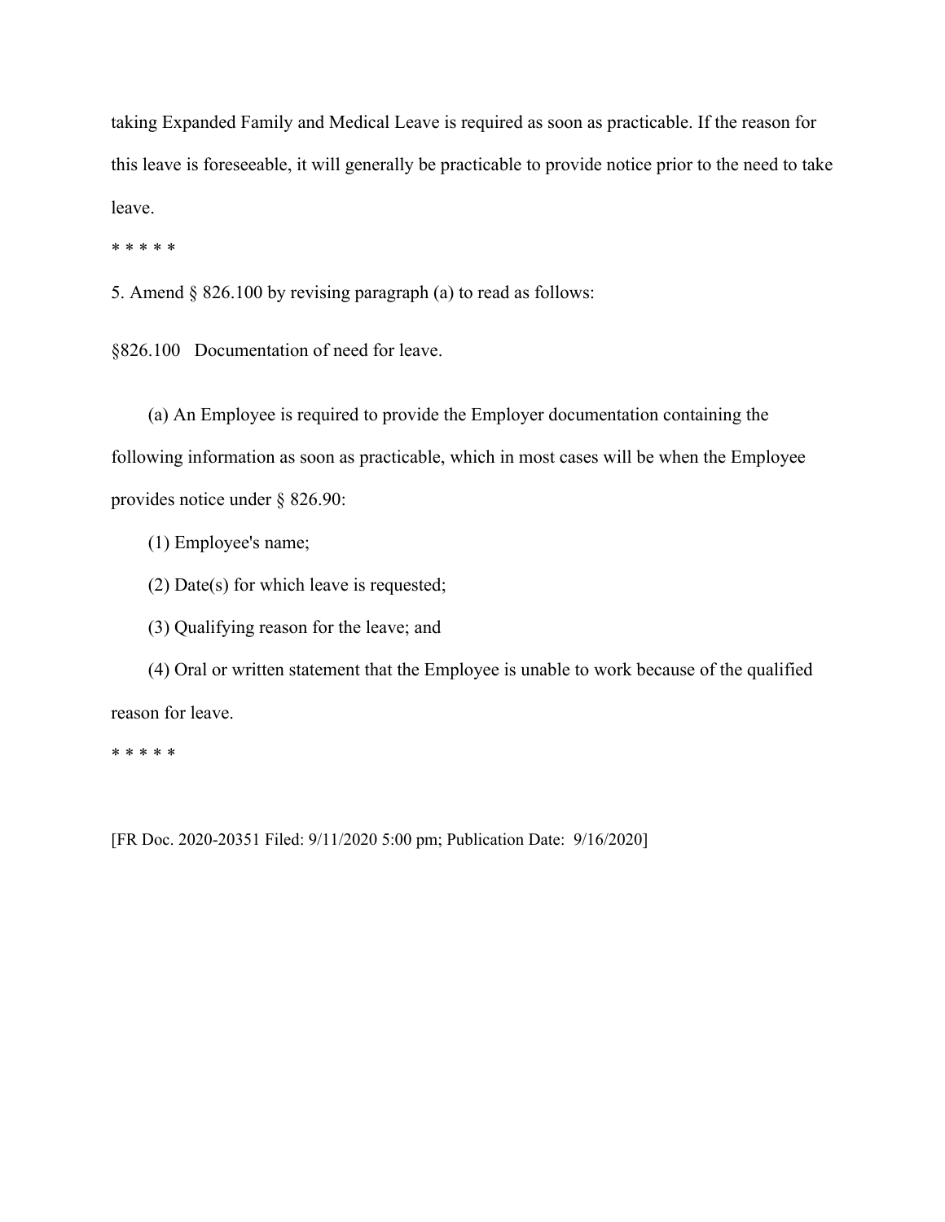taking Expanded Family and Medical Leave is required as soon as practicable. If the reason for this leave is foreseeable, it will generally be practicable to provide notice prior to the need to take leave.

* * * * *

5. Amend § 826.100 by revising paragraph (a) to read as follows:

§826.100 Documentation of need for leave.

(a) An Employee is required to provide the Employer documentation containing the following information as soon as practicable, which in most cases will be when the Employee provides notice under § 826.90:

(1) Employee's name;

(2) Date(s) for which leave is requested;

(3) Qualifying reason for the leave; and

(4) Oral or written statement that the Employee is unable to work because of the qualified reason for leave.

* * * * *

[FR Doc. 2020-20351 Filed: 9/11/2020 5:00 pm; Publication Date: 9/16/2020]